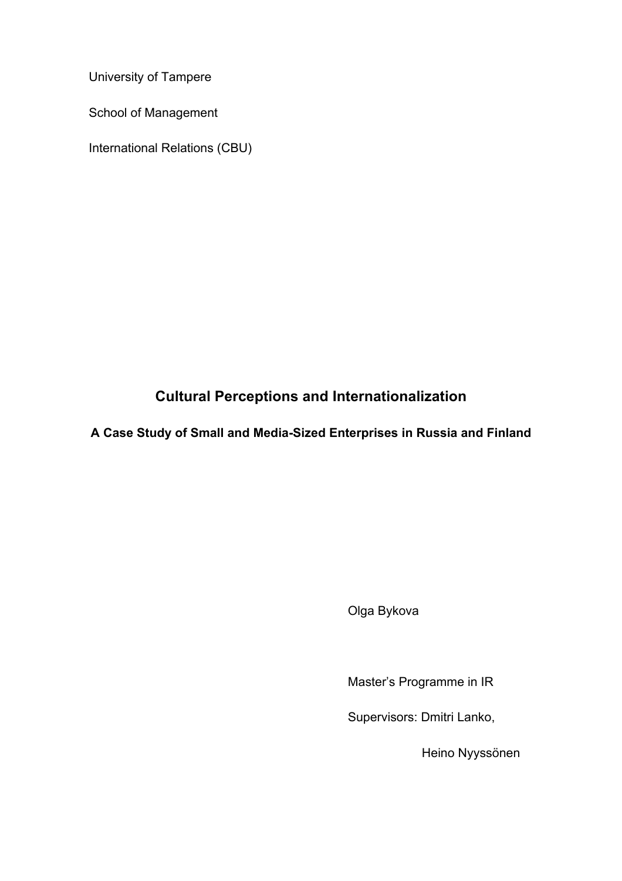University of Tampere

School of Management

International Relations (CBU)

# Cultural Perceptions and Internationalization

## A Case Study of Small and Media-Sized Enterprises in Russia and Finland

Olga Bykova

Master's Programme in IR

Supervisors: Dmitri Lanko,

Heino Nyyssönen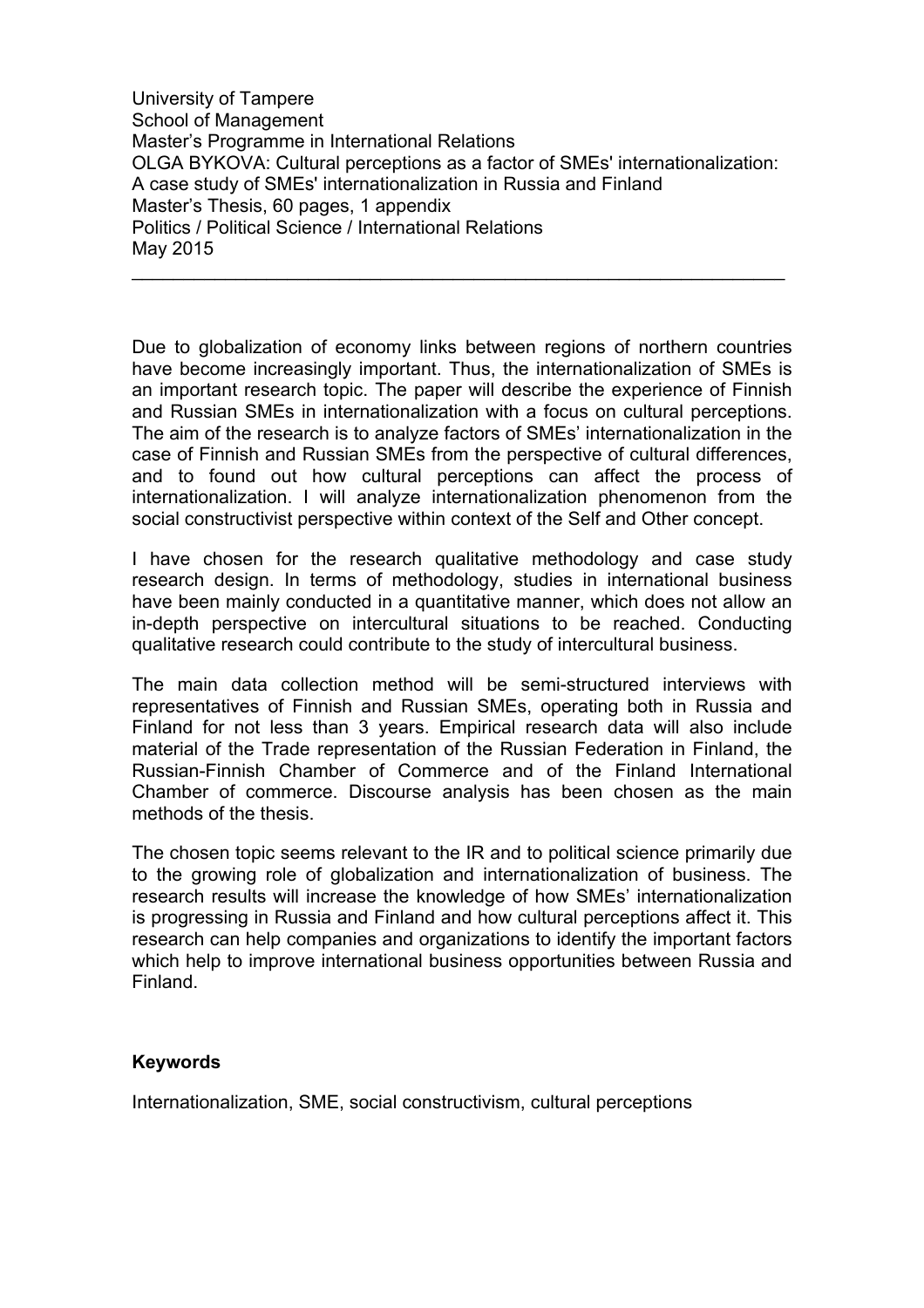University of Tampere
School of Management
Master's Programme in International Relations
OLGA BYKOVA: Cultural perceptions as a factor of SMEs' internationalization: A case study of SMEs' internationalization in Russia and Finland
Master's Thesis, 60 pages, 1 appendix
Politics / Political Science / International Relations
May 2015

---

Due to globalization of economy links between regions of northern countries have become increasingly important. Thus, the internationalization of SMEs is an important research topic. The paper will describe the experience of Finnish and Russian SMEs in internationalization with a focus on cultural perceptions. The aim of the research is to analyze factors of SMEs' internationalization in the case of Finnish and Russian SMEs from the perspective of cultural differences, and to found out how cultural perceptions can affect the process of internationalization. I will analyze internationalization phenomenon from the social constructivist perspective within context of the Self and Other concept.

I have chosen for the research qualitative methodology and case study research design. In terms of methodology, studies in international business have been mainly conducted in a quantitative manner, which does not allow an in-depth perspective on intercultural situations to be reached. Conducting qualitative research could contribute to the study of intercultural business.

The main data collection method will be semi-structured interviews with representatives of Finnish and Russian SMEs, operating both in Russia and Finland for not less than 3 years. Empirical research data will also include material of the Trade representation of the Russian Federation in Finland, the Russian-Finnish Chamber of Commerce and of the Finland International Chamber of commerce. Discourse analysis has been chosen as the main methods of the thesis.

The chosen topic seems relevant to the IR and to political science primarily due to the growing role of globalization and internationalization of business. The research results will increase the knowledge of how SMEs' internationalization is progressing in Russia and Finland and how cultural perceptions affect it. This research can help companies and organizations to identify the important factors which help to improve international business opportunities between Russia and Finland.

**Keywords**

Internationalization, SME, social constructivism, cultural perceptions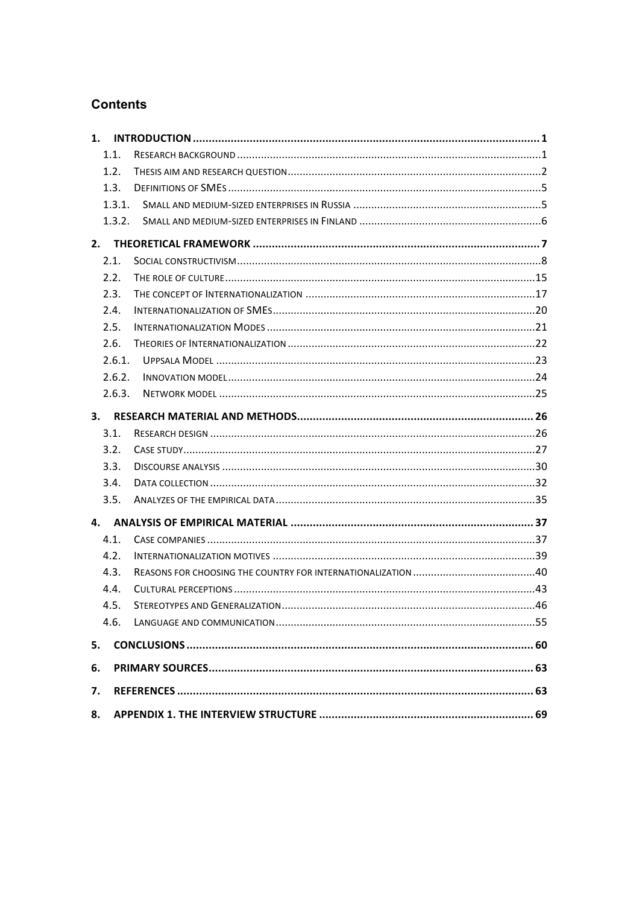## Contents

1. **INTRODUCTION** ... 1
    - 1.1. RESEARCH BACKGROUND ... 1
    - 1.2. THESIS AIM AND RESEARCH QUESTION ... 2
    - 1.3. DEFINITIONS OF SMEs ... 5
    - 1.3.1. SMALL AND MEDIUM-SIZED ENTERPRISES IN RUSSIA ... 5
    - 1.3.2. SMALL AND MEDIUM-SIZED ENTERPRISES IN FINLAND ... 6
2. **THEORETICAL FRAMEWORK** ... 7
    - 2.1. SOCIAL CONSTRUCTIVISM ... 8
    - 2.2. THE ROLE OF CULTURE ... 15
    - 2.3. THE CONCEPT OF INTERNATIONALIZATION ... 17
    - 2.4. INTERNATIONALIZATION OF SMEs ... 20
    - 2.5. INTERNATIONALIZATION MODES ... 21
    - 2.6. THEORIES OF INTERNATIONALIZATION ... 22
    - 2.6.1. UPPSALA MODEL ... 23
    - 2.6.2. INNOVATION MODEL ... 24
    - 2.6.3. NETWORK MODEL ... 25
3. **RESEARCH MATERIAL AND METHODS** ... 26
    - 3.1. RESEARCH DESIGN ... 26
    - 3.2. CASE STUDY ... 27
    - 3.3. DISCOURSE ANALYSIS ... 30
    - 3.4. DATA COLLECTION ... 32
    - 3.5. ANALYZES OF THE EMPIRICAL DATA ... 35
4. **ANALYSIS OF EMPIRICAL MATERIAL** ... 37
    - 4.1. CASE COMPANIES ... 37
    - 4.2. INTERNATIONALIZATION MOTIVES ... 39
    - 4.3. REASONS FOR CHOOSING THE COUNTRY FOR INTERNATIONALIZATION ... 40
    - 4.4. CULTURAL PERCEPTIONS ... 43
    - 4.5. STEREOTYPES AND GENERALIZATION ... 46
    - 4.6. LANGUAGE AND COMMUNICATION ... 55
5. **CONCLUSIONS** ... 60
6. **PRIMARY SOURCES** ... 63
7. **REFERENCES** ... 63
8. **APPENDIX 1. THE INTERVIEW STRUCTURE** ... 69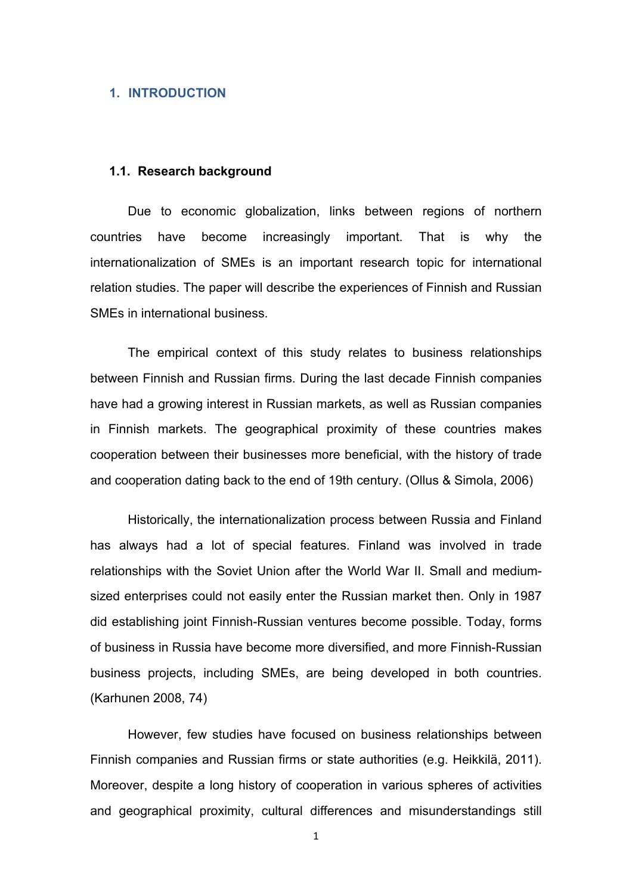# 1. INTRODUCTION

## 1.1. Research background

Due to economic globalization, links between regions of northern countries have become increasingly important. That is why the internationalization of SMEs is an important research topic for international relation studies. The paper will describe the experiences of Finnish and Russian SMEs in international business.

The empirical context of this study relates to business relationships between Finnish and Russian firms. During the last decade Finnish companies have had a growing interest in Russian markets, as well as Russian companies in Finnish markets. The geographical proximity of these countries makes cooperation between their businesses more beneficial, with the history of trade and cooperation dating back to the end of 19th century. (Ollus & Simola, 2006)

Historically, the internationalization process between Russia and Finland has always had a lot of special features. Finland was involved in trade relationships with the Soviet Union after the World War II. Small and medium-sized enterprises could not easily enter the Russian market then. Only in 1987 did establishing joint Finnish-Russian ventures become possible. Today, forms of business in Russia have become more diversified, and more Finnish-Russian business projects, including SMEs, are being developed in both countries. (Karhunen 2008, 74)

However, few studies have focused on business relationships between Finnish companies and Russian firms or state authorities (e.g. Heikkilä, 2011). Moreover, despite a long history of cooperation in various spheres of activities and geographical proximity, cultural differences and misunderstandings still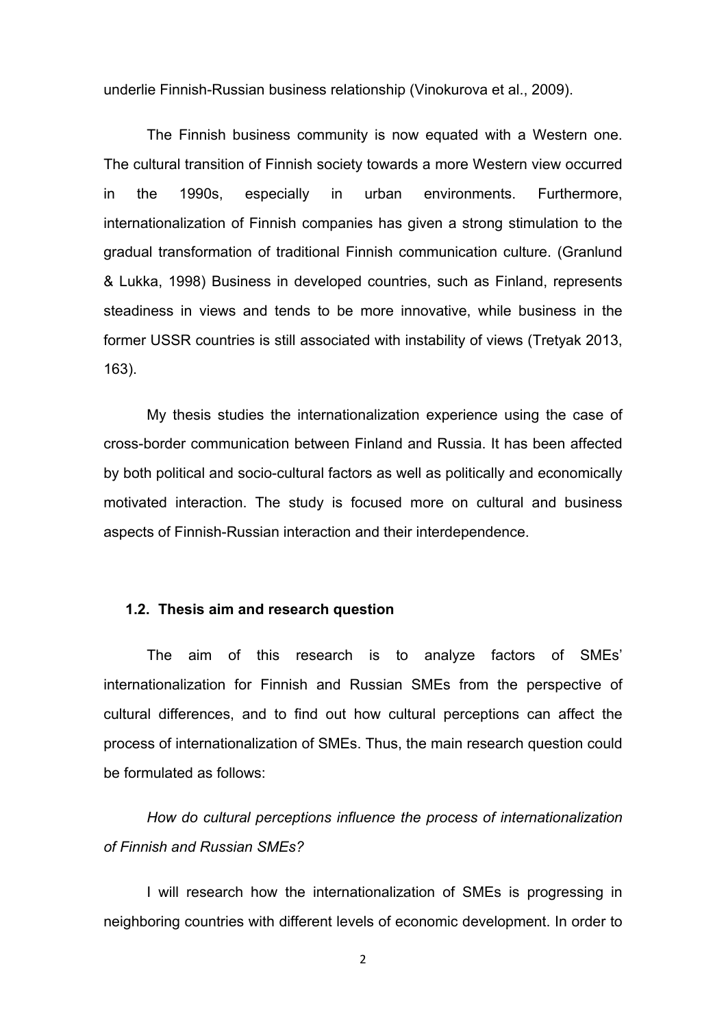underlie Finnish-Russian business relationship (Vinokurova et al., 2009).

The Finnish business community is now equated with a Western one. The cultural transition of Finnish society towards a more Western view occurred in the 1990s, especially in urban environments. Furthermore, internationalization of Finnish companies has given a strong stimulation to the gradual transformation of traditional Finnish communication culture. (Granlund & Lukka, 1998) Business in developed countries, such as Finland, represents steadiness in views and tends to be more innovative, while business in the former USSR countries is still associated with instability of views (Tretyak 2013, 163).

My thesis studies the internationalization experience using the case of cross-border communication between Finland and Russia. It has been affected by both political and socio-cultural factors as well as politically and economically motivated interaction. The study is focused more on cultural and business aspects of Finnish-Russian interaction and their interdependence.

### 1.2. Thesis aim and research question

The aim of this research is to analyze factors of SMEs' internationalization for Finnish and Russian SMEs from the perspective of cultural differences, and to find out how cultural perceptions can affect the process of internationalization of SMEs. Thus, the main research question could be formulated as follows:

*How do cultural perceptions influence the process of internationalization of Finnish and Russian SMEs?*

I will research how the internationalization of SMEs is progressing in neighboring countries with different levels of economic development. In order to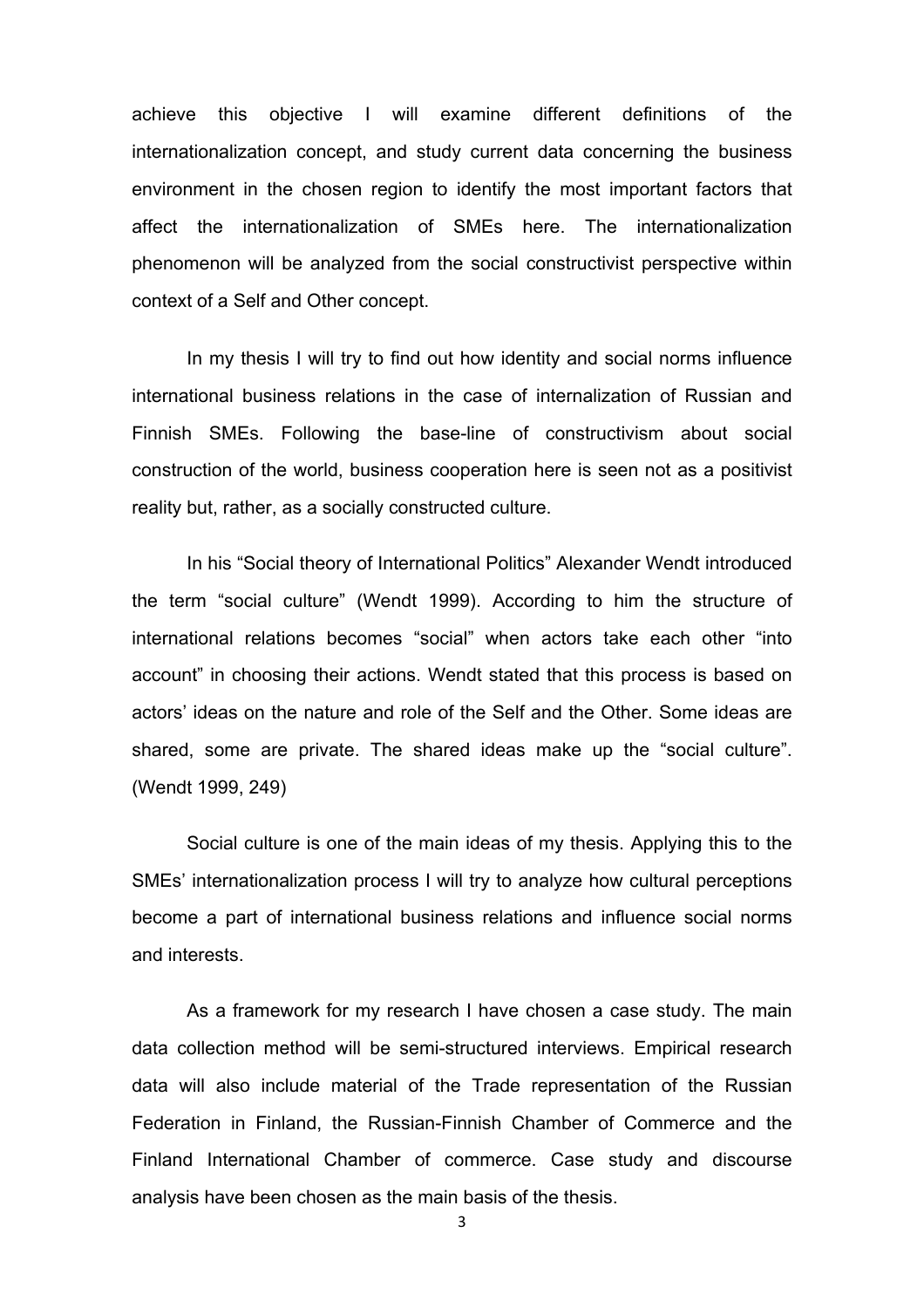achieve this objective I will examine different definitions of the internationalization concept, and study current data concerning the business environment in the chosen region to identify the most important factors that affect the internationalization of SMEs here. The internationalization phenomenon will be analyzed from the social constructivist perspective within context of a Self and Other concept.

In my thesis I will try to find out how identity and social norms influence international business relations in the case of internalization of Russian and Finnish SMEs. Following the base-line of constructivism about social construction of the world, business cooperation here is seen not as a positivist reality but, rather, as a socially constructed culture.

In his "Social theory of International Politics" Alexander Wendt introduced the term "social culture" (Wendt 1999). According to him the structure of international relations becomes "social" when actors take each other "into account" in choosing their actions. Wendt stated that this process is based on actors' ideas on the nature and role of the Self and the Other. Some ideas are shared, some are private. The shared ideas make up the "social culture". (Wendt 1999, 249)

Social culture is one of the main ideas of my thesis. Applying this to the SMEs' internationalization process I will try to analyze how cultural perceptions become a part of international business relations and influence social norms and interests.

As a framework for my research I have chosen a case study. The main data collection method will be semi-structured interviews. Empirical research data will also include material of the Trade representation of the Russian Federation in Finland, the Russian-Finnish Chamber of Commerce and the Finland International Chamber of commerce. Case study and discourse analysis have been chosen as the main basis of the thesis.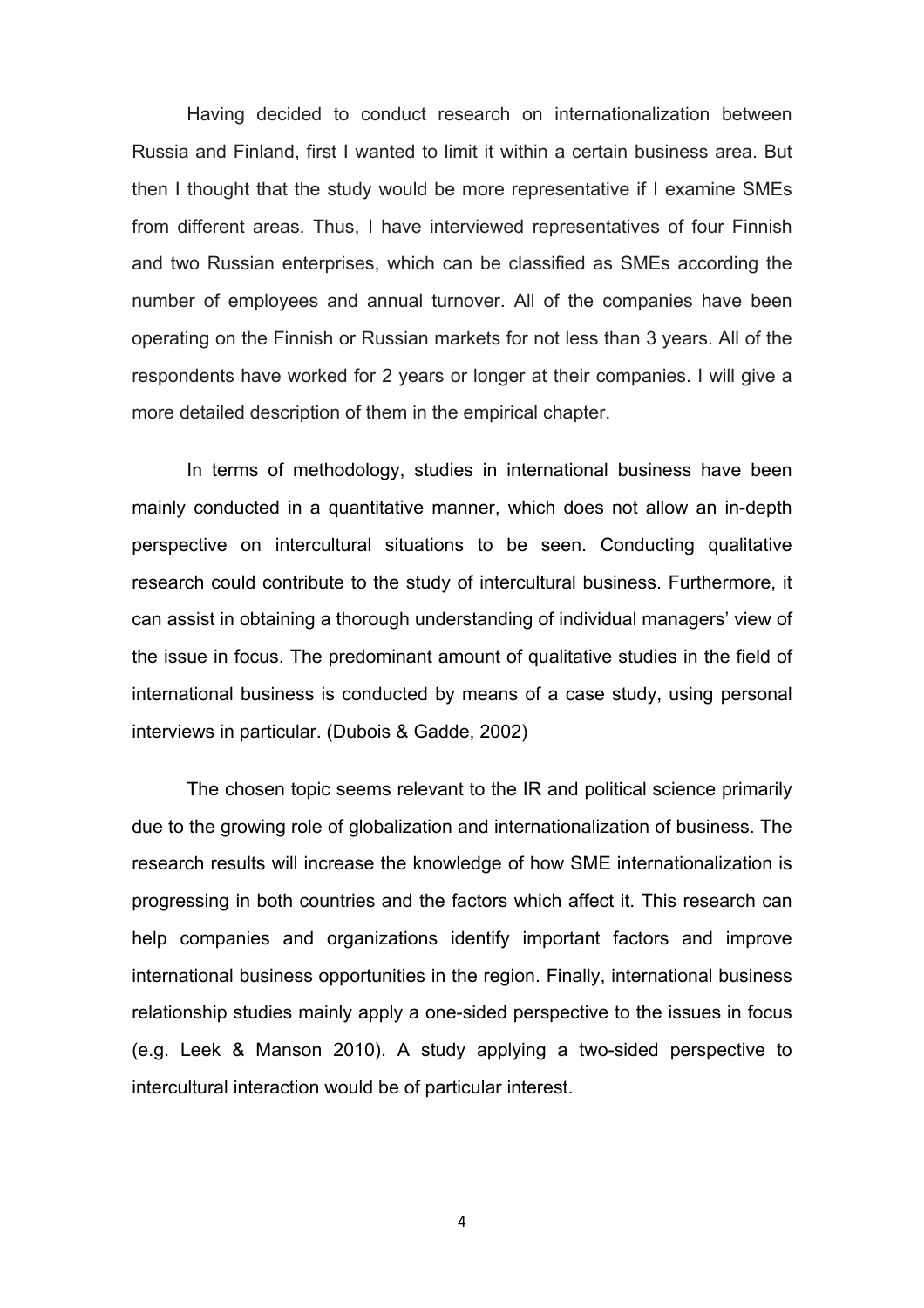Having decided to conduct research on internationalization between Russia and Finland, first I wanted to limit it within a certain business area. But then I thought that the study would be more representative if I examine SMEs from different areas. Thus, I have interviewed representatives of four Finnish and two Russian enterprises, which can be classified as SMEs according the number of employees and annual turnover. All of the companies have been operating on the Finnish or Russian markets for not less than 3 years. All of the respondents have worked for 2 years or longer at their companies. I will give a more detailed description of them in the empirical chapter.

In terms of methodology, studies in international business have been mainly conducted in a quantitative manner, which does not allow an in-depth perspective on intercultural situations to be seen. Conducting qualitative research could contribute to the study of intercultural business. Furthermore, it can assist in obtaining a thorough understanding of individual managers' view of the issue in focus. The predominant amount of qualitative studies in the field of international business is conducted by means of a case study, using personal interviews in particular. (Dubois & Gadde, 2002)

The chosen topic seems relevant to the IR and political science primarily due to the growing role of globalization and internationalization of business. The research results will increase the knowledge of how SME internationalization is progressing in both countries and the factors which affect it. This research can help companies and organizations identify important factors and improve international business opportunities in the region. Finally, international business relationship studies mainly apply a one-sided perspective to the issues in focus (e.g. Leek & Manson 2010). A study applying a two-sided perspective to intercultural interaction would be of particular interest.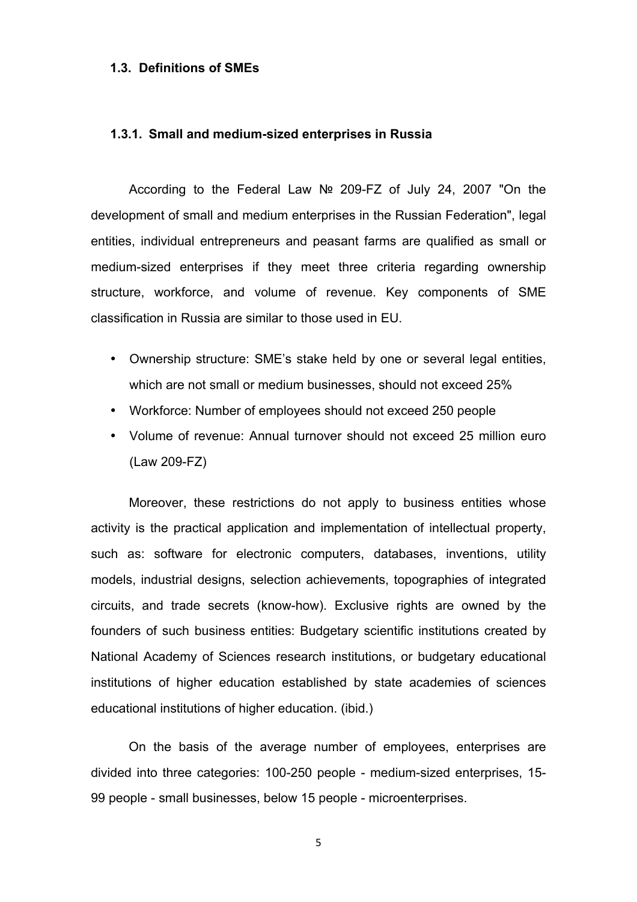### 1.3. Definitions of SMEs

#### 1.3.1. Small and medium-sized enterprises in Russia

According to the Federal Law № 209-FZ of July 24, 2007 "On the development of small and medium enterprises in the Russian Federation", legal entities, individual entrepreneurs and peasant farms are qualified as small or medium-sized enterprises if they meet three criteria regarding ownership structure, workforce, and volume of revenue. Key components of SME classification in Russia are similar to those used in EU.

- Ownership structure: SME's stake held by one or several legal entities, which are not small or medium businesses, should not exceed 25%
- Workforce: Number of employees should not exceed 250 people
- Volume of revenue: Annual turnover should not exceed 25 million euro (Law 209-FZ)

Moreover, these restrictions do not apply to business entities whose activity is the practical application and implementation of intellectual property, such as: software for electronic computers, databases, inventions, utility models, industrial designs, selection achievements, topographies of integrated circuits, and trade secrets (know-how). Exclusive rights are owned by the founders of such business entities: Budgetary scientific institutions created by National Academy of Sciences research institutions, or budgetary educational institutions of higher education established by state academies of sciences educational institutions of higher education. (ibid.)

On the basis of the average number of employees, enterprises are divided into three categories: 100-250 people - medium-sized enterprises, 15-99 people - small businesses, below 15 people - microenterprises.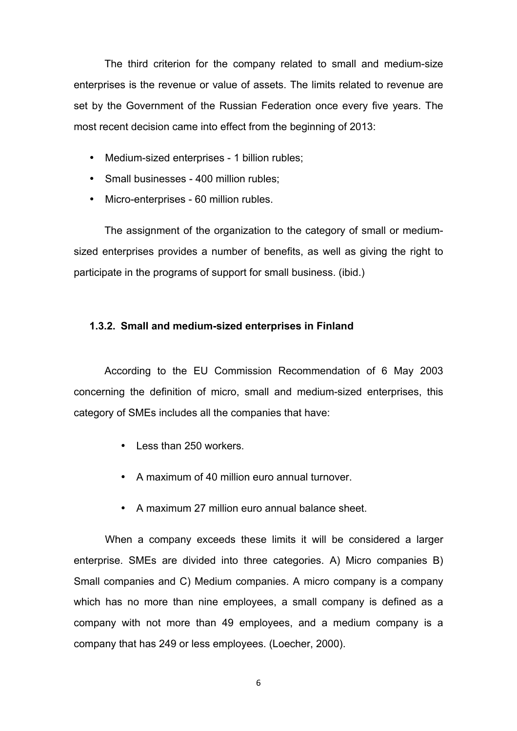The third criterion for the company related to small and medium-size enterprises is the revenue or value of assets. The limits related to revenue are set by the Government of the Russian Federation once every five years. The most recent decision came into effect from the beginning of 2013:

- Medium-sized enterprises - 1 billion rubles;
- Small businesses - 400 million rubles;
- Micro-enterprises - 60 million rubles.

The assignment of the organization to the category of small or medium-sized enterprises provides a number of benefits, as well as giving the right to participate in the programs of support for small business. (ibid.)

### 1.3.2. Small and medium-sized enterprises in Finland

According to the EU Commission Recommendation of 6 May 2003 concerning the definition of micro, small and medium-sized enterprises, this category of SMEs includes all the companies that have:

- Less than 250 workers.
- A maximum of 40 million euro annual turnover.
- A maximum 27 million euro annual balance sheet.

When a company exceeds these limits it will be considered a larger enterprise. SMEs are divided into three categories. A) Micro companies B) Small companies and C) Medium companies. A micro company is a company which has no more than nine employees, a small company is defined as a company with not more than 49 employees, and a medium company is a company that has 249 or less employees. (Loecher, 2000).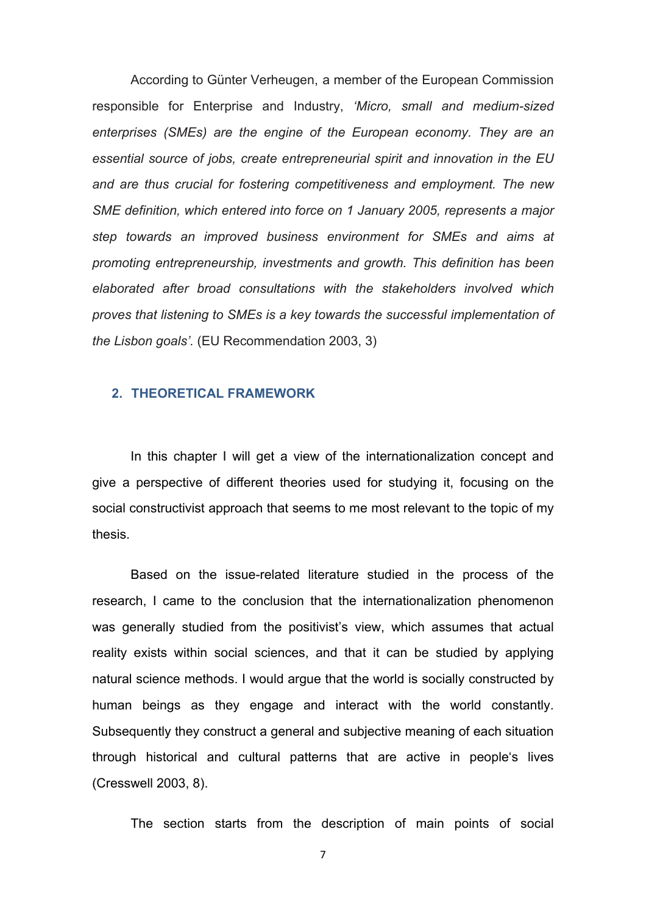According to Günter Verheugen, a member of the European Commission responsible for Enterprise and Industry, *‘Micro, small and medium-sized enterprises (SMEs) are the engine of the European economy. They are an essential source of jobs, create entrepreneurial spirit and innovation in the EU and are thus crucial for fostering competitiveness and employment. The new SME definition, which entered into force on 1 January 2005, represents a major step towards an improved business environment for SMEs and aims at promoting entrepreneurship, investments and growth. This definition has been elaborated after broad consultations with the stakeholders involved which proves that listening to SMEs is a key towards the successful implementation of the Lisbon goals’.* (EU Recommendation 2003, 3)

## 2. THEORETICAL FRAMEWORK

In this chapter I will get a view of the internationalization concept and give a perspective of different theories used for studying it, focusing on the social constructivist approach that seems to me most relevant to the topic of my thesis.

Based on the issue-related literature studied in the process of the research, I came to the conclusion that the internationalization phenomenon was generally studied from the positivist’s view, which assumes that actual reality exists within social sciences, and that it can be studied by applying natural science methods. I would argue that the world is socially constructed by human beings as they engage and interact with the world constantly. Subsequently they construct a general and subjective meaning of each situation through historical and cultural patterns that are active in people‘s lives (Cresswell 2003, 8).

The section starts from the description of main points of social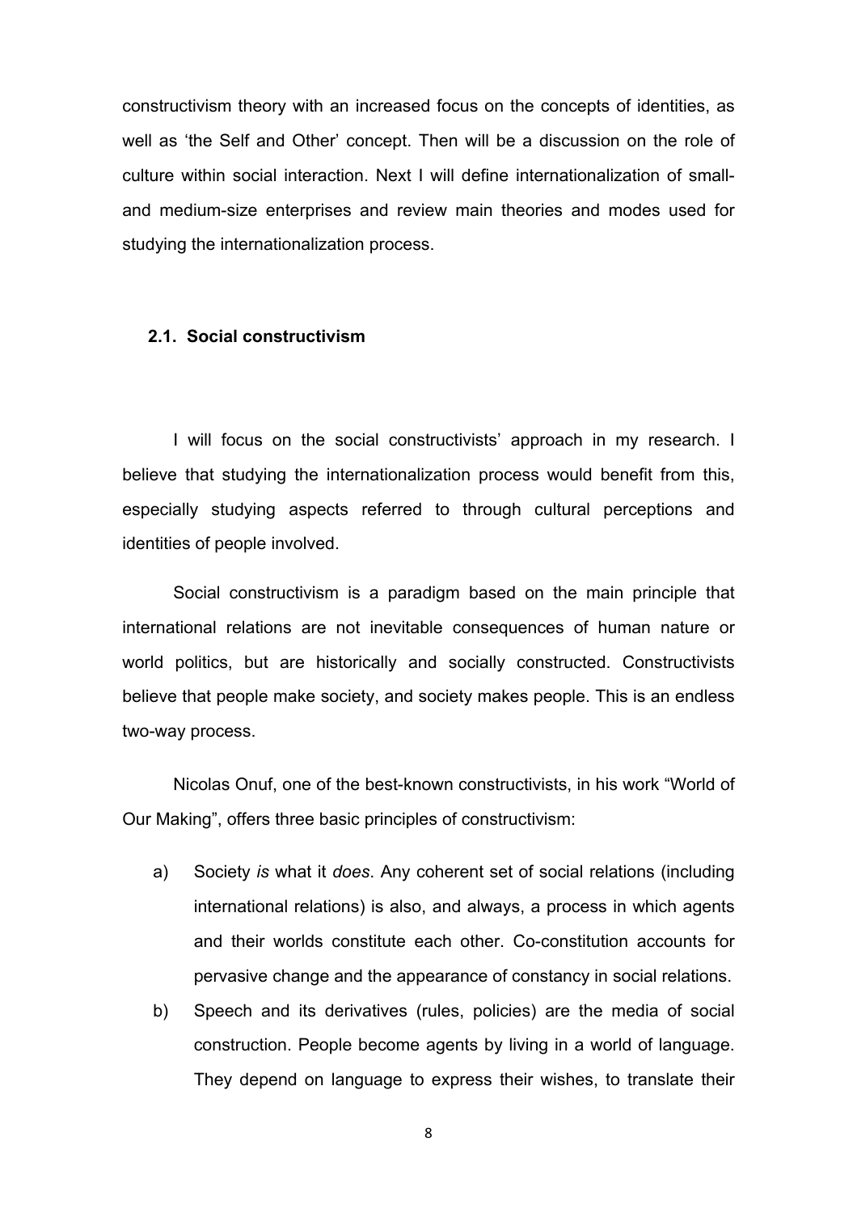constructivism theory with an increased focus on the concepts of identities, as well as 'the Self and Other' concept. Then will be a discussion on the role of culture within social interaction. Next I will define internationalization of small- and medium-size enterprises and review main theories and modes used for studying the internationalization process.

## 2.1. Social constructivism

I will focus on the social constructivists' approach in my research. I believe that studying the internationalization process would benefit from this, especially studying aspects referred to through cultural perceptions and identities of people involved.

Social constructivism is a paradigm based on the main principle that international relations are not inevitable consequences of human nature or world politics, but are historically and socially constructed. Constructivists believe that people make society, and society makes people. This is an endless two-way process.

Nicolas Onuf, one of the best-known constructivists, in his work "World of Our Making", offers three basic principles of constructivism:

a) Society *is* what it *does*. Any coherent set of social relations (including international relations) is also, and always, a process in which agents and their worlds constitute each other. Co-constitution accounts for pervasive change and the appearance of constancy in social relations.

b) Speech and its derivatives (rules, policies) are the media of social construction. People become agents by living in a world of language. They depend on language to express their wishes, to translate their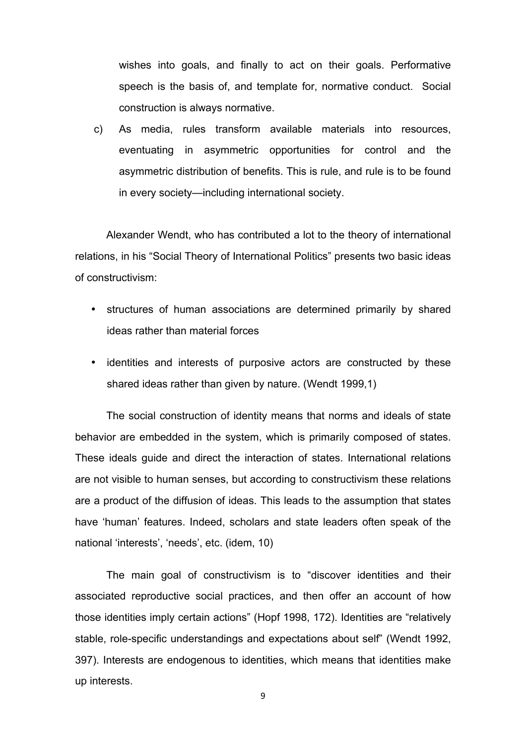wishes into goals, and finally to act on their goals. Performative speech is the basis of, and template for, normative conduct. Social construction is always normative.

c) As media, rules transform available materials into resources, eventuating in asymmetric opportunities for control and the asymmetric distribution of benefits. This is rule, and rule is to be found in every society—including international society.

Alexander Wendt, who has contributed a lot to the theory of international relations, in his "Social Theory of International Politics" presents two basic ideas of constructivism:

- structures of human associations are determined primarily by shared ideas rather than material forces
- identities and interests of purposive actors are constructed by these shared ideas rather than given by nature. (Wendt 1999,1)

The social construction of identity means that norms and ideals of state behavior are embedded in the system, which is primarily composed of states. These ideals guide and direct the interaction of states. International relations are not visible to human senses, but according to constructivism these relations are a product of the diffusion of ideas. This leads to the assumption that states have 'human' features. Indeed, scholars and state leaders often speak of the national 'interests', 'needs', etc. (idem, 10)

The main goal of constructivism is to "discover identities and their associated reproductive social practices, and then offer an account of how those identities imply certain actions" (Hopf 1998, 172). Identities are "relatively stable, role-specific understandings and expectations about self" (Wendt 1992, 397). Interests are endogenous to identities, which means that identities make up interests.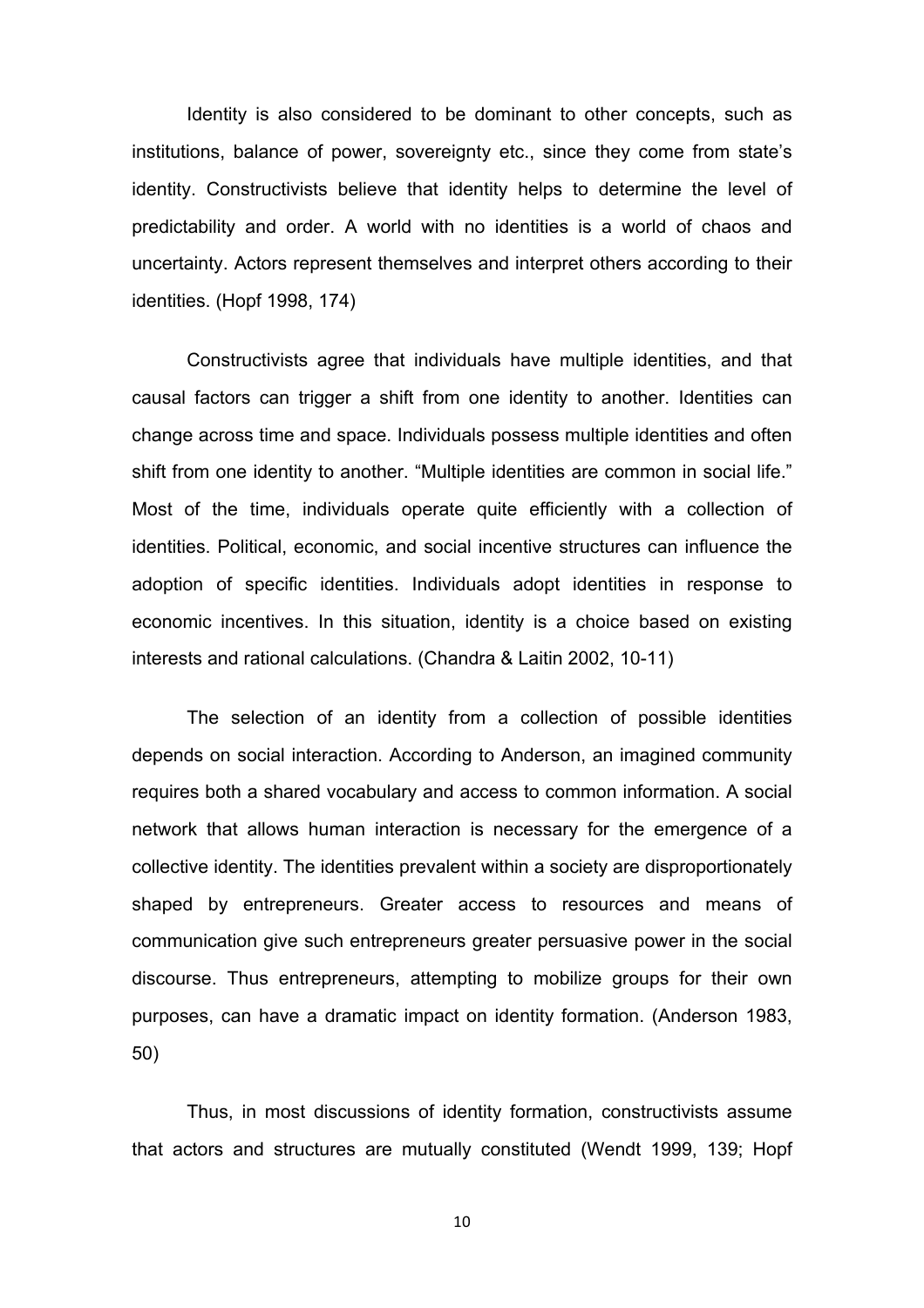Identity is also considered to be dominant to other concepts, such as institutions, balance of power, sovereignty etc., since they come from state's identity. Constructivists believe that identity helps to determine the level of predictability and order. A world with no identities is a world of chaos and uncertainty. Actors represent themselves and interpret others according to their identities. (Hopf 1998, 174)

Constructivists agree that individuals have multiple identities, and that causal factors can trigger a shift from one identity to another. Identities can change across time and space. Individuals possess multiple identities and often shift from one identity to another. "Multiple identities are common in social life." Most of the time, individuals operate quite efficiently with a collection of identities. Political, economic, and social incentive structures can influence the adoption of specific identities. Individuals adopt identities in response to economic incentives. In this situation, identity is a choice based on existing interests and rational calculations. (Chandra & Laitin 2002, 10-11)

The selection of an identity from a collection of possible identities depends on social interaction. According to Anderson, an imagined community requires both a shared vocabulary and access to common information. A social network that allows human interaction is necessary for the emergence of a collective identity. The identities prevalent within a society are disproportionately shaped by entrepreneurs. Greater access to resources and means of communication give such entrepreneurs greater persuasive power in the social discourse. Thus entrepreneurs, attempting to mobilize groups for their own purposes, can have a dramatic impact on identity formation. (Anderson 1983, 50)

Thus, in most discussions of identity formation, constructivists assume that actors and structures are mutually constituted (Wendt 1999, 139; Hopf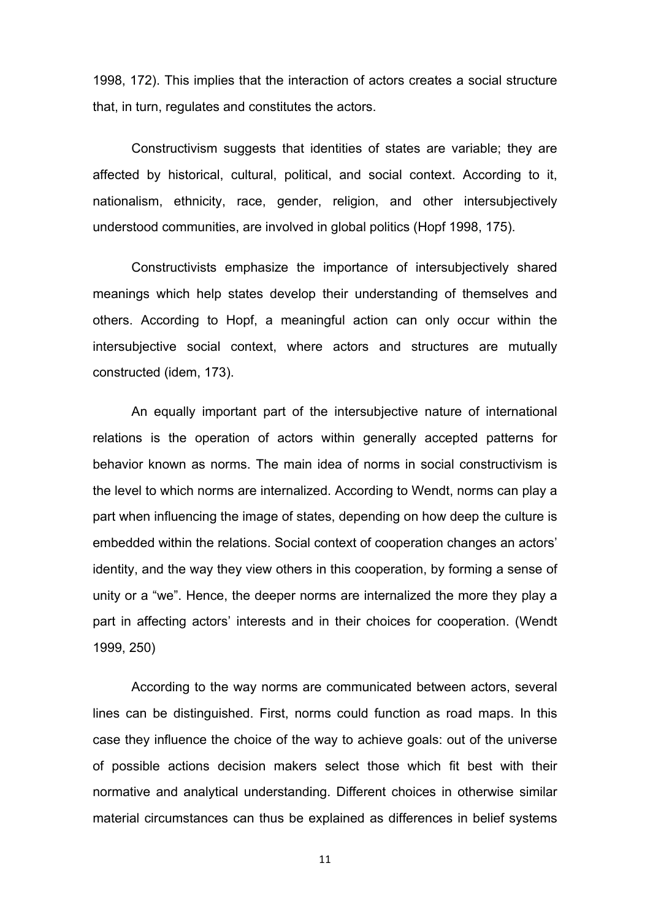1998, 172). This implies that the interaction of actors creates a social structure that, in turn, regulates and constitutes the actors.

Constructivism suggests that identities of states are variable; they are affected by historical, cultural, political, and social context. According to it, nationalism, ethnicity, race, gender, religion, and other intersubjectively understood communities, are involved in global politics (Hopf 1998, 175).

Constructivists emphasize the importance of intersubjectively shared meanings which help states develop their understanding of themselves and others. According to Hopf, a meaningful action can only occur within the intersubjective social context, where actors and structures are mutually constructed (idem, 173).

An equally important part of the intersubjective nature of international relations is the operation of actors within generally accepted patterns for behavior known as norms. The main idea of norms in social constructivism is the level to which norms are internalized. According to Wendt, norms can play a part when influencing the image of states, depending on how deep the culture is embedded within the relations. Social context of cooperation changes an actors' identity, and the way they view others in this cooperation, by forming a sense of unity or a "we". Hence, the deeper norms are internalized the more they play a part in affecting actors' interests and in their choices for cooperation. (Wendt 1999, 250)

According to the way norms are communicated between actors, several lines can be distinguished. First, norms could function as road maps. In this case they influence the choice of the way to achieve goals: out of the universe of possible actions decision makers select those which fit best with their normative and analytical understanding. Different choices in otherwise similar material circumstances can thus be explained as differences in belief systems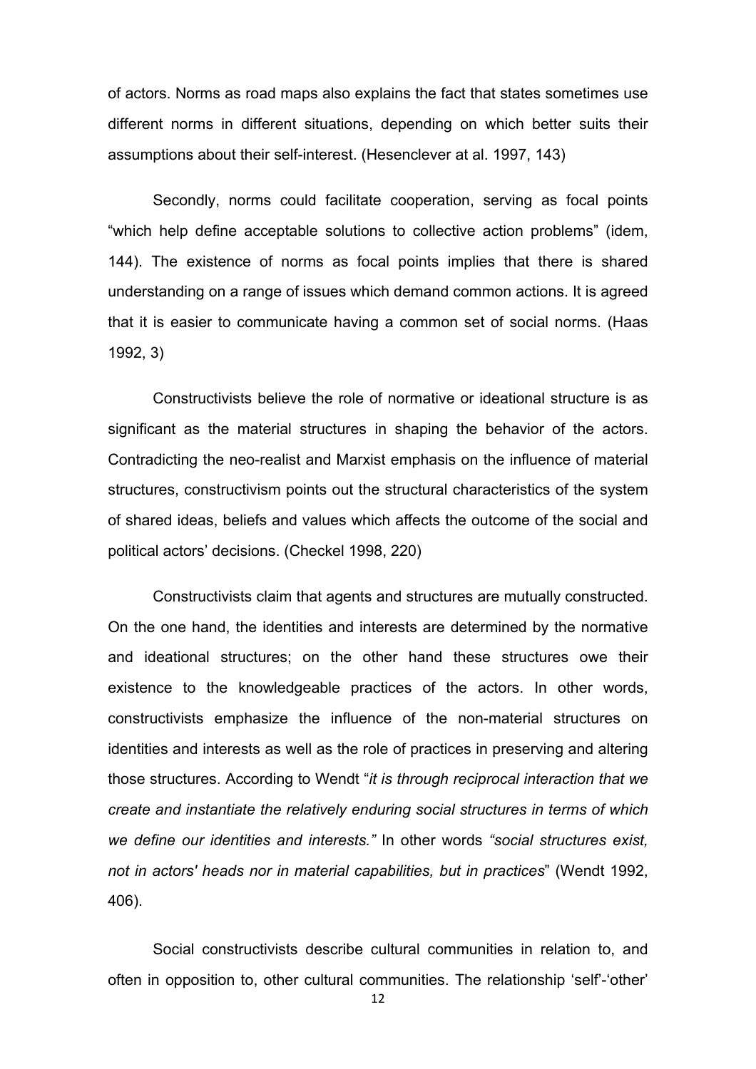of actors. Norms as road maps also explains the fact that states sometimes use different norms in different situations, depending on which better suits their assumptions about their self-interest. (Hesenclever at al. 1997, 143)

Secondly, norms could facilitate cooperation, serving as focal points "which help define acceptable solutions to collective action problems" (idem, 144). The existence of norms as focal points implies that there is shared understanding on a range of issues which demand common actions. It is agreed that it is easier to communicate having a common set of social norms. (Haas 1992, 3)

Constructivists believe the role of normative or ideational structure is as significant as the material structures in shaping the behavior of the actors. Contradicting the neo-realist and Marxist emphasis on the influence of material structures, constructivism points out the structural characteristics of the system of shared ideas, beliefs and values which affects the outcome of the social and political actors' decisions. (Checkel 1998, 220)

Constructivists claim that agents and structures are mutually constructed. On the one hand, the identities and interests are determined by the normative and ideational structures; on the other hand these structures owe their existence to the knowledgeable practices of the actors. In other words, constructivists emphasize the influence of the non-material structures on identities and interests as well as the role of practices in preserving and altering those structures. According to Wendt "*it is through reciprocal interaction that we create and instantiate the relatively enduring social structures in terms of which we define our identities and interests."* In other words *"social structures exist, not in actors' heads nor in material capabilities, but in practices*" (Wendt 1992, 406).

Social constructivists describe cultural communities in relation to, and often in opposition to, other cultural communities. The relationship 'self'-'other'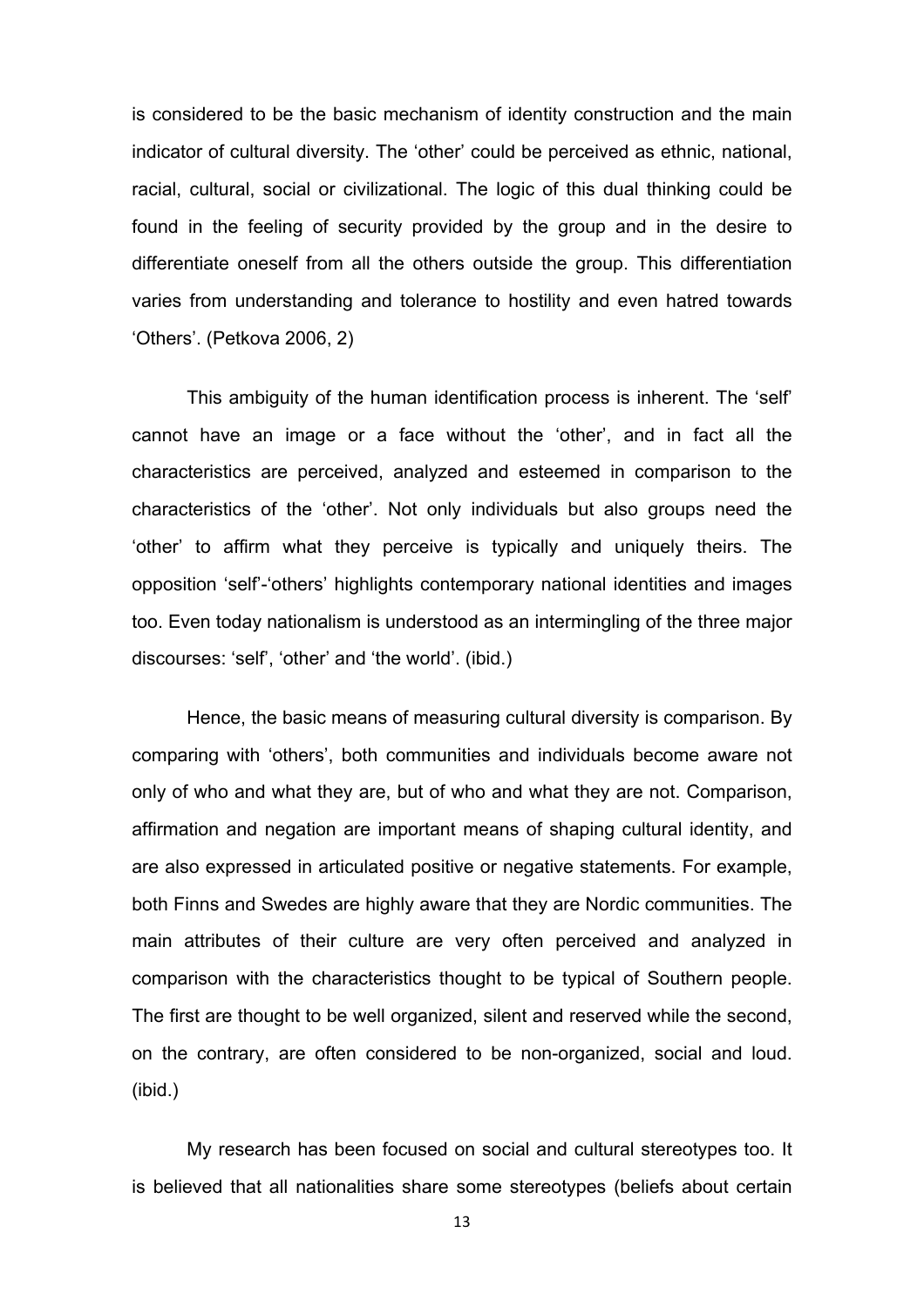is considered to be the basic mechanism of identity construction and the main indicator of cultural diversity. The 'other' could be perceived as ethnic, national, racial, cultural, social or civilizational. The logic of this dual thinking could be found in the feeling of security provided by the group and in the desire to differentiate oneself from all the others outside the group. This differentiation varies from understanding and tolerance to hostility and even hatred towards 'Others'. (Petkova 2006, 2)

This ambiguity of the human identification process is inherent. The 'self' cannot have an image or a face without the 'other', and in fact all the characteristics are perceived, analyzed and esteemed in comparison to the characteristics of the 'other'. Not only individuals but also groups need the 'other' to affirm what they perceive is typically and uniquely theirs. The opposition 'self'-'others' highlights contemporary national identities and images too. Even today nationalism is understood as an intermingling of the three major discourses: 'self', 'other' and 'the world'. (ibid.)

Hence, the basic means of measuring cultural diversity is comparison. By comparing with 'others', both communities and individuals become aware not only of who and what they are, but of who and what they are not. Comparison, affirmation and negation are important means of shaping cultural identity, and are also expressed in articulated positive or negative statements. For example, both Finns and Swedes are highly aware that they are Nordic communities. The main attributes of their culture are very often perceived and analyzed in comparison with the characteristics thought to be typical of Southern people. The first are thought to be well organized, silent and reserved while the second, on the contrary, are often considered to be non-organized, social and loud. (ibid.)

My research has been focused on social and cultural stereotypes too. It is believed that all nationalities share some stereotypes (beliefs about certain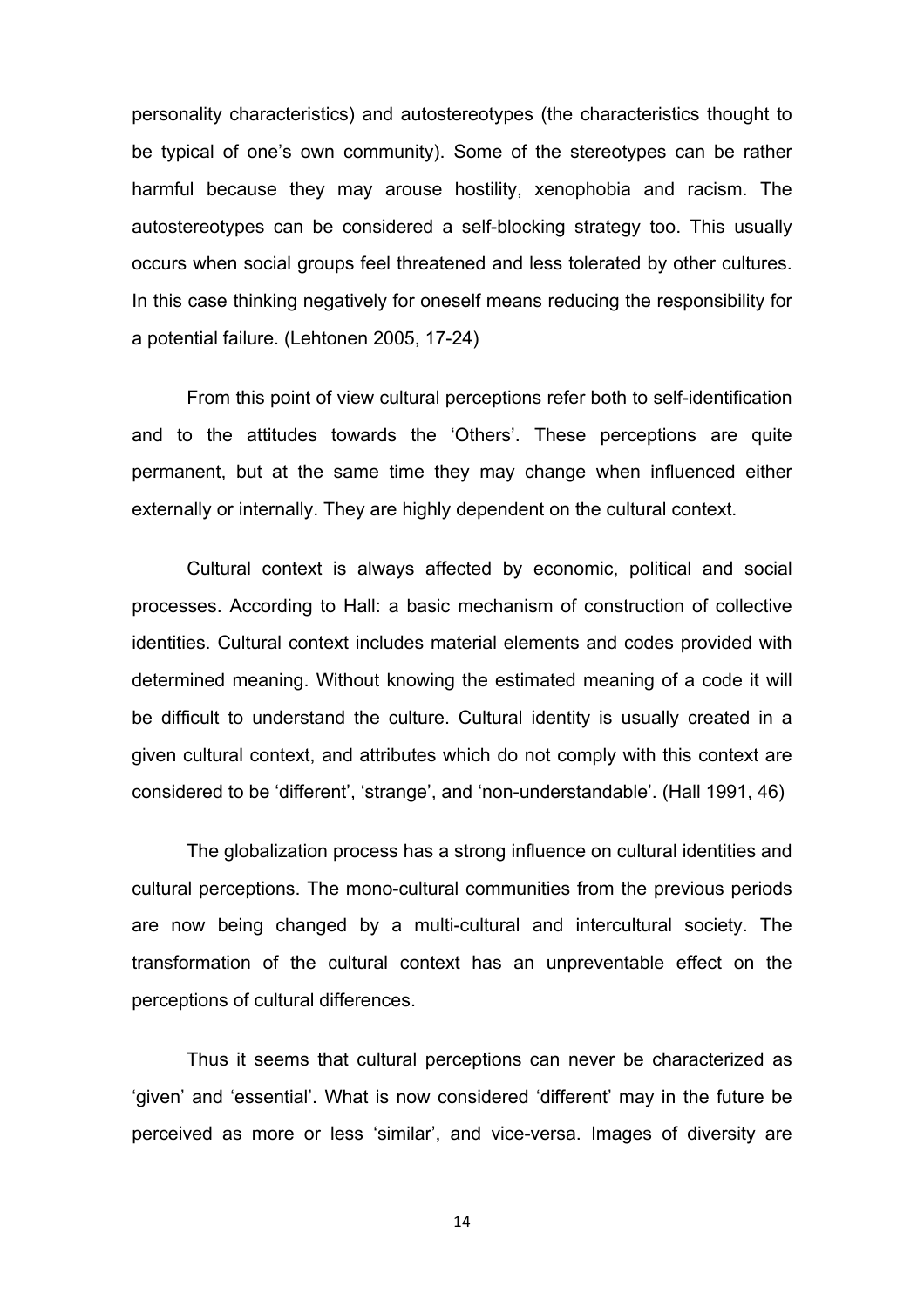personality characteristics) and autostereotypes (the characteristics thought to be typical of one's own community). Some of the stereotypes can be rather harmful because they may arouse hostility, xenophobia and racism. The autostereotypes can be considered a self-blocking strategy too. This usually occurs when social groups feel threatened and less tolerated by other cultures. In this case thinking negatively for oneself means reducing the responsibility for a potential failure. (Lehtonen 2005, 17-24)

From this point of view cultural perceptions refer both to self-identification and to the attitudes towards the 'Others'. These perceptions are quite permanent, but at the same time they may change when influenced either externally or internally. They are highly dependent on the cultural context.

Cultural context is always affected by economic, political and social processes. According to Hall: a basic mechanism of construction of collective identities. Cultural context includes material elements and codes provided with determined meaning. Without knowing the estimated meaning of a code it will be difficult to understand the culture. Cultural identity is usually created in a given cultural context, and attributes which do not comply with this context are considered to be 'different', 'strange', and 'non-understandable'. (Hall 1991, 46)

The globalization process has a strong influence on cultural identities and cultural perceptions. The mono-cultural communities from the previous periods are now being changed by a multi-cultural and intercultural society. The transformation of the cultural context has an unpreventable effect on the perceptions of cultural differences.

Thus it seems that cultural perceptions can never be characterized as 'given' and 'essential'. What is now considered 'different' may in the future be perceived as more or less 'similar', and vice-versa. Images of diversity are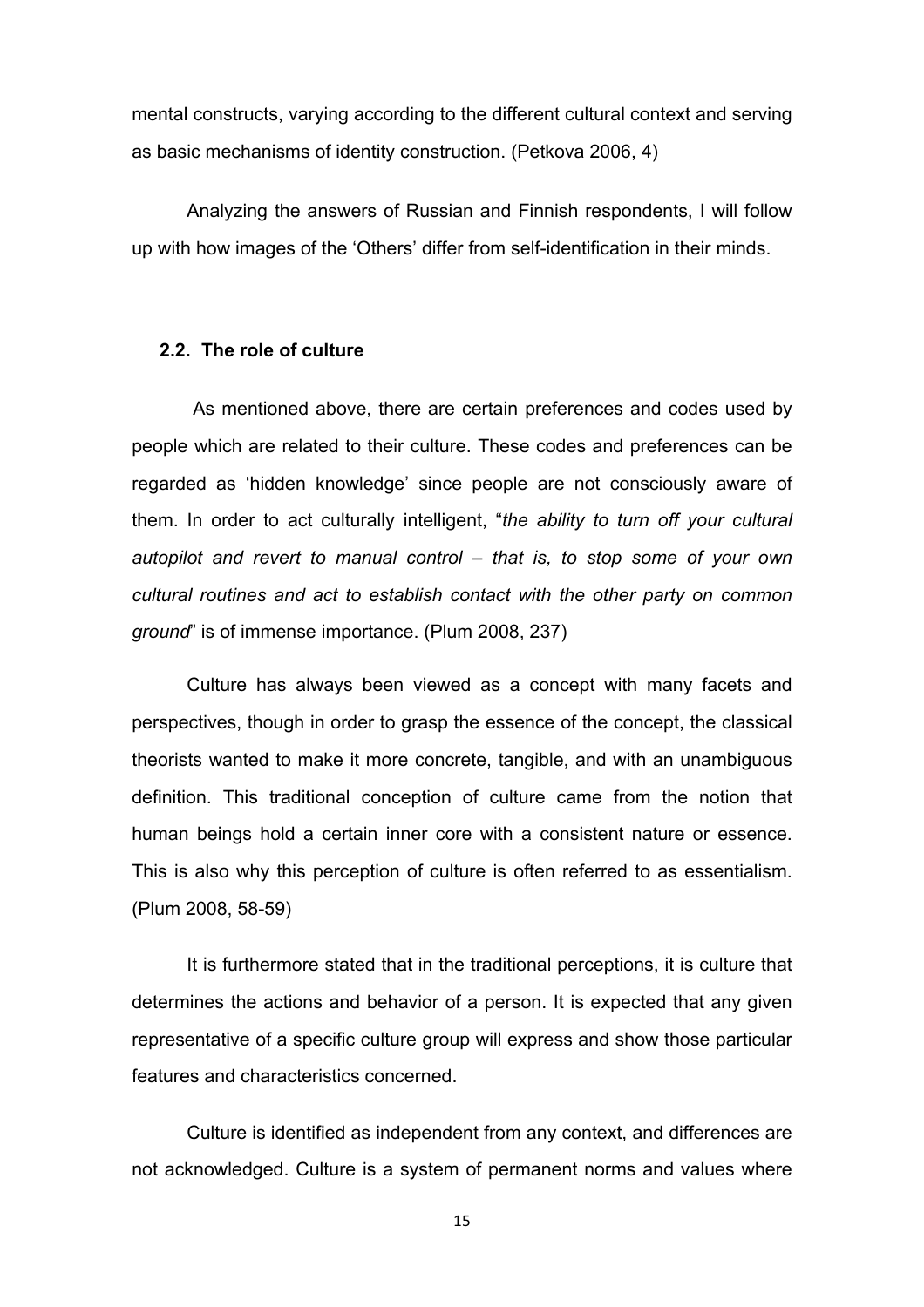mental constructs, varying according to the different cultural context and serving as basic mechanisms of identity construction. (Petkova 2006, 4)

Analyzing the answers of Russian and Finnish respondents, I will follow up with how images of the 'Others' differ from self-identification in their minds.

## 2.2. The role of culture

As mentioned above, there are certain preferences and codes used by people which are related to their culture. These codes and preferences can be regarded as 'hidden knowledge' since people are not consciously aware of them. In order to act culturally intelligent, "*the ability to turn off your cultural autopilot and revert to manual control – that is, to stop some of your own cultural routines and act to establish contact with the other party on common ground*" is of immense importance. (Plum 2008, 237)

Culture has always been viewed as a concept with many facets and perspectives, though in order to grasp the essence of the concept, the classical theorists wanted to make it more concrete, tangible, and with an unambiguous definition. This traditional conception of culture came from the notion that human beings hold a certain inner core with a consistent nature or essence. This is also why this perception of culture is often referred to as essentialism. (Plum 2008, 58-59)

It is furthermore stated that in the traditional perceptions, it is culture that determines the actions and behavior of a person. It is expected that any given representative of a specific culture group will express and show those particular features and characteristics concerned.

Culture is identified as independent from any context, and differences are not acknowledged. Culture is a system of permanent norms and values where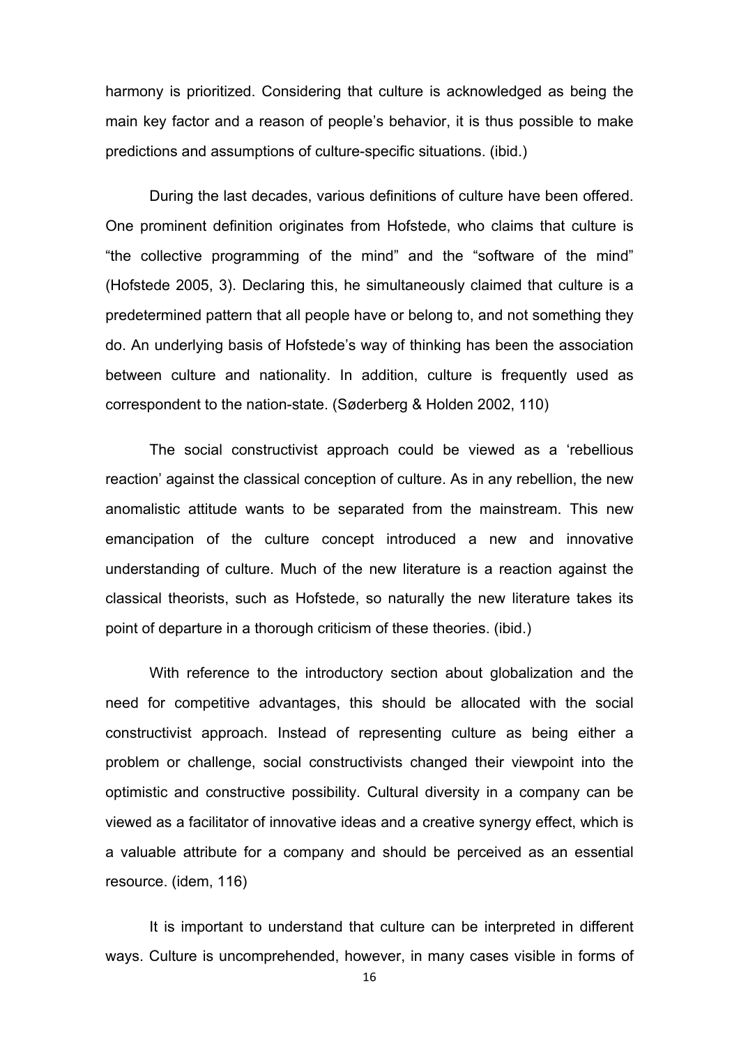harmony is prioritized. Considering that culture is acknowledged as being the main key factor and a reason of people's behavior, it is thus possible to make predictions and assumptions of culture-specific situations. (ibid.)

During the last decades, various definitions of culture have been offered. One prominent definition originates from Hofstede, who claims that culture is "the collective programming of the mind" and the "software of the mind" (Hofstede 2005, 3). Declaring this, he simultaneously claimed that culture is a predetermined pattern that all people have or belong to, and not something they do. An underlying basis of Hofstede's way of thinking has been the association between culture and nationality. In addition, culture is frequently used as correspondent to the nation-state. (Søderberg & Holden 2002, 110)

The social constructivist approach could be viewed as a 'rebellious reaction' against the classical conception of culture. As in any rebellion, the new anomalistic attitude wants to be separated from the mainstream. This new emancipation of the culture concept introduced a new and innovative understanding of culture. Much of the new literature is a reaction against the classical theorists, such as Hofstede, so naturally the new literature takes its point of departure in a thorough criticism of these theories. (ibid.)

With reference to the introductory section about globalization and the need for competitive advantages, this should be allocated with the social constructivist approach. Instead of representing culture as being either a problem or challenge, social constructivists changed their viewpoint into the optimistic and constructive possibility. Cultural diversity in a company can be viewed as a facilitator of innovative ideas and a creative synergy effect, which is a valuable attribute for a company and should be perceived as an essential resource. (idem, 116)

It is important to understand that culture can be interpreted in different ways. Culture is uncomprehended, however, in many cases visible in forms of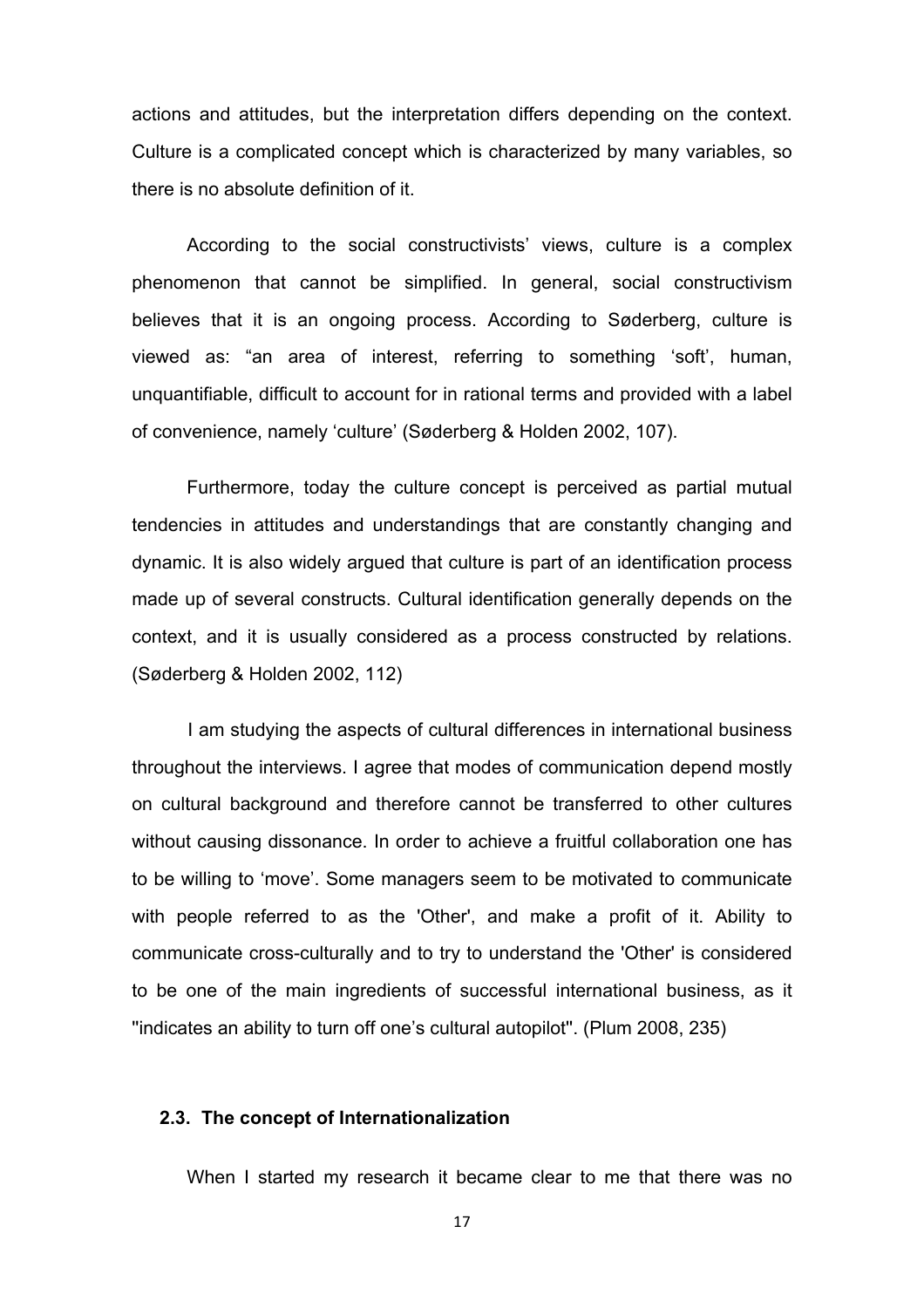actions and attitudes, but the interpretation differs depending on the context. Culture is a complicated concept which is characterized by many variables, so there is no absolute definition of it.

According to the social constructivists' views, culture is a complex phenomenon that cannot be simplified. In general, social constructivism believes that it is an ongoing process. According to Søderberg, culture is viewed as: "an area of interest, referring to something 'soft', human, unquantifiable, difficult to account for in rational terms and provided with a label of convenience, namely 'culture' (Søderberg & Holden 2002, 107).

Furthermore, today the culture concept is perceived as partial mutual tendencies in attitudes and understandings that are constantly changing and dynamic. It is also widely argued that culture is part of an identification process made up of several constructs. Cultural identification generally depends on the context, and it is usually considered as a process constructed by relations. (Søderberg & Holden 2002, 112)

I am studying the aspects of cultural differences in international business throughout the interviews. I agree that modes of communication depend mostly on cultural background and therefore cannot be transferred to other cultures without causing dissonance. In order to achieve a fruitful collaboration one has to be willing to 'move'. Some managers seem to be motivated to communicate with people referred to as the 'Other', and make a profit of it. Ability to communicate cross-culturally and to try to understand the 'Other' is considered to be one of the main ingredients of successful international business, as it "indicates an ability to turn off one's cultural autopilot". (Plum 2008, 235)

### 2.3. The concept of Internationalization

When I started my research it became clear to me that there was no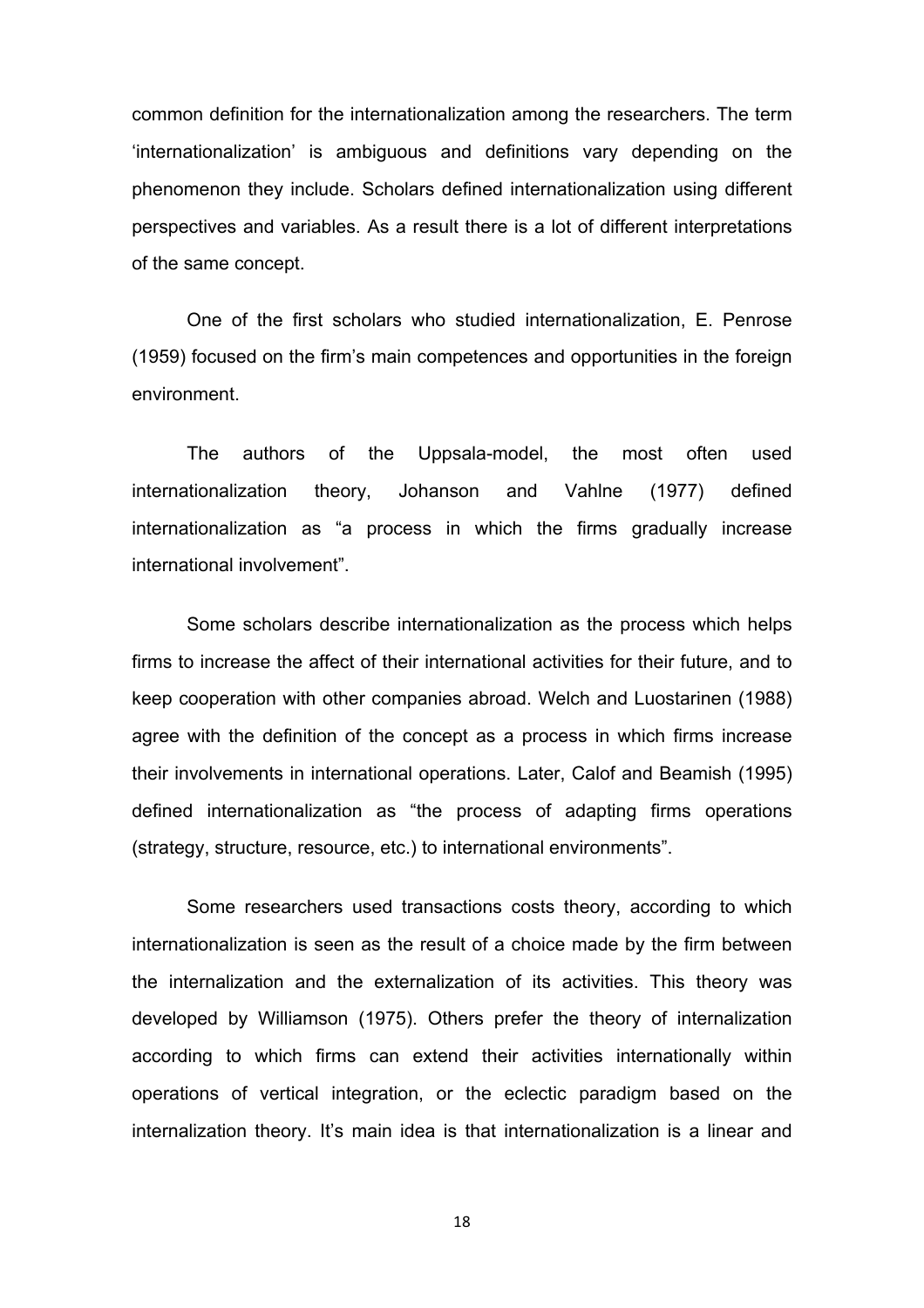common definition for the internationalization among the researchers. The term 'internationalization' is ambiguous and definitions vary depending on the phenomenon they include. Scholars defined internationalization using different perspectives and variables. As a result there is a lot of different interpretations of the same concept.

One of the first scholars who studied internationalization, E. Penrose (1959) focused on the firm's main competences and opportunities in the foreign environment.

The authors of the Uppsala-model, the most often used internationalization theory, Johanson and Vahlne (1977) defined internationalization as "a process in which the firms gradually increase international involvement".

Some scholars describe internationalization as the process which helps firms to increase the affect of their international activities for their future, and to keep cooperation with other companies abroad. Welch and Luostarinen (1988) agree with the definition of the concept as a process in which firms increase their involvements in international operations. Later, Calof and Beamish (1995) defined internationalization as "the process of adapting firms operations (strategy, structure, resource, etc.) to international environments".

Some researchers used transactions costs theory, according to which internationalization is seen as the result of a choice made by the firm between the internalization and the externalization of its activities. This theory was developed by Williamson (1975). Others prefer the theory of internalization according to which firms can extend their activities internationally within operations of vertical integration, or the eclectic paradigm based on the internalization theory. It's main idea is that internationalization is a linear and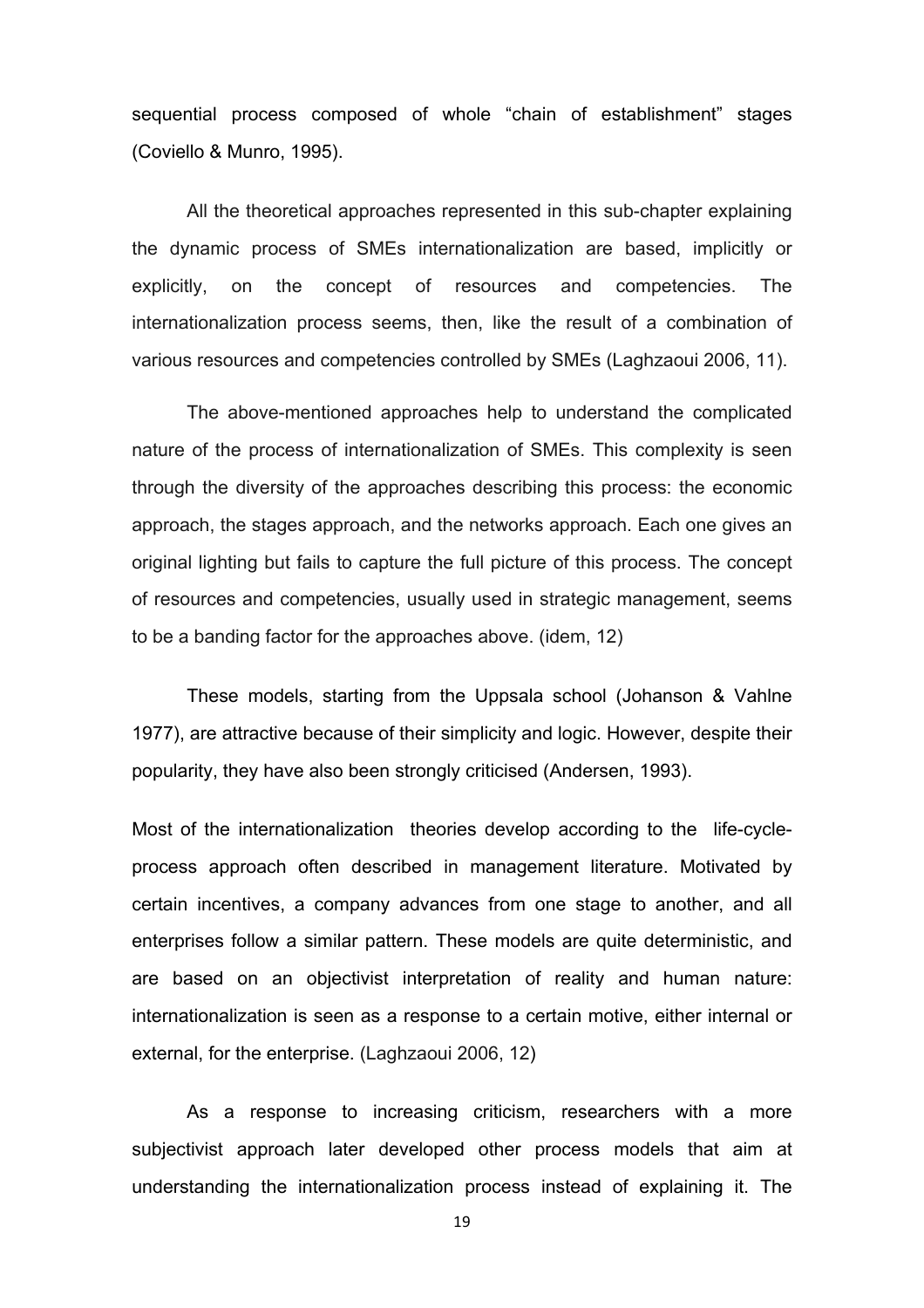sequential process composed of whole “chain of establishment” stages (Coviello & Munro, 1995).

All the theoretical approaches represented in this sub-chapter explaining the dynamic process of SMEs internationalization are based, implicitly or explicitly, on the concept of resources and competencies. The internationalization process seems, then, like the result of a combination of various resources and competencies controlled by SMEs (Laghzaoui 2006, 11).

The above-mentioned approaches help to understand the complicated nature of the process of internationalization of SMEs. This complexity is seen through the diversity of the approaches describing this process: the economic approach, the stages approach, and the networks approach. Each one gives an original lighting but fails to capture the full picture of this process. The concept of resources and competencies, usually used in strategic management, seems to be a banding factor for the approaches above. (idem, 12)

These models, starting from the Uppsala school (Johanson & Vahlne 1977), are attractive because of their simplicity and logic. However, despite their popularity, they have also been strongly criticised (Andersen, 1993).

Most of the internationalization theories develop according to the life-cycle-process approach often described in management literature. Motivated by certain incentives, a company advances from one stage to another, and all enterprises follow a similar pattern. These models are quite deterministic, and are based on an objectivist interpretation of reality and human nature: internationalization is seen as a response to a certain motive, either internal or external, for the enterprise. (Laghzaoui 2006, 12)

As a response to increasing criticism, researchers with a more subjectivist approach later developed other process models that aim at understanding the internationalization process instead of explaining it. The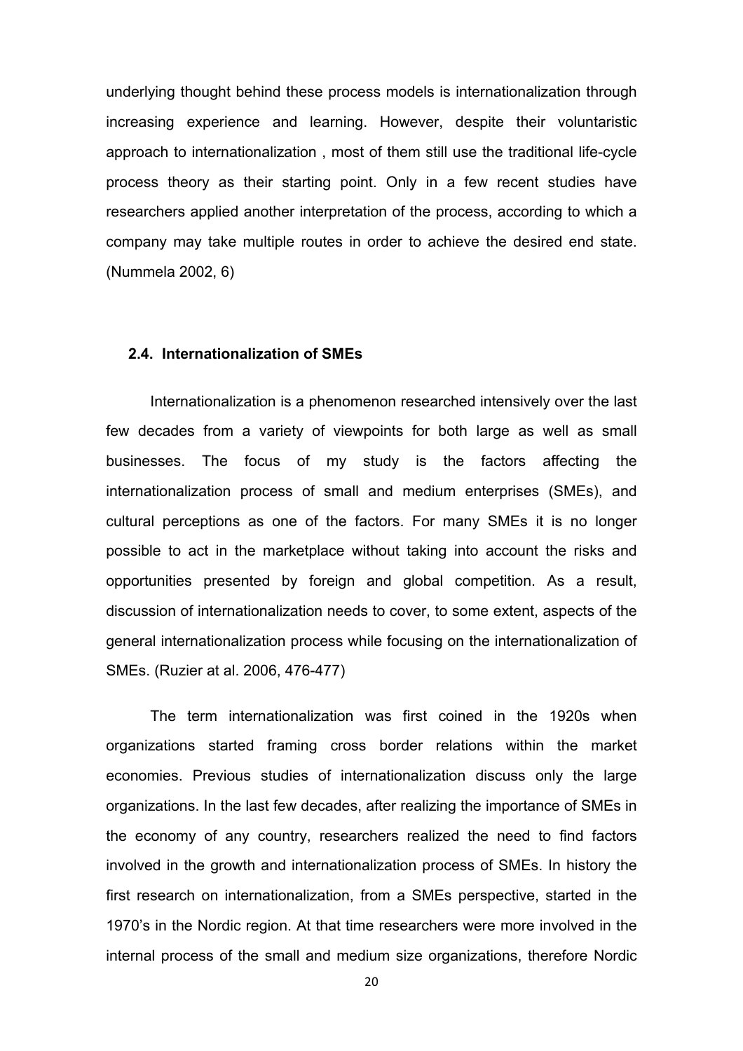underlying thought behind these process models is internationalization through increasing experience and learning. However, despite their voluntaristic approach to internationalization , most of them still use the traditional life-cycle process theory as their starting point. Only in a few recent studies have researchers applied another interpretation of the process, according to which a company may take multiple routes in order to achieve the desired end state. (Nummela 2002, 6)

### 2.4. Internationalization of SMEs

Internationalization is a phenomenon researched intensively over the last few decades from a variety of viewpoints for both large as well as small businesses. The focus of my study is the factors affecting the internationalization process of small and medium enterprises (SMEs), and cultural perceptions as one of the factors. For many SMEs it is no longer possible to act in the marketplace without taking into account the risks and opportunities presented by foreign and global competition. As a result, discussion of internationalization needs to cover, to some extent, aspects of the general internationalization process while focusing on the internationalization of SMEs. (Ruzier at al. 2006, 476-477)

The term internationalization was first coined in the 1920s when organizations started framing cross border relations within the market economies. Previous studies of internationalization discuss only the large organizations. In the last few decades, after realizing the importance of SMEs in the economy of any country, researchers realized the need to find factors involved in the growth and internationalization process of SMEs. In history the first research on internationalization, from a SMEs perspective, started in the 1970's in the Nordic region. At that time researchers were more involved in the internal process of the small and medium size organizations, therefore Nordic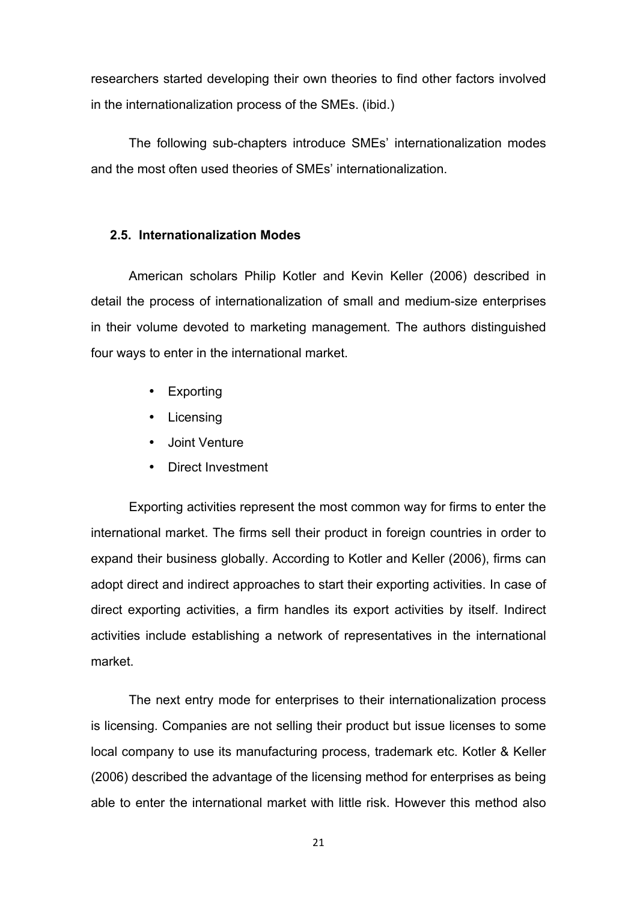researchers started developing their own theories to find other factors involved in the internationalization process of the SMEs. (ibid.)

The following sub-chapters introduce SMEs' internationalization modes and the most often used theories of SMEs' internationalization.

## 2.5. Internationalization Modes

American scholars Philip Kotler and Kevin Keller (2006) described in detail the process of internationalization of small and medium-size enterprises in their volume devoted to marketing management. The authors distinguished four ways to enter in the international market.

- Exporting
- Licensing
- Joint Venture
- Direct Investment

Exporting activities represent the most common way for firms to enter the international market. The firms sell their product in foreign countries in order to expand their business globally. According to Kotler and Keller (2006), firms can adopt direct and indirect approaches to start their exporting activities. In case of direct exporting activities, a firm handles its export activities by itself. Indirect activities include establishing a network of representatives in the international market.

The next entry mode for enterprises to their internationalization process is licensing. Companies are not selling their product but issue licenses to some local company to use its manufacturing process, trademark etc. Kotler & Keller (2006) described the advantage of the licensing method for enterprises as being able to enter the international market with little risk. However this method also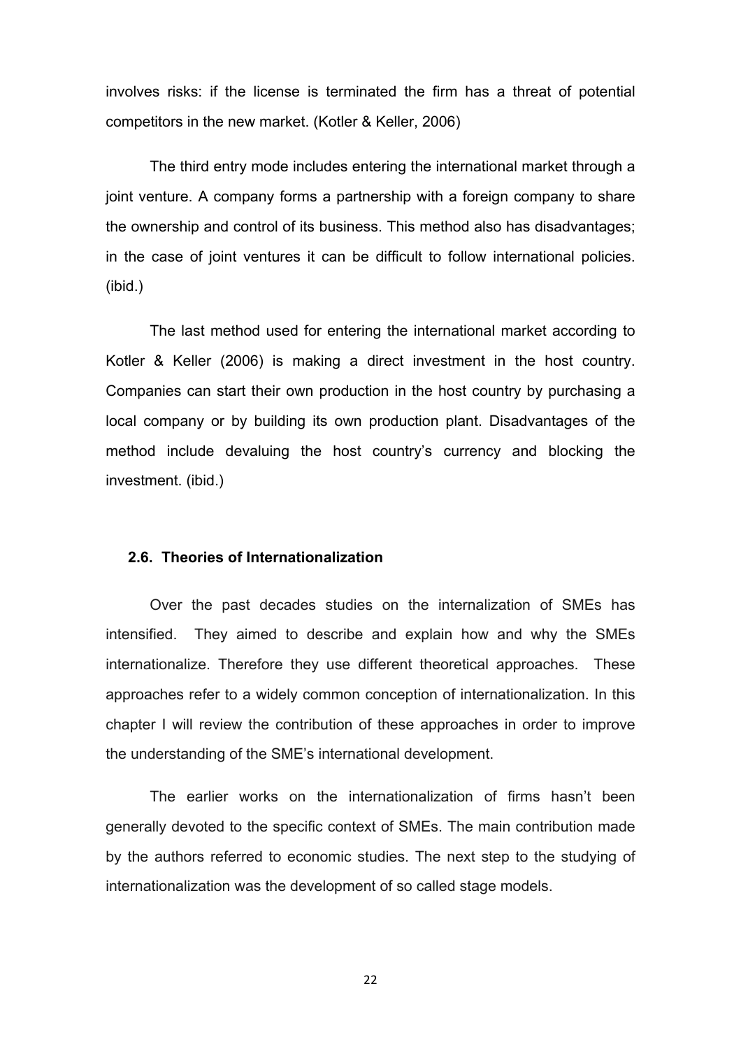involves risks: if the license is terminated the firm has a threat of potential competitors in the new market. (Kotler & Keller, 2006)

The third entry mode includes entering the international market through a joint venture. A company forms a partnership with a foreign company to share the ownership and control of its business. This method also has disadvantages; in the case of joint ventures it can be difficult to follow international policies. (ibid.)

The last method used for entering the international market according to Kotler & Keller (2006) is making a direct investment in the host country. Companies can start their own production in the host country by purchasing a local company or by building its own production plant. Disadvantages of the method include devaluing the host country's currency and blocking the investment. (ibid.)

## 2.6. Theories of Internationalization

Over the past decades studies on the internalization of SMEs has intensified. They aimed to describe and explain how and why the SMEs internationalize. Therefore they use different theoretical approaches. These approaches refer to a widely common conception of internationalization. In this chapter I will review the contribution of these approaches in order to improve the understanding of the SME's international development.

The earlier works on the internationalization of firms hasn't been generally devoted to the specific context of SMEs. The main contribution made by the authors referred to economic studies. The next step to the studying of internationalization was the development of so called stage models.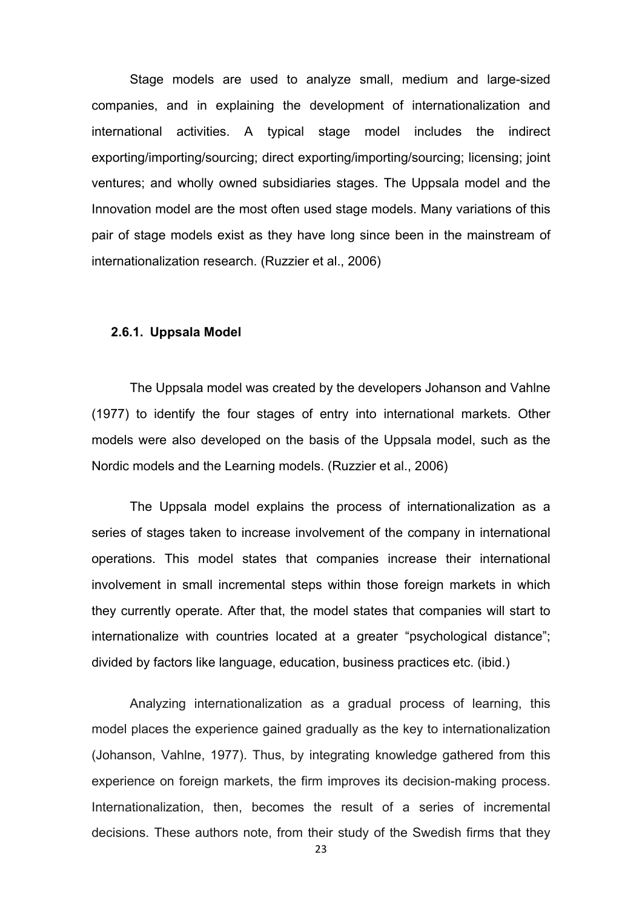Stage models are used to analyze small, medium and large-sized companies, and in explaining the development of internationalization and international activities. A typical stage model includes the indirect exporting/importing/sourcing; direct exporting/importing/sourcing; licensing; joint ventures; and wholly owned subsidiaries stages. The Uppsala model and the Innovation model are the most often used stage models. Many variations of this pair of stage models exist as they have long since been in the mainstream of internationalization research. (Ruzzier et al., 2006)

### 2.6.1. Uppsala Model

The Uppsala model was created by the developers Johanson and Vahlne (1977) to identify the four stages of entry into international markets. Other models were also developed on the basis of the Uppsala model, such as the Nordic models and the Learning models. (Ruzzier et al., 2006)

The Uppsala model explains the process of internationalization as a series of stages taken to increase involvement of the company in international operations. This model states that companies increase their international involvement in small incremental steps within those foreign markets in which they currently operate. After that, the model states that companies will start to internationalize with countries located at a greater "psychological distance"; divided by factors like language, education, business practices etc. (ibid.)

Analyzing internationalization as a gradual process of learning, this model places the experience gained gradually as the key to internationalization (Johanson, Vahlne, 1977). Thus, by integrating knowledge gathered from this experience on foreign markets, the firm improves its decision-making process. Internationalization, then, becomes the result of a series of incremental decisions. These authors note, from their study of the Swedish firms that they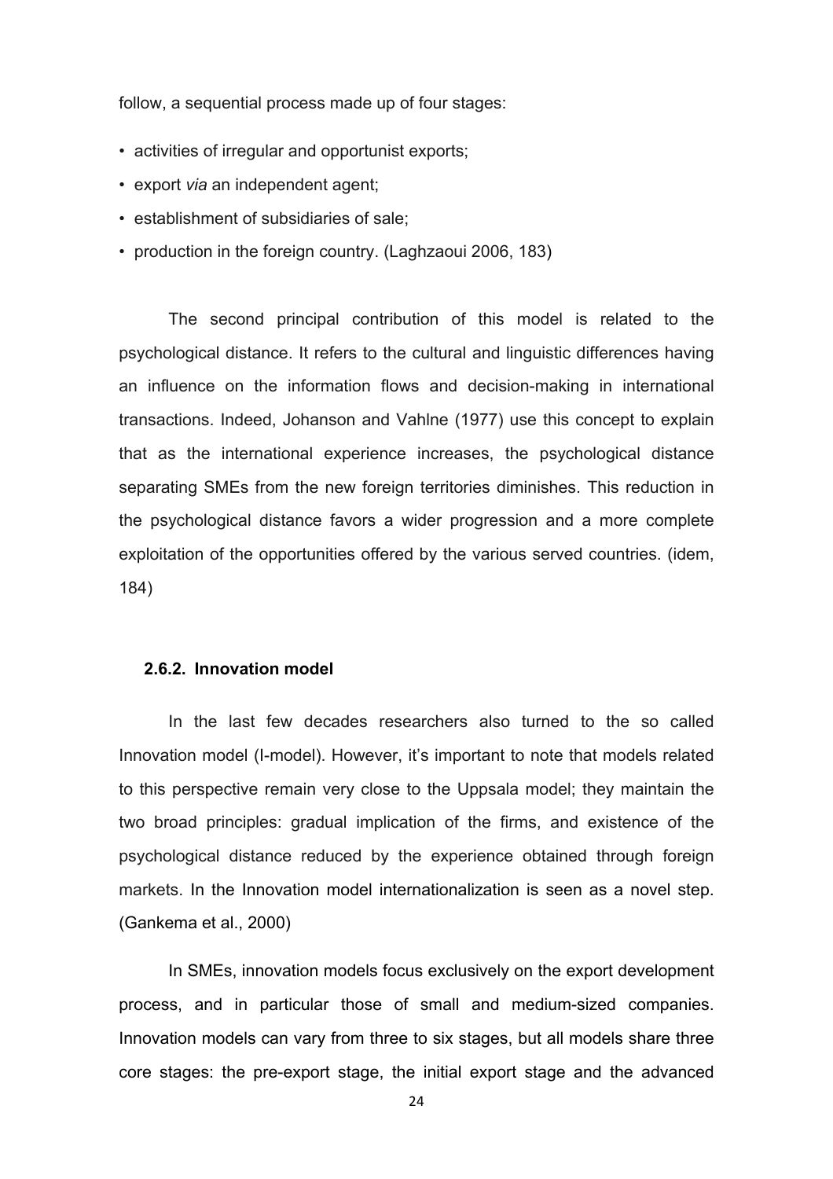follow, a sequential process made up of four stages:

- activities of irregular and opportunist exports;
- export *via* an independent agent;
- establishment of subsidiaries of sale;
- production in the foreign country. (Laghzaoui 2006, 183)

The second principal contribution of this model is related to the psychological distance. It refers to the cultural and linguistic differences having an influence on the information flows and decision-making in international transactions. Indeed, Johanson and Vahlne (1977) use this concept to explain that as the international experience increases, the psychological distance separating SMEs from the new foreign territories diminishes. This reduction in the psychological distance favors a wider progression and a more complete exploitation of the opportunities offered by the various served countries. (idem, 184)

### 2.6.2. Innovation model

In the last few decades researchers also turned to the so called Innovation model (I-model). However, it's important to note that models related to this perspective remain very close to the Uppsala model; they maintain the two broad principles: gradual implication of the firms, and existence of the psychological distance reduced by the experience obtained through foreign markets. In the Innovation model internationalization is seen as a novel step. (Gankema et al., 2000)

In SMEs, innovation models focus exclusively on the export development process, and in particular those of small and medium-sized companies. Innovation models can vary from three to six stages, but all models share three core stages: the pre-export stage, the initial export stage and the advanced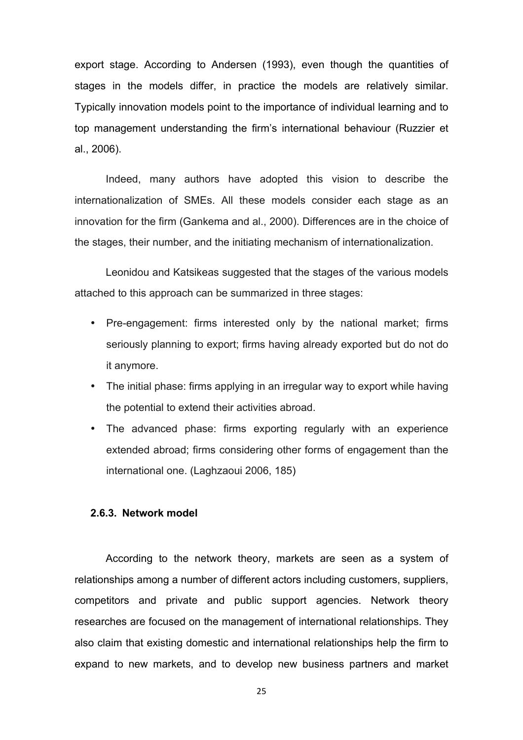export stage. According to Andersen (1993), even though the quantities of stages in the models differ, in practice the models are relatively similar. Typically innovation models point to the importance of individual learning and to top management understanding the firm's international behaviour (Ruzzier et al., 2006).

Indeed, many authors have adopted this vision to describe the internationalization of SMEs. All these models consider each stage as an innovation for the firm (Gankema and al., 2000). Differences are in the choice of the stages, their number, and the initiating mechanism of internationalization.

Leonidou and Katsikeas suggested that the stages of the various models attached to this approach can be summarized in three stages:

- Pre-engagement: firms interested only by the national market; firms seriously planning to export; firms having already exported but do not do it anymore.
- The initial phase: firms applying in an irregular way to export while having the potential to extend their activities abroad.
- The advanced phase: firms exporting regularly with an experience extended abroad; firms considering other forms of engagement than the international one. (Laghzaoui 2006, 185)

### 2.6.3. Network model

According to the network theory, markets are seen as a system of relationships among a number of different actors including customers, suppliers, competitors and private and public support agencies. Network theory researches are focused on the management of international relationships. They also claim that existing domestic and international relationships help the firm to expand to new markets, and to develop new business partners and market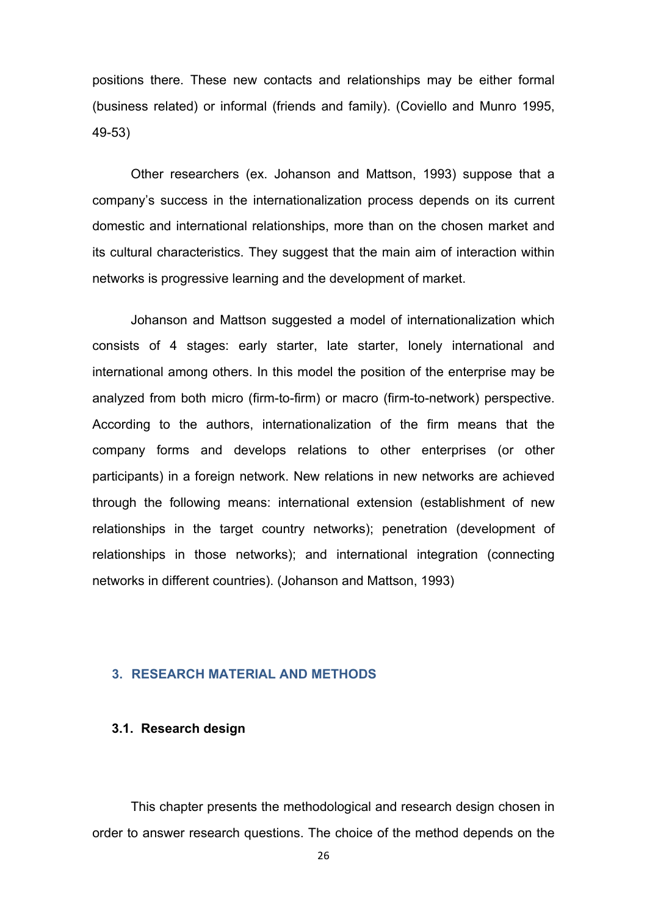positions there. These new contacts and relationships may be either formal (business related) or informal (friends and family). (Coviello and Munro 1995, 49-53)

Other researchers (ex. Johanson and Mattson, 1993) suppose that a company's success in the internationalization process depends on its current domestic and international relationships, more than on the chosen market and its cultural characteristics. They suggest that the main aim of interaction within networks is progressive learning and the development of market.

Johanson and Mattson suggested a model of internationalization which consists of 4 stages: early starter, late starter, lonely international and international among others. In this model the position of the enterprise may be analyzed from both micro (firm-to-firm) or macro (firm-to-network) perspective. According to the authors, internationalization of the firm means that the company forms and develops relations to other enterprises (or other participants) in a foreign network. New relations in new networks are achieved through the following means: international extension (establishment of new relationships in the target country networks); penetration (development of relationships in those networks); and international integration (connecting networks in different countries). (Johanson and Mattson, 1993)

# 3. RESEARCH MATERIAL AND METHODS

## 3.1. Research design

This chapter presents the methodological and research design chosen in order to answer research questions. The choice of the method depends on the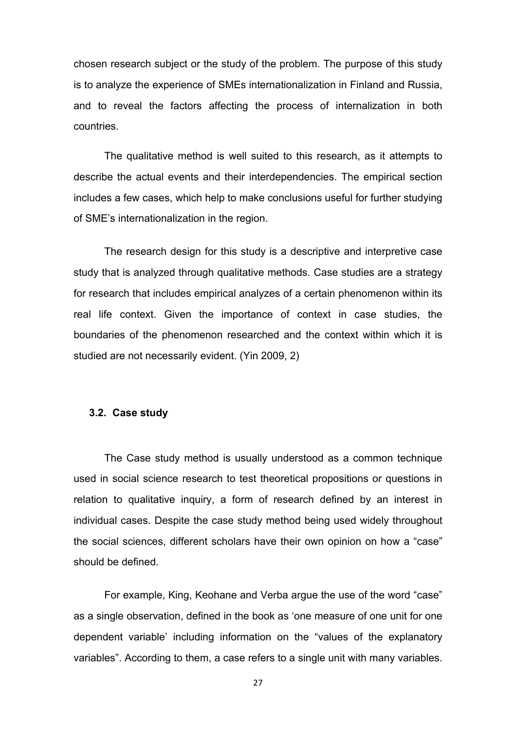chosen research subject or the study of the problem. The purpose of this study is to analyze the experience of SMEs internationalization in Finland and Russia, and to reveal the factors affecting the process of internalization in both countries.

The qualitative method is well suited to this research, as it attempts to describe the actual events and their interdependencies. The empirical section includes a few cases, which help to make conclusions useful for further studying of SME's internationalization in the region.

The research design for this study is a descriptive and interpretive case study that is analyzed through qualitative methods. Case studies are a strategy for research that includes empirical analyzes of a certain phenomenon within its real life context. Given the importance of context in case studies, the boundaries of the phenomenon researched and the context within which it is studied are not necessarily evident. (Yin 2009, 2)

## 3.2. Case study

The Case study method is usually understood as a common technique used in social science research to test theoretical propositions or questions in relation to qualitative inquiry, a form of research defined by an interest in individual cases. Despite the case study method being used widely throughout the social sciences, different scholars have their own opinion on how a "case" should be defined.

For example, King, Keohane and Verba argue the use of the word "case" as a single observation, defined in the book as 'one measure of one unit for one dependent variable' including information on the "values of the explanatory variables". According to them, a case refers to a single unit with many variables.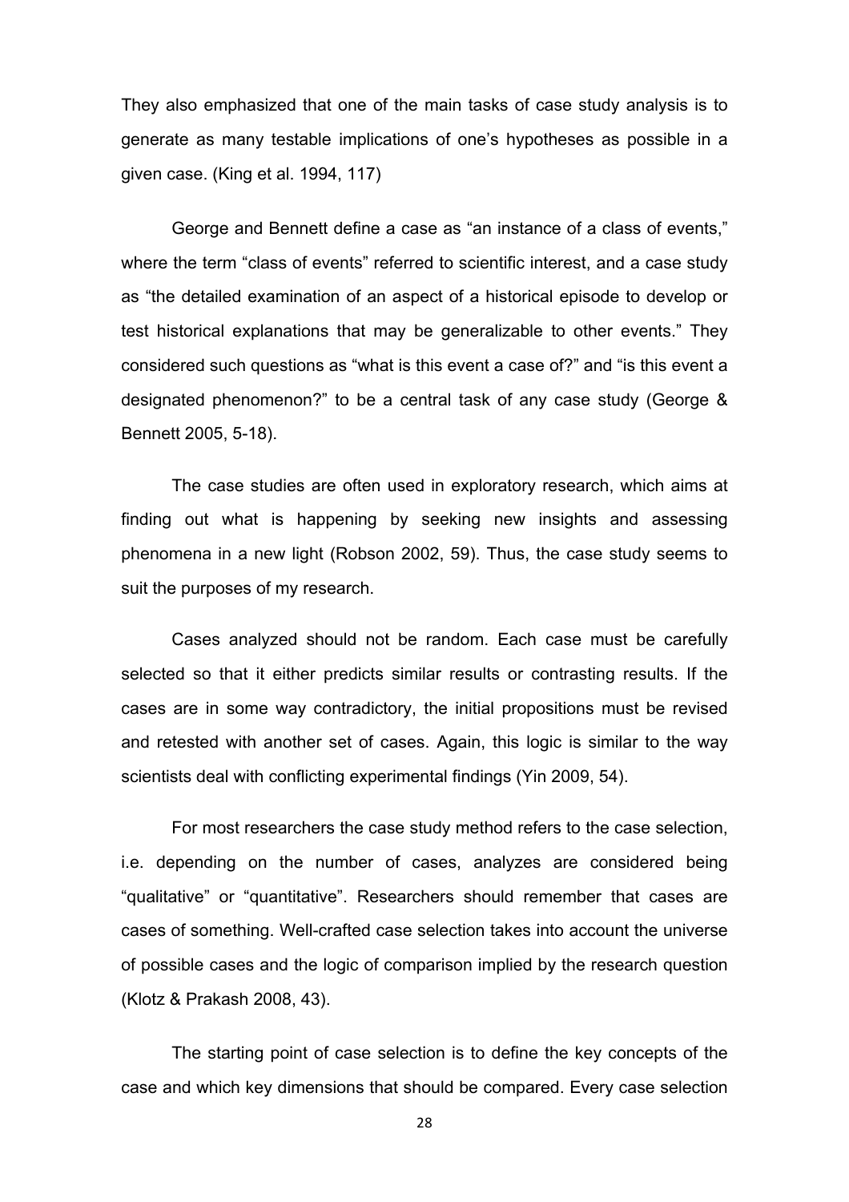They also emphasized that one of the main tasks of case study analysis is to generate as many testable implications of one's hypotheses as possible in a given case. (King et al. 1994, 117)

George and Bennett define a case as "an instance of a class of events," where the term "class of events" referred to scientific interest, and a case study as "the detailed examination of an aspect of a historical episode to develop or test historical explanations that may be generalizable to other events." They considered such questions as "what is this event a case of?" and "is this event a designated phenomenon?" to be a central task of any case study (George & Bennett 2005, 5-18).

The case studies are often used in exploratory research, which aims at finding out what is happening by seeking new insights and assessing phenomena in a new light (Robson 2002, 59). Thus, the case study seems to suit the purposes of my research.

Cases analyzed should not be random. Each case must be carefully selected so that it either predicts similar results or contrasting results. If the cases are in some way contradictory, the initial propositions must be revised and retested with another set of cases. Again, this logic is similar to the way scientists deal with conflicting experimental findings (Yin 2009, 54).

For most researchers the case study method refers to the case selection, i.e. depending on the number of cases, analyzes are considered being "qualitative" or "quantitative". Researchers should remember that cases are cases of something. Well-crafted case selection takes into account the universe of possible cases and the logic of comparison implied by the research question (Klotz & Prakash 2008, 43).

The starting point of case selection is to define the key concepts of the case and which key dimensions that should be compared. Every case selection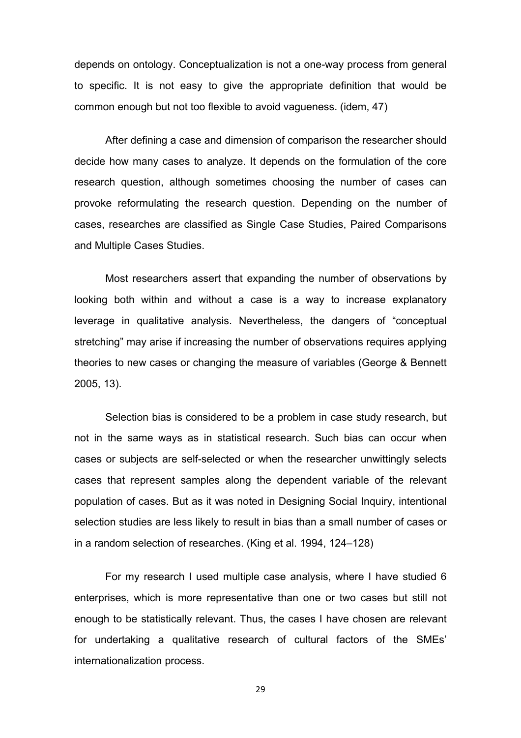depends on ontology. Conceptualization is not a one-way process from general to specific. It is not easy to give the appropriate definition that would be common enough but not too flexible to avoid vagueness. (idem, 47)

After defining a case and dimension of comparison the researcher should decide how many cases to analyze. It depends on the formulation of the core research question, although sometimes choosing the number of cases can provoke reformulating the research question. Depending on the number of cases, researches are classified as Single Case Studies, Paired Comparisons and Multiple Cases Studies.

Most researchers assert that expanding the number of observations by looking both within and without a case is a way to increase explanatory leverage in qualitative analysis. Nevertheless, the dangers of "conceptual stretching" may arise if increasing the number of observations requires applying theories to new cases or changing the measure of variables (George & Bennett 2005, 13).

Selection bias is considered to be a problem in case study research, but not in the same ways as in statistical research. Such bias can occur when cases or subjects are self-selected or when the researcher unwittingly selects cases that represent samples along the dependent variable of the relevant population of cases. But as it was noted in Designing Social Inquiry, intentional selection studies are less likely to result in bias than a small number of cases or in a random selection of researches. (King et al. 1994, 124–128)

For my research I used multiple case analysis, where I have studied 6 enterprises, which is more representative than one or two cases but still not enough to be statistically relevant. Thus, the cases I have chosen are relevant for undertaking a qualitative research of cultural factors of the SMEs' internationalization process.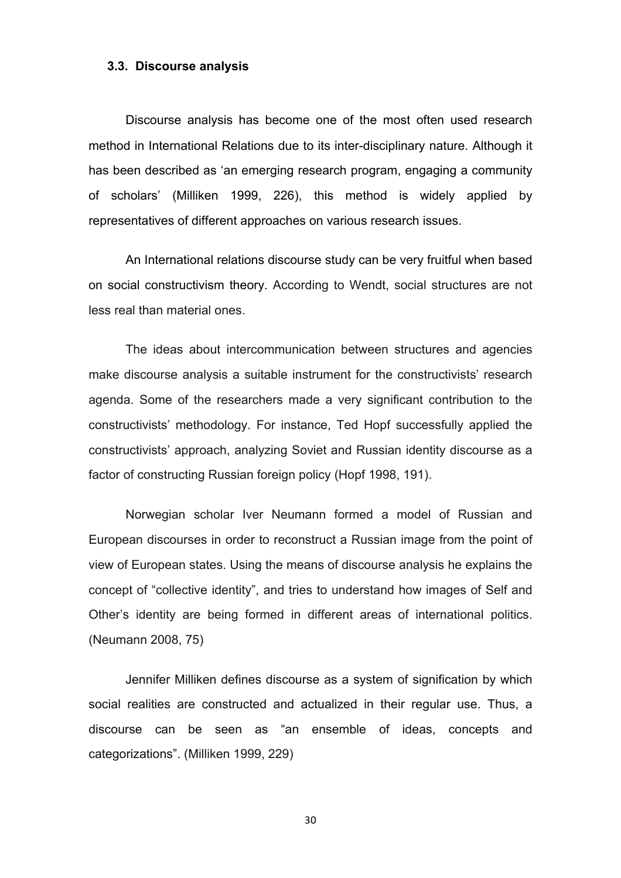### 3.3. Discourse analysis

Discourse analysis has become one of the most often used research method in International Relations due to its inter-disciplinary nature. Although it has been described as 'an emerging research program, engaging a community of scholars' (Milliken 1999, 226), this method is widely applied by representatives of different approaches on various research issues.

An International relations discourse study can be very fruitful when based on social constructivism theory. According to Wendt, social structures are not less real than material ones.

The ideas about intercommunication between structures and agencies make discourse analysis a suitable instrument for the constructivists' research agenda. Some of the researchers made a very significant contribution to the constructivists' methodology. For instance, Ted Hopf successfully applied the constructivists' approach, analyzing Soviet and Russian identity discourse as a factor of constructing Russian foreign policy (Hopf 1998, 191).

Norwegian scholar Iver Neumann formed a model of Russian and European discourses in order to reconstruct a Russian image from the point of view of European states. Using the means of discourse analysis he explains the concept of "collective identity", and tries to understand how images of Self and Other's identity are being formed in different areas of international politics. (Neumann 2008, 75)

Jennifer Milliken defines discourse as a system of signification by which social realities are constructed and actualized in their regular use. Thus, a discourse can be seen as "an ensemble of ideas, concepts and categorizations". (Milliken 1999, 229)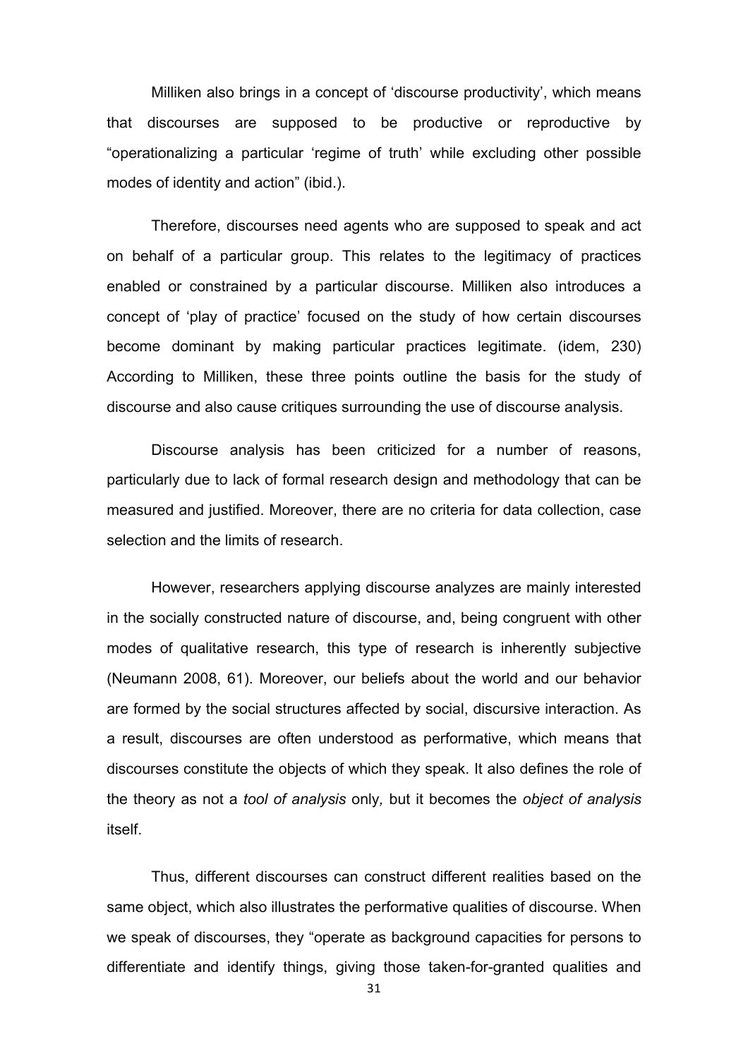Milliken also brings in a concept of 'discourse productivity', which means that discourses are supposed to be productive or reproductive by "operationalizing a particular 'regime of truth' while excluding other possible modes of identity and action" (ibid.).

Therefore, discourses need agents who are supposed to speak and act on behalf of a particular group. This relates to the legitimacy of practices enabled or constrained by a particular discourse. Milliken also introduces a concept of 'play of practice' focused on the study of how certain discourses become dominant by making particular practices legitimate. (idem, 230) According to Milliken, these three points outline the basis for the study of discourse and also cause critiques surrounding the use of discourse analysis.

Discourse analysis has been criticized for a number of reasons, particularly due to lack of formal research design and methodology that can be measured and justified. Moreover, there are no criteria for data collection, case selection and the limits of research.

However, researchers applying discourse analyzes are mainly interested in the socially constructed nature of discourse, and, being congruent with other modes of qualitative research, this type of research is inherently subjective (Neumann 2008, 61). Moreover, our beliefs about the world and our behavior are formed by the social structures affected by social, discursive interaction. As a result, discourses are often understood as performative, which means that discourses constitute the objects of which they speak. It also defines the role of the theory as not a *tool of analysis* only*,* but it becomes the *object of analysis* itself.

Thus, different discourses can construct different realities based on the same object, which also illustrates the performative qualities of discourse. When we speak of discourses, they "operate as background capacities for persons to differentiate and identify things, giving those taken-for-granted qualities and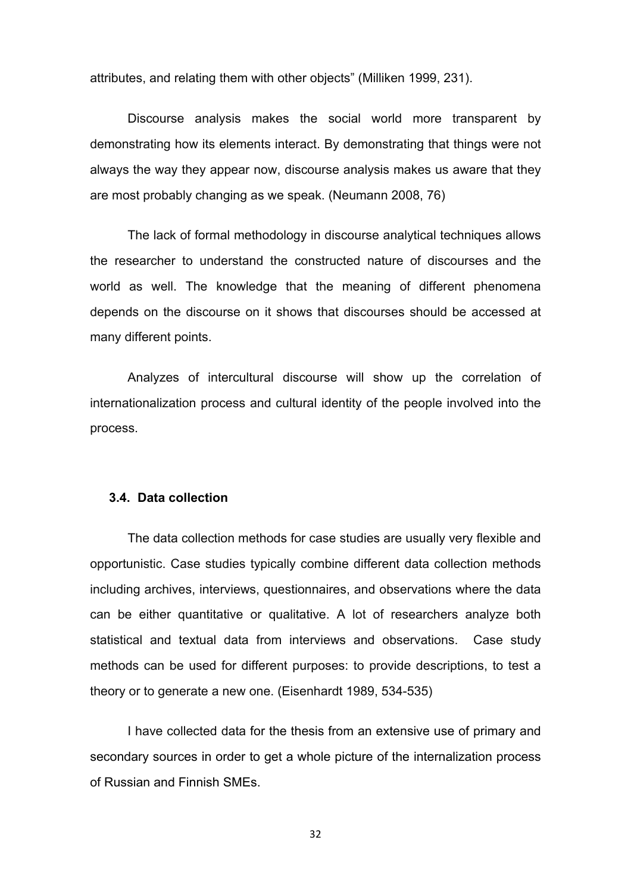attributes, and relating them with other objects" (Milliken 1999, 231).

Discourse analysis makes the social world more transparent by demonstrating how its elements interact. By demonstrating that things were not always the way they appear now, discourse analysis makes us aware that they are most probably changing as we speak. (Neumann 2008, 76)

The lack of formal methodology in discourse analytical techniques allows the researcher to understand the constructed nature of discourses and the world as well. The knowledge that the meaning of different phenomena depends on the discourse on it shows that discourses should be accessed at many different points.

Analyzes of intercultural discourse will show up the correlation of internationalization process and cultural identity of the people involved into the process.

### 3.4. Data collection

The data collection methods for case studies are usually very flexible and opportunistic. Case studies typically combine different data collection methods including archives, interviews, questionnaires, and observations where the data can be either quantitative or qualitative. A lot of researchers analyze both statistical and textual data from interviews and observations. Case study methods can be used for different purposes: to provide descriptions, to test a theory or to generate a new one. (Eisenhardt 1989, 534-535)

I have collected data for the thesis from an extensive use of primary and secondary sources in order to get a whole picture of the internalization process of Russian and Finnish SMEs.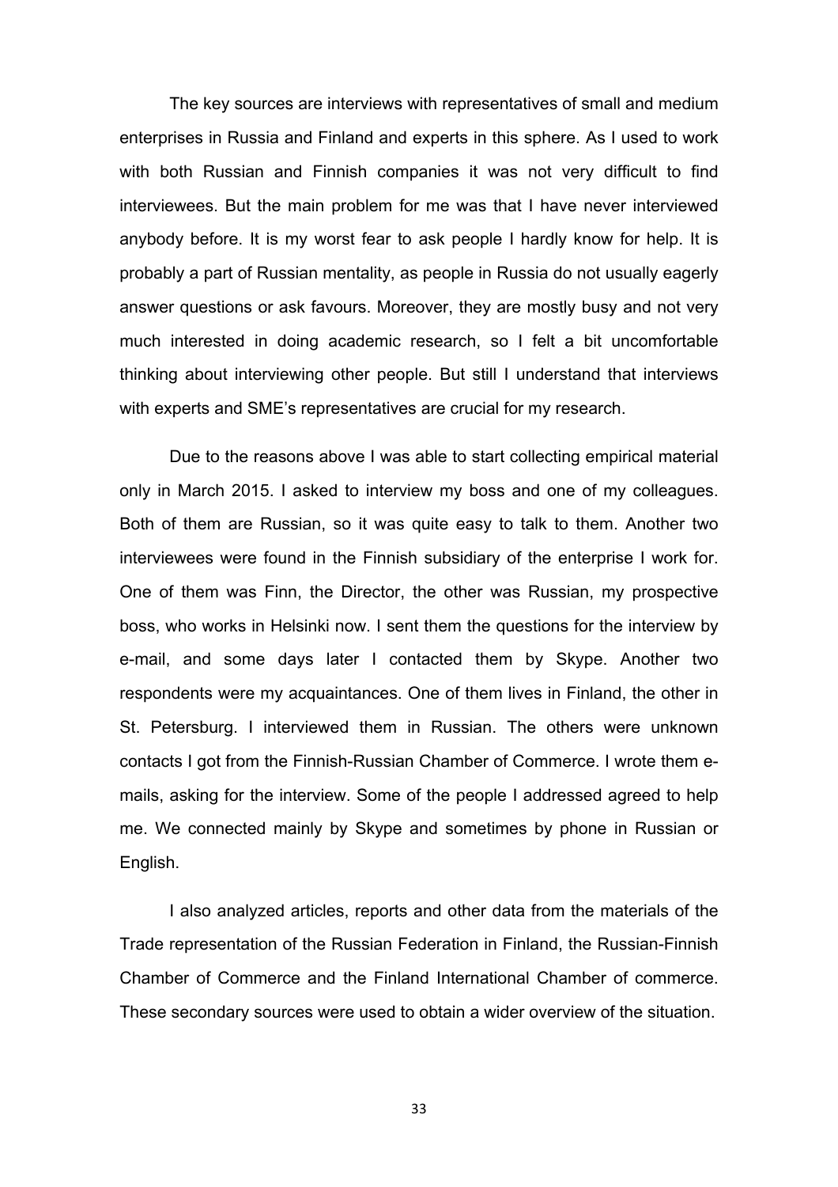The key sources are interviews with representatives of small and medium enterprises in Russia and Finland and experts in this sphere. As I used to work with both Russian and Finnish companies it was not very difficult to find interviewees. But the main problem for me was that I have never interviewed anybody before. It is my worst fear to ask people I hardly know for help. It is probably a part of Russian mentality, as people in Russia do not usually eagerly answer questions or ask favours. Moreover, they are mostly busy and not very much interested in doing academic research, so I felt a bit uncomfortable thinking about interviewing other people. But still I understand that interviews with experts and SME's representatives are crucial for my research.

Due to the reasons above I was able to start collecting empirical material only in March 2015. I asked to interview my boss and one of my colleagues. Both of them are Russian, so it was quite easy to talk to them. Another two interviewees were found in the Finnish subsidiary of the enterprise I work for. One of them was Finn, the Director, the other was Russian, my prospective boss, who works in Helsinki now. I sent them the questions for the interview by e-mail, and some days later I contacted them by Skype. Another two respondents were my acquaintances. One of them lives in Finland, the other in St. Petersburg. I interviewed them in Russian. The others were unknown contacts I got from the Finnish-Russian Chamber of Commerce. I wrote them e-mails, asking for the interview. Some of the people I addressed agreed to help me. We connected mainly by Skype and sometimes by phone in Russian or English.

I also analyzed articles, reports and other data from the materials of the Trade representation of the Russian Federation in Finland, the Russian-Finnish Chamber of Commerce and the Finland International Chamber of commerce. These secondary sources were used to obtain a wider overview of the situation.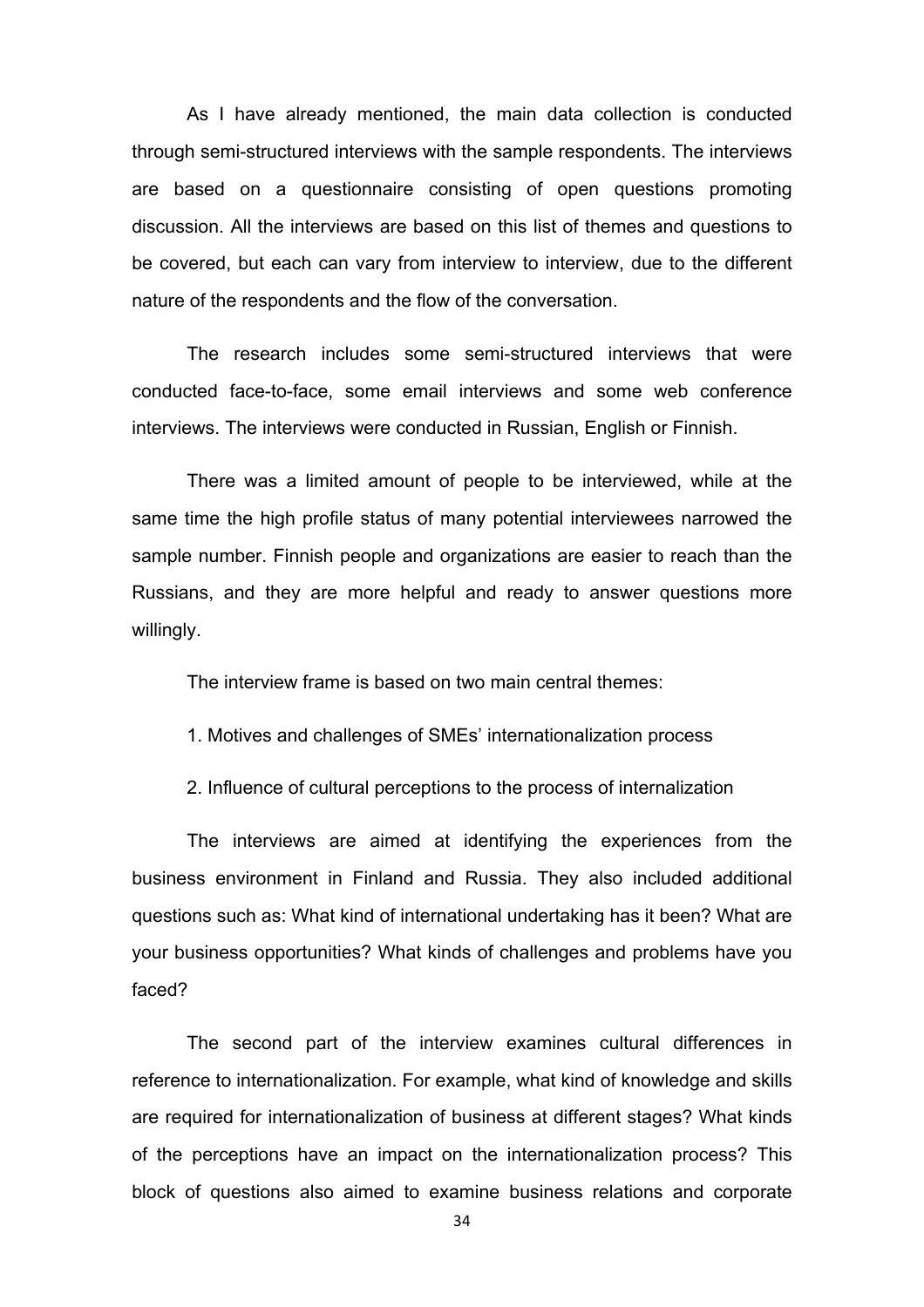As I have already mentioned, the main data collection is conducted through semi-structured interviews with the sample respondents. The interviews are based on a questionnaire consisting of open questions promoting discussion. All the interviews are based on this list of themes and questions to be covered, but each can vary from interview to interview, due to the different nature of the respondents and the flow of the conversation.

The research includes some semi-structured interviews that were conducted face-to-face, some email interviews and some web conference interviews. The interviews were conducted in Russian, English or Finnish.

There was a limited amount of people to be interviewed, while at the same time the high profile status of many potential interviewees narrowed the sample number. Finnish people and organizations are easier to reach than the Russians, and they are more helpful and ready to answer questions more willingly.

The interview frame is based on two main central themes:

1. Motives and challenges of SMEs' internationalization process
2. Influence of cultural perceptions to the process of internalization

The interviews are aimed at identifying the experiences from the business environment in Finland and Russia. They also included additional questions such as: What kind of international undertaking has it been? What are your business opportunities? What kinds of challenges and problems have you faced?

The second part of the interview examines cultural differences in reference to internationalization. For example, what kind of knowledge and skills are required for internationalization of business at different stages? What kinds of the perceptions have an impact on the internationalization process? This block of questions also aimed to examine business relations and corporate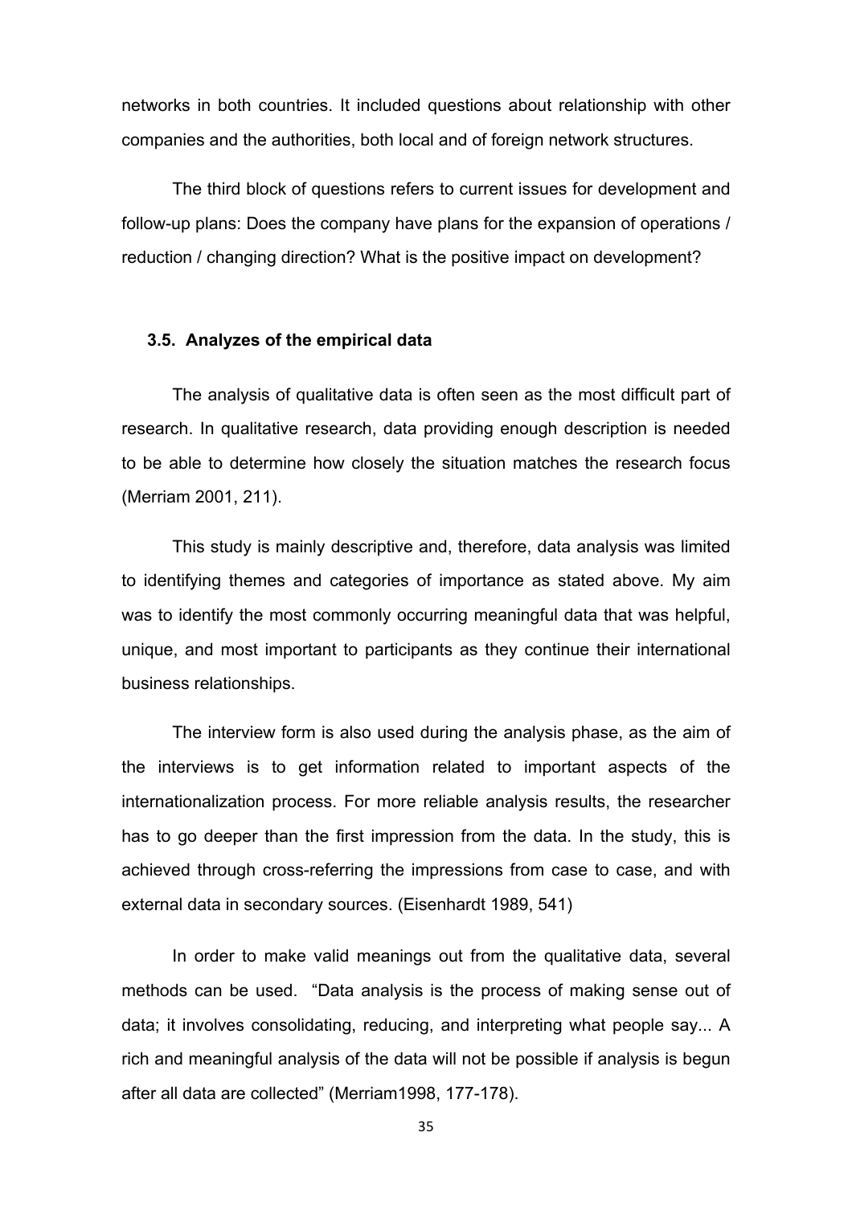networks in both countries. It included questions about relationship with other companies and the authorities, both local and of foreign network structures.

The third block of questions refers to current issues for development and follow-up plans: Does the company have plans for the expansion of operations / reduction / changing direction? What is the positive impact on development?

### 3.5. Analyzes of the empirical data

The analysis of qualitative data is often seen as the most difficult part of research. In qualitative research, data providing enough description is needed to be able to determine how closely the situation matches the research focus (Merriam 2001, 211).

This study is mainly descriptive and, therefore, data analysis was limited to identifying themes and categories of importance as stated above. My aim was to identify the most commonly occurring meaningful data that was helpful, unique, and most important to participants as they continue their international business relationships.

The interview form is also used during the analysis phase, as the aim of the interviews is to get information related to important aspects of the internationalization process. For more reliable analysis results, the researcher has to go deeper than the first impression from the data. In the study, this is achieved through cross-referring the impressions from case to case, and with external data in secondary sources. (Eisenhardt 1989, 541)

In order to make valid meanings out from the qualitative data, several methods can be used. "Data analysis is the process of making sense out of data; it involves consolidating, reducing, and interpreting what people say... A rich and meaningful analysis of the data will not be possible if analysis is begun after all data are collected" (Merriam1998, 177-178).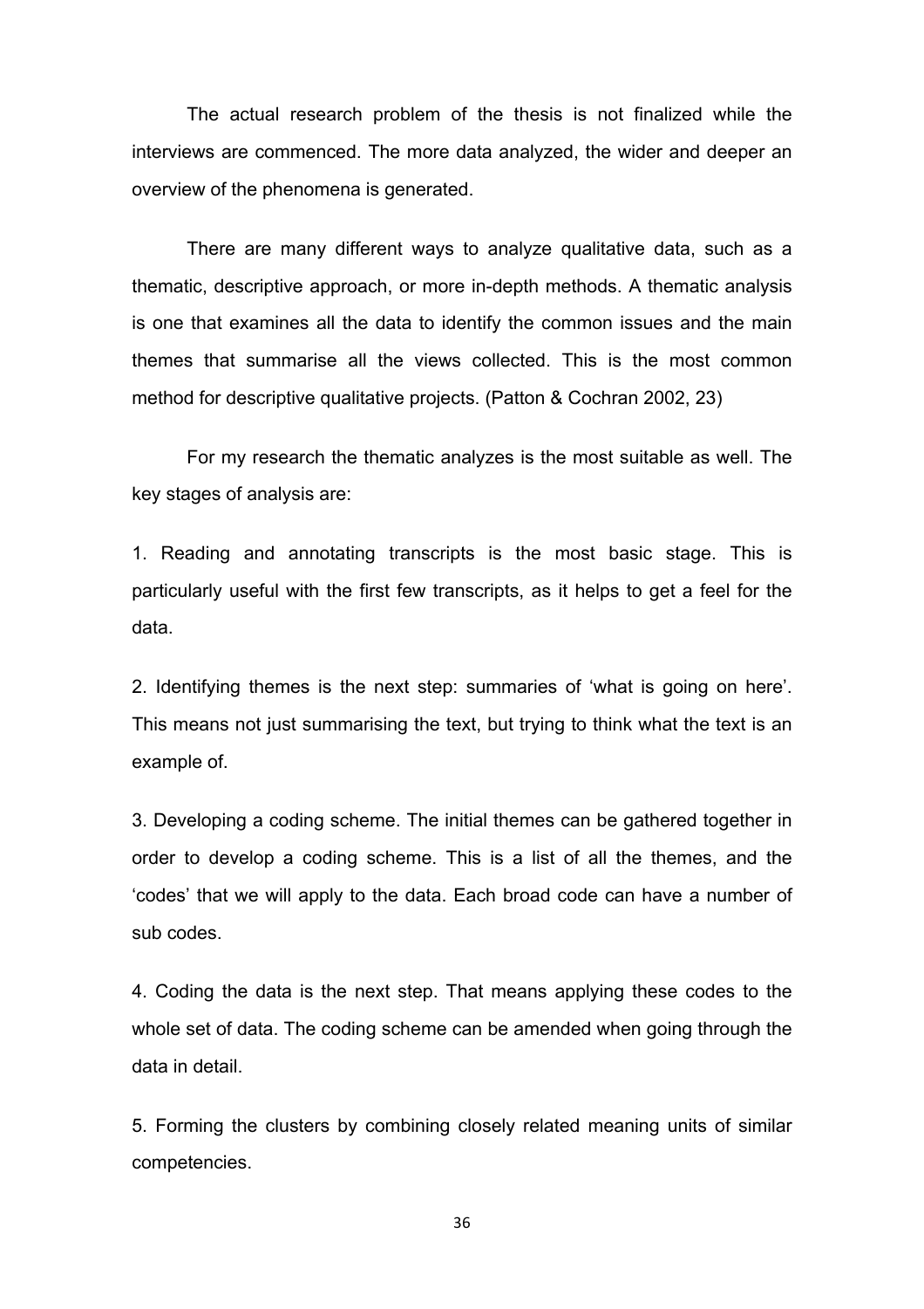The actual research problem of the thesis is not finalized while the interviews are commenced. The more data analyzed, the wider and deeper an overview of the phenomena is generated.

There are many different ways to analyze qualitative data, such as a thematic, descriptive approach, or more in-depth methods. A thematic analysis is one that examines all the data to identify the common issues and the main themes that summarise all the views collected. This is the most common method for descriptive qualitative projects. (Patton & Cochran 2002, 23)

For my research the thematic analyzes is the most suitable as well. The key stages of analysis are:

1. Reading and annotating transcripts is the most basic stage. This is particularly useful with the first few transcripts, as it helps to get a feel for the data.

2. Identifying themes is the next step: summaries of 'what is going on here'. This means not just summarising the text, but trying to think what the text is an example of.

3. Developing a coding scheme. The initial themes can be gathered together in order to develop a coding scheme. This is a list of all the themes, and the 'codes' that we will apply to the data. Each broad code can have a number of sub codes.

4. Coding the data is the next step. That means applying these codes to the whole set of data. The coding scheme can be amended when going through the data in detail.

5. Forming the clusters by combining closely related meaning units of similar competencies.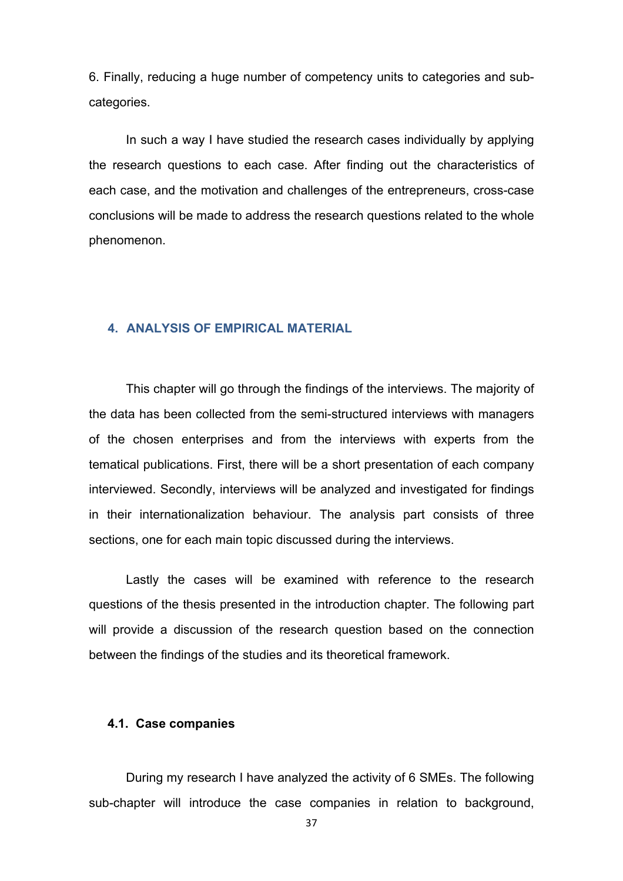6. Finally, reducing a huge number of competency units to categories and sub-categories.

In such a way I have studied the research cases individually by applying the research questions to each case. After finding out the characteristics of each case, and the motivation and challenges of the entrepreneurs, cross-case conclusions will be made to address the research questions related to the whole phenomenon.

## 4. ANALYSIS OF EMPIRICAL MATERIAL

This chapter will go through the findings of the interviews. The majority of the data has been collected from the semi-structured interviews with managers of the chosen enterprises and from the interviews with experts from the tematical publications. First, there will be a short presentation of each company interviewed. Secondly, interviews will be analyzed and investigated for findings in their internationalization behaviour. The analysis part consists of three sections, one for each main topic discussed during the interviews.

Lastly the cases will be examined with reference to the research questions of the thesis presented in the introduction chapter. The following part will provide a discussion of the research question based on the connection between the findings of the studies and its theoretical framework.

### 4.1. Case companies

During my research I have analyzed the activity of 6 SMEs. The following sub-chapter will introduce the case companies in relation to background,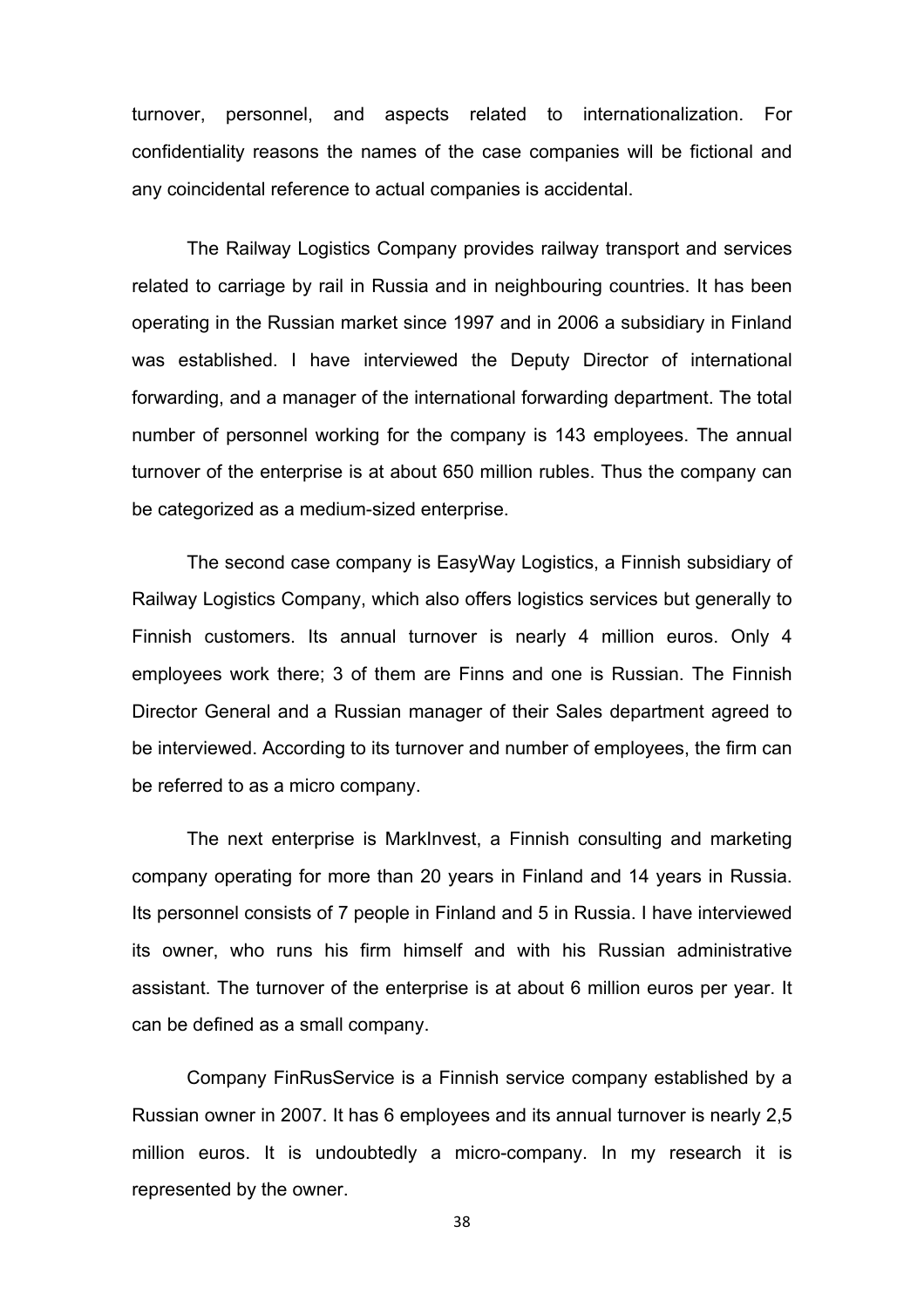turnover, personnel, and aspects related to internationalization. For confidentiality reasons the names of the case companies will be fictional and any coincidental reference to actual companies is accidental.

The Railway Logistics Company provides railway transport and services related to carriage by rail in Russia and in neighbouring countries. It has been operating in the Russian market since 1997 and in 2006 a subsidiary in Finland was established. I have interviewed the Deputy Director of international forwarding, and a manager of the international forwarding department. The total number of personnel working for the company is 143 employees. The annual turnover of the enterprise is at about 650 million rubles. Thus the company can be categorized as a medium-sized enterprise.

The second case company is EasyWay Logistics, a Finnish subsidiary of Railway Logistics Company, which also offers logistics services but generally to Finnish customers. Its annual turnover is nearly 4 million euros. Only 4 employees work there; 3 of them are Finns and one is Russian. The Finnish Director General and a Russian manager of their Sales department agreed to be interviewed. According to its turnover and number of employees, the firm can be referred to as a micro company.

The next enterprise is MarkInvest, a Finnish consulting and marketing company operating for more than 20 years in Finland and 14 years in Russia. Its personnel consists of 7 people in Finland and 5 in Russia. I have interviewed its owner, who runs his firm himself and with his Russian administrative assistant. The turnover of the enterprise is at about 6 million euros per year. It can be defined as a small company.

Company FinRusService is a Finnish service company established by a Russian owner in 2007. It has 6 employees and its annual turnover is nearly 2,5 million euros. It is undoubtedly a micro-company. In my research it is represented by the owner.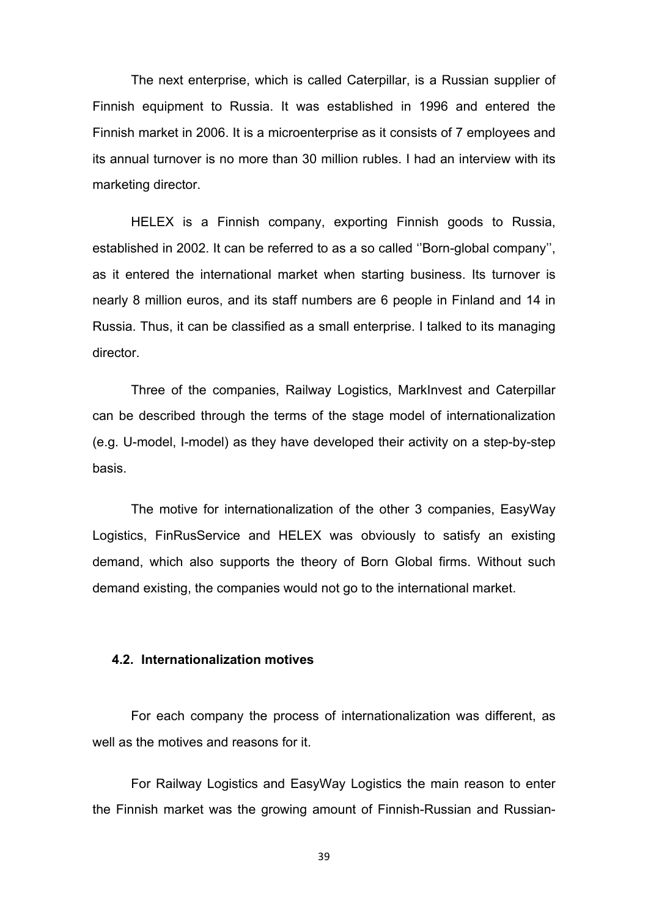The next enterprise, which is called Caterpillar, is a Russian supplier of Finnish equipment to Russia. It was established in 1996 and entered the Finnish market in 2006. It is a microenterprise as it consists of 7 employees and its annual turnover is no more than 30 million rubles. I had an interview with its marketing director.

HELEX is a Finnish company, exporting Finnish goods to Russia, established in 2002. It can be referred to as a so called ''Born-global company'', as it entered the international market when starting business. Its turnover is nearly 8 million euros, and its staff numbers are 6 people in Finland and 14 in Russia. Thus, it can be classified as a small enterprise. I talked to its managing director.

Three of the companies, Railway Logistics, MarkInvest and Caterpillar can be described through the terms of the stage model of internationalization (e.g. U-model, I-model) as they have developed their activity on a step-by-step basis.

The motive for internationalization of the other 3 companies, EasyWay Logistics, FinRusService and HELEX was obviously to satisfy an existing demand, which also supports the theory of Born Global firms. Without such demand existing, the companies would not go to the international market.

### 4.2. Internationalization motives

For each company the process of internationalization was different, as well as the motives and reasons for it.

For Railway Logistics and EasyWay Logistics the main reason to enter the Finnish market was the growing amount of Finnish-Russian and Russian-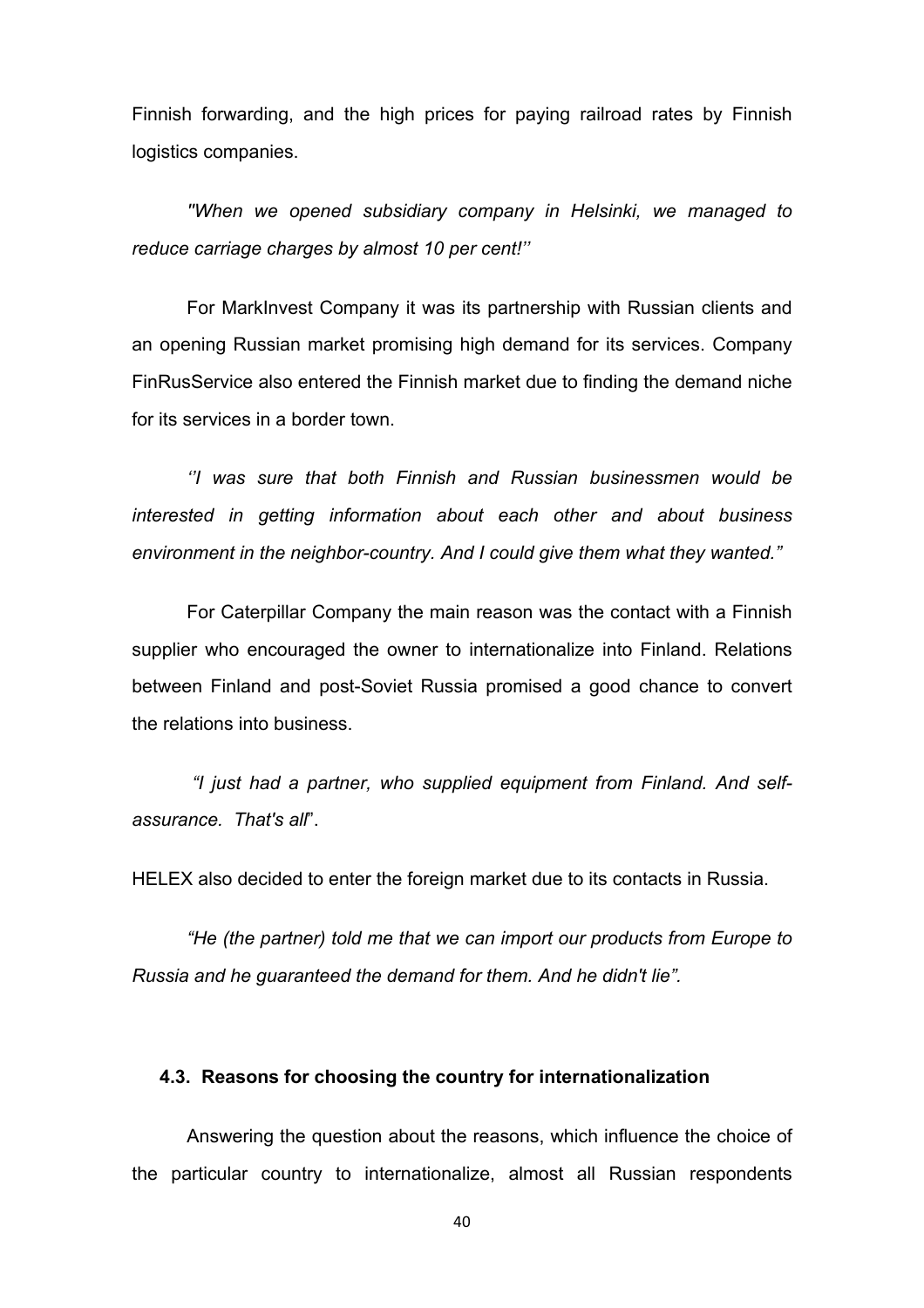Finnish forwarding, and the high prices for paying railroad rates by Finnish logistics companies.

*''When we opened subsidiary company in Helsinki, we managed to reduce carriage charges by almost 10 per cent!''*

For MarkInvest Company it was its partnership with Russian clients and an opening Russian market promising high demand for its services. Company FinRusService also entered the Finnish market due to finding the demand niche for its services in a border town.

*''I was sure that both Finnish and Russian businessmen would be interested in getting information about each other and about business environment in the neighbor-country. And I could give them what they wanted."*

For Caterpillar Company the main reason was the contact with a Finnish supplier who encouraged the owner to internationalize into Finland. Relations between Finland and post-Soviet Russia promised a good chance to convert the relations into business.

*"I just had a partner, who supplied equipment from Finland. And self-assurance. That's all*".

HELEX also decided to enter the foreign market due to its contacts in Russia.

*"He (the partner) told me that we can import our products from Europe to Russia and he guaranteed the demand for them. And he didn't lie".*

### 4.3. Reasons for choosing the country for internationalization

Answering the question about the reasons, which influence the choice of the particular country to internationalize, almost all Russian respondents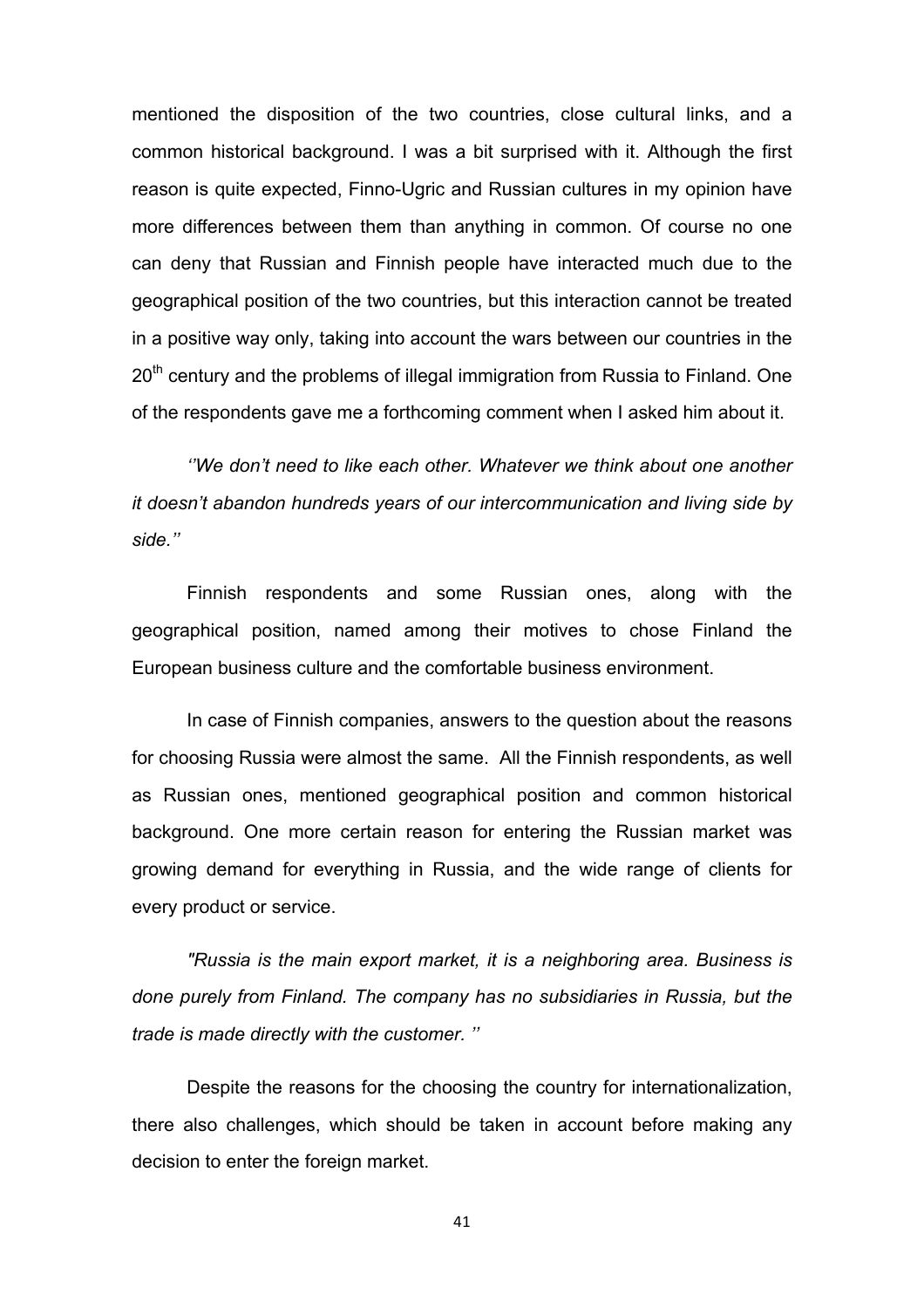mentioned the disposition of the two countries, close cultural links, and a common historical background. I was a bit surprised with it. Although the first reason is quite expected, Finno-Ugric and Russian cultures in my opinion have more differences between them than anything in common. Of course no one can deny that Russian and Finnish people have interacted much due to the geographical position of the two countries, but this interaction cannot be treated in a positive way only, taking into account the wars between our countries in the 20th century and the problems of illegal immigration from Russia to Finland. One of the respondents gave me a forthcoming comment when I asked him about it.

*''We don't need to like each other. Whatever we think about one another it doesn't abandon hundreds years of our intercommunication and living side by side.''*

Finnish respondents and some Russian ones, along with the geographical position, named among their motives to chose Finland the European business culture and the comfortable business environment.

In case of Finnish companies, answers to the question about the reasons for choosing Russia were almost the same. All the Finnish respondents, as well as Russian ones, mentioned geographical position and common historical background. One more certain reason for entering the Russian market was growing demand for everything in Russia, and the wide range of clients for every product or service.

*"Russia is the main export market, it is a neighboring area. Business is done purely from Finland. The company has no subsidiaries in Russia, but the trade is made directly with the customer. ''*

Despite the reasons for the choosing the country for internationalization, there also challenges, which should be taken in account before making any decision to enter the foreign market.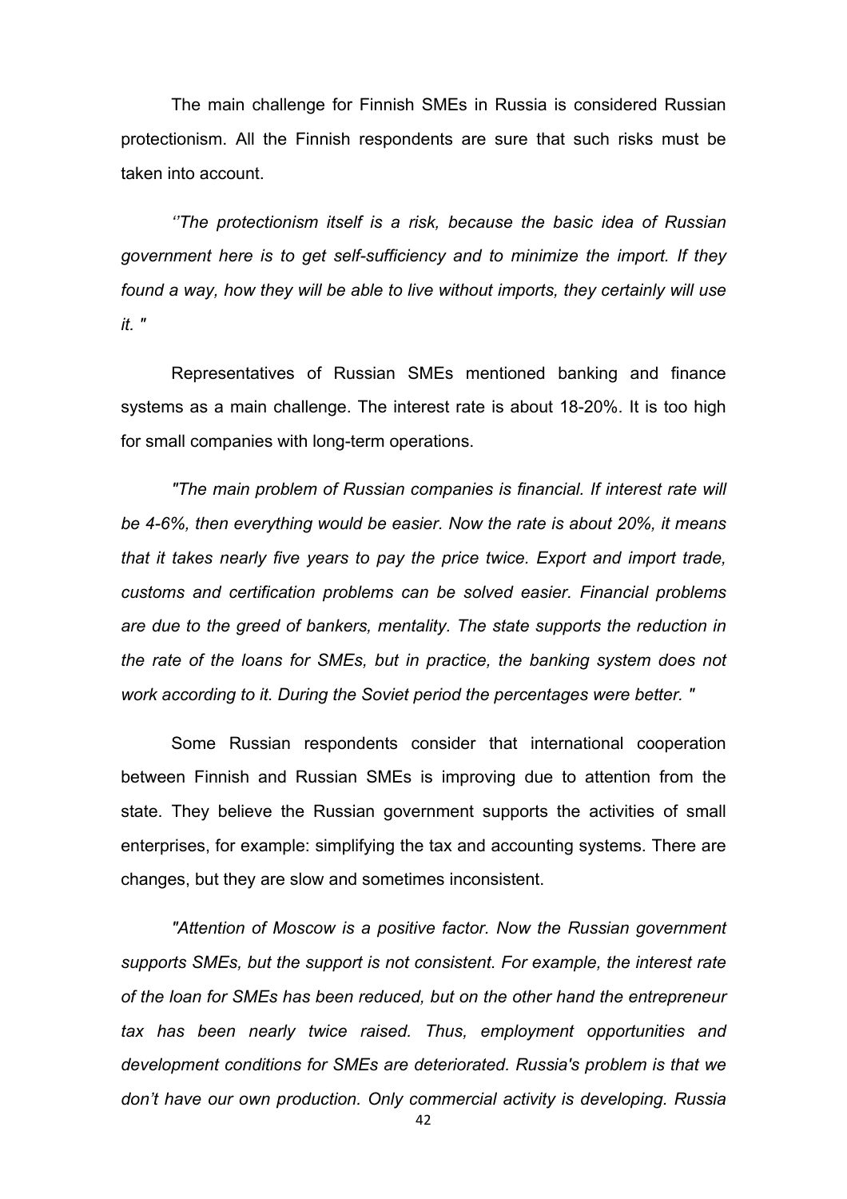The main challenge for Finnish SMEs in Russia is considered Russian protectionism. All the Finnish respondents are sure that such risks must be taken into account.

*''The protectionism itself is a risk, because the basic idea of Russian government here is to get self-sufficiency and to minimize the import. If they found a way, how they will be able to live without imports, they certainly will use it. "*

Representatives of Russian SMEs mentioned banking and finance systems as a main challenge. The interest rate is about 18-20%. It is too high for small companies with long-term operations.

*"The main problem of Russian companies is financial. If interest rate will be 4-6%, then everything would be easier. Now the rate is about 20%, it means that it takes nearly five years to pay the price twice. Export and import trade, customs and certification problems can be solved easier. Financial problems are due to the greed of bankers, mentality. The state supports the reduction in the rate of the loans for SMEs, but in practice, the banking system does not work according to it. During the Soviet period the percentages were better. "*

Some Russian respondents consider that international cooperation between Finnish and Russian SMEs is improving due to attention from the state. They believe the Russian government supports the activities of small enterprises, for example: simplifying the tax and accounting systems. There are changes, but they are slow and sometimes inconsistent.

*"Attention of Moscow is a positive factor. Now the Russian government supports SMEs, but the support is not consistent. For example, the interest rate of the loan for SMEs has been reduced, but on the other hand the entrepreneur tax has been nearly twice raised. Thus, employment opportunities and development conditions for SMEs are deteriorated. Russia's problem is that we don't have our own production. Only commercial activity is developing. Russia*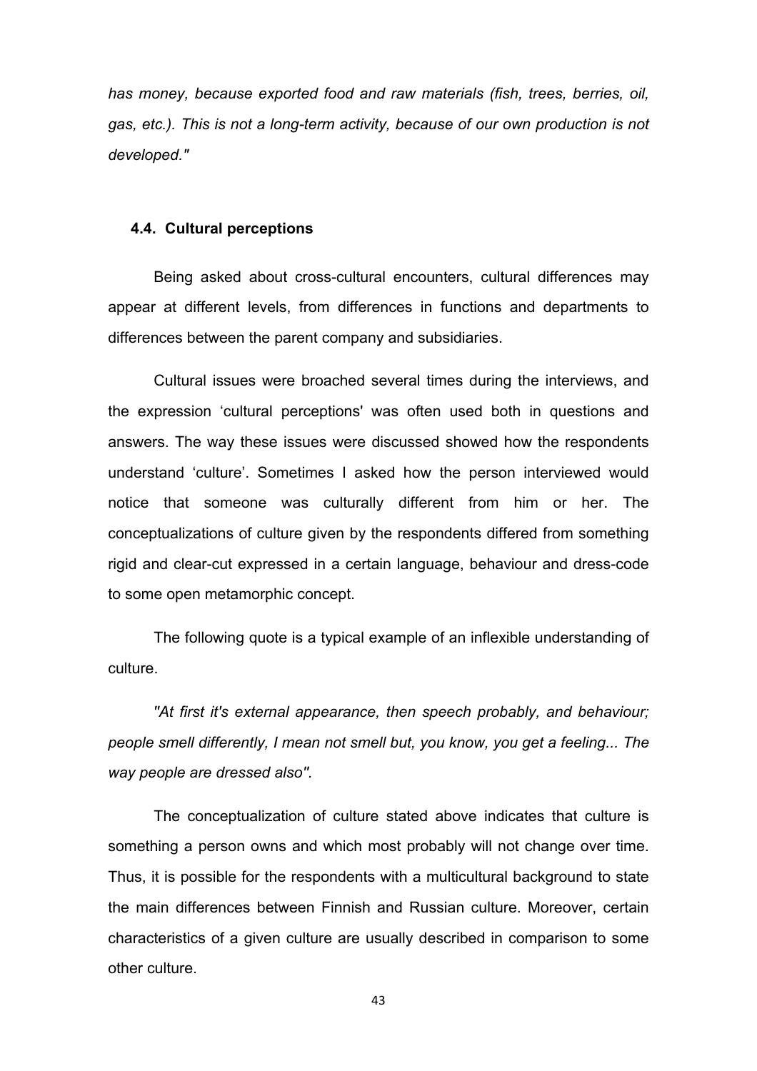*has money, because exported food and raw materials (fish, trees, berries, oil, gas, etc.). This is not a long-term activity, because of our own production is not developed."*

### 4.4. Cultural perceptions

Being asked about cross-cultural encounters, cultural differences may appear at different levels, from differences in functions and departments to differences between the parent company and subsidiaries.

Cultural issues were broached several times during the interviews, and the expression 'cultural perceptions' was often used both in questions and answers. The way these issues were discussed showed how the respondents understand 'culture'. Sometimes I asked how the person interviewed would notice that someone was culturally different from him or her. The conceptualizations of culture given by the respondents differed from something rigid and clear-cut expressed in a certain language, behaviour and dress-code to some open metamorphic concept.

The following quote is a typical example of an inflexible understanding of culture.

*"At first it's external appearance, then speech probably, and behaviour; people smell differently, I mean not smell but, you know, you get a feeling... The way people are dressed also".*

The conceptualization of culture stated above indicates that culture is something a person owns and which most probably will not change over time. Thus, it is possible for the respondents with a multicultural background to state the main differences between Finnish and Russian culture. Moreover, certain characteristics of a given culture are usually described in comparison to some other culture.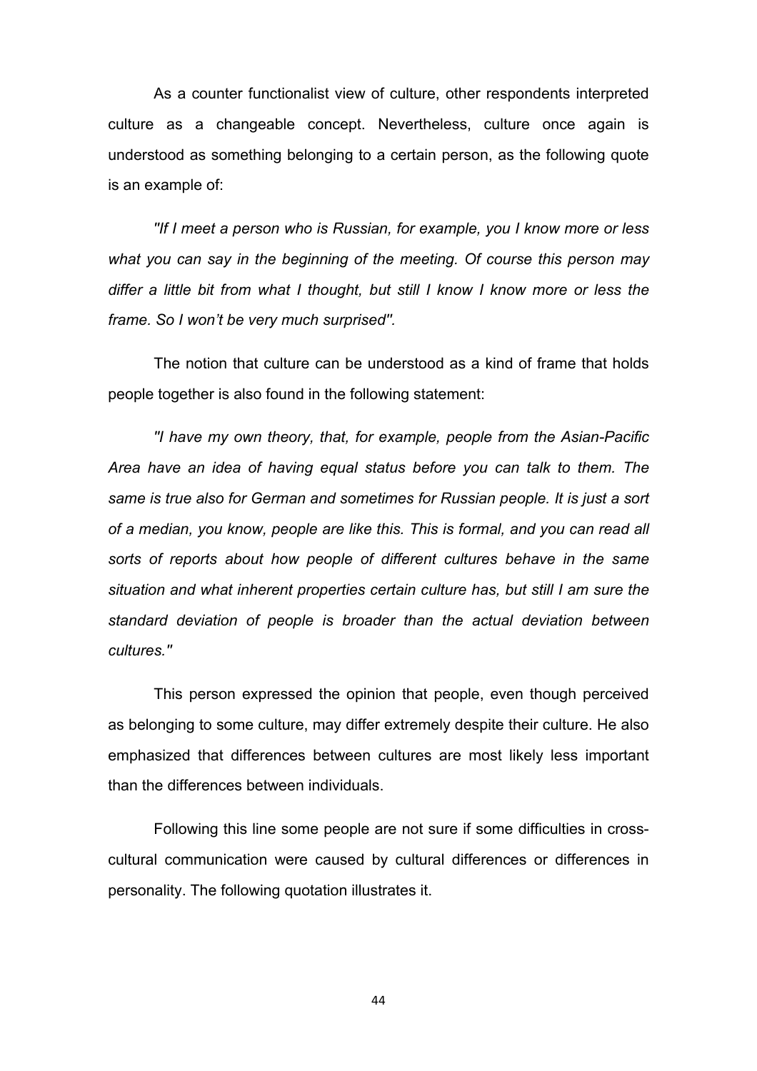As a counter functionalist view of culture, other respondents interpreted culture as a changeable concept. Nevertheless, culture once again is understood as something belonging to a certain person, as the following quote is an example of:

*"If I meet a person who is Russian, for example, you I know more or less what you can say in the beginning of the meeting. Of course this person may differ a little bit from what I thought, but still I know I know more or less the frame. So I won't be very much surprised".*

The notion that culture can be understood as a kind of frame that holds people together is also found in the following statement:

*"I have my own theory, that, for example, people from the Asian-Pacific Area have an idea of having equal status before you can talk to them. The same is true also for German and sometimes for Russian people. It is just a sort of a median, you know, people are like this. This is formal, and you can read all sorts of reports about how people of different cultures behave in the same situation and what inherent properties certain culture has, but still I am sure the standard deviation of people is broader than the actual deviation between cultures."*

This person expressed the opinion that people, even though perceived as belonging to some culture, may differ extremely despite their culture. He also emphasized that differences between cultures are most likely less important than the differences between individuals.

Following this line some people are not sure if some difficulties in cross-cultural communication were caused by cultural differences or differences in personality. The following quotation illustrates it.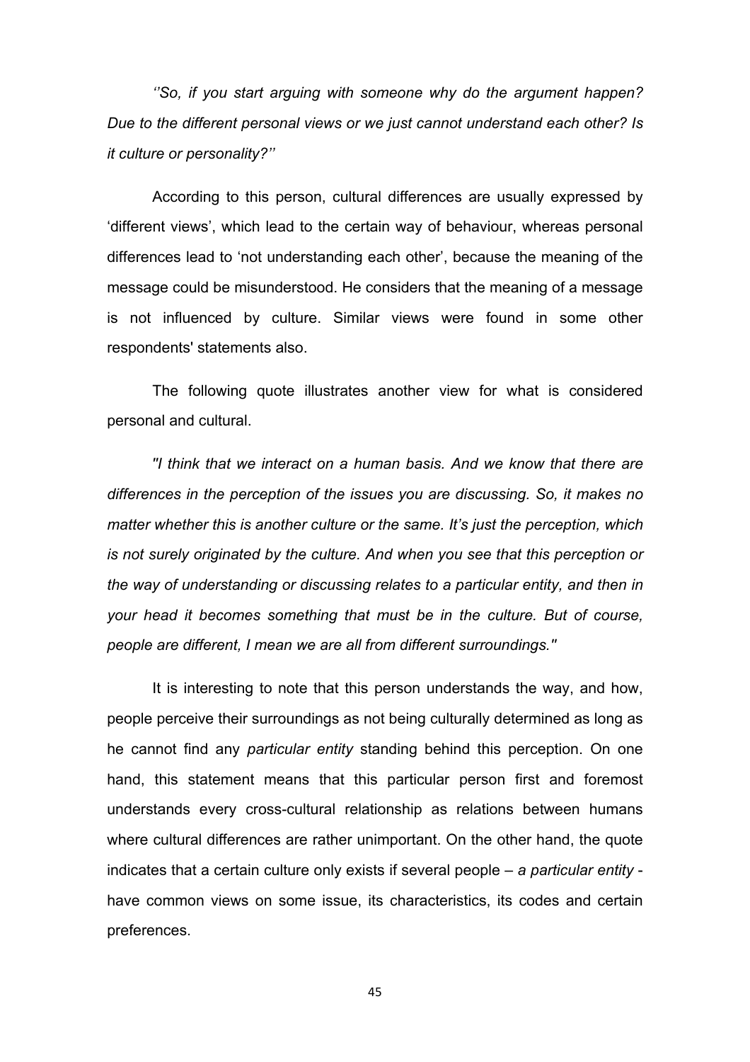*''So, if you start arguing with someone why do the argument happen? Due to the different personal views or we just cannot understand each other? Is it culture or personality?''*

According to this person, cultural differences are usually expressed by 'different views', which lead to the certain way of behaviour, whereas personal differences lead to 'not understanding each other', because the meaning of the message could be misunderstood. He considers that the meaning of a message is not influenced by culture. Similar views were found in some other respondents' statements also.

The following quote illustrates another view for what is considered personal and cultural.

*"I think that we interact on a human basis. And we know that there are differences in the perception of the issues you are discussing. So, it makes no matter whether this is another culture or the same. It's just the perception, which is not surely originated by the culture. And when you see that this perception or the way of understanding or discussing relates to a particular entity, and then in your head it becomes something that must be in the culture. But of course, people are different, I mean we are all from different surroundings."*

It is interesting to note that this person understands the way, and how, people perceive their surroundings as not being culturally determined as long as he cannot find any *particular entity* standing behind this perception. On one hand, this statement means that this particular person first and foremost understands every cross-cultural relationship as relations between humans where cultural differences are rather unimportant. On the other hand, the quote indicates that a certain culture only exists if several people – *a particular entity* - have common views on some issue, its characteristics, its codes and certain preferences.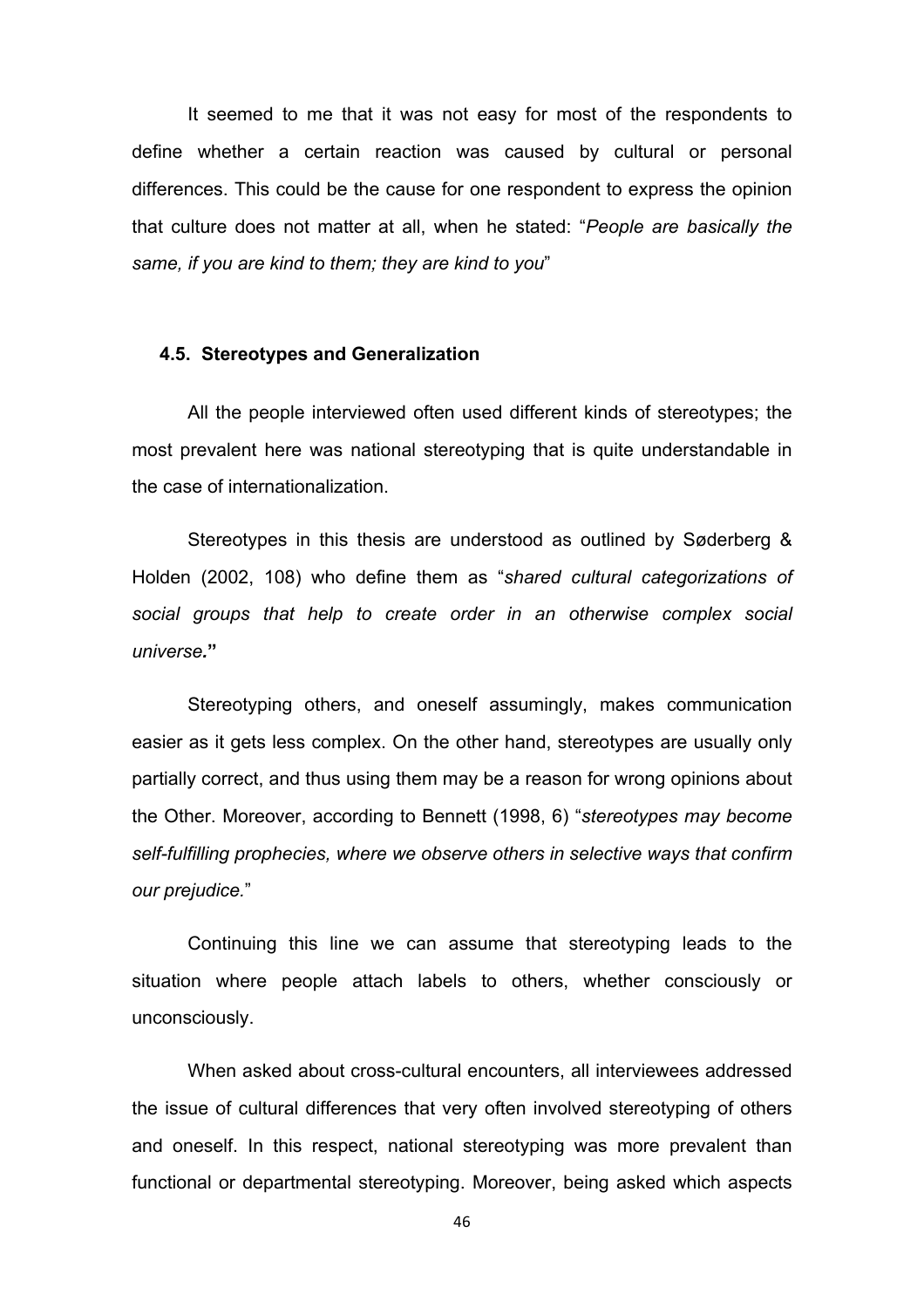It seemed to me that it was not easy for most of the respondents to define whether a certain reaction was caused by cultural or personal differences. This could be the cause for one respondent to express the opinion that culture does not matter at all, when he stated: "*People are basically the same, if you are kind to them; they are kind to you*"

### 4.5. Stereotypes and Generalization

All the people interviewed often used different kinds of stereotypes; the most prevalent here was national stereotyping that is quite understandable in the case of internationalization.

Stereotypes in this thesis are understood as outlined by Søderberg & Holden (2002, 108) who define them as "*shared cultural categorizations of social groups that help to create order in an otherwise complex social universe.***"**

Stereotyping others, and oneself assumingly, makes communication easier as it gets less complex. On the other hand, stereotypes are usually only partially correct, and thus using them may be a reason for wrong opinions about the Other. Moreover, according to Bennett (1998, 6) "*stereotypes may become self-fulfilling prophecies, where we observe others in selective ways that confirm our prejudice.*"

Continuing this line we can assume that stereotyping leads to the situation where people attach labels to others, whether consciously or unconsciously.

When asked about cross-cultural encounters, all interviewees addressed the issue of cultural differences that very often involved stereotyping of others and oneself. In this respect, national stereotyping was more prevalent than functional or departmental stereotyping. Moreover, being asked which aspects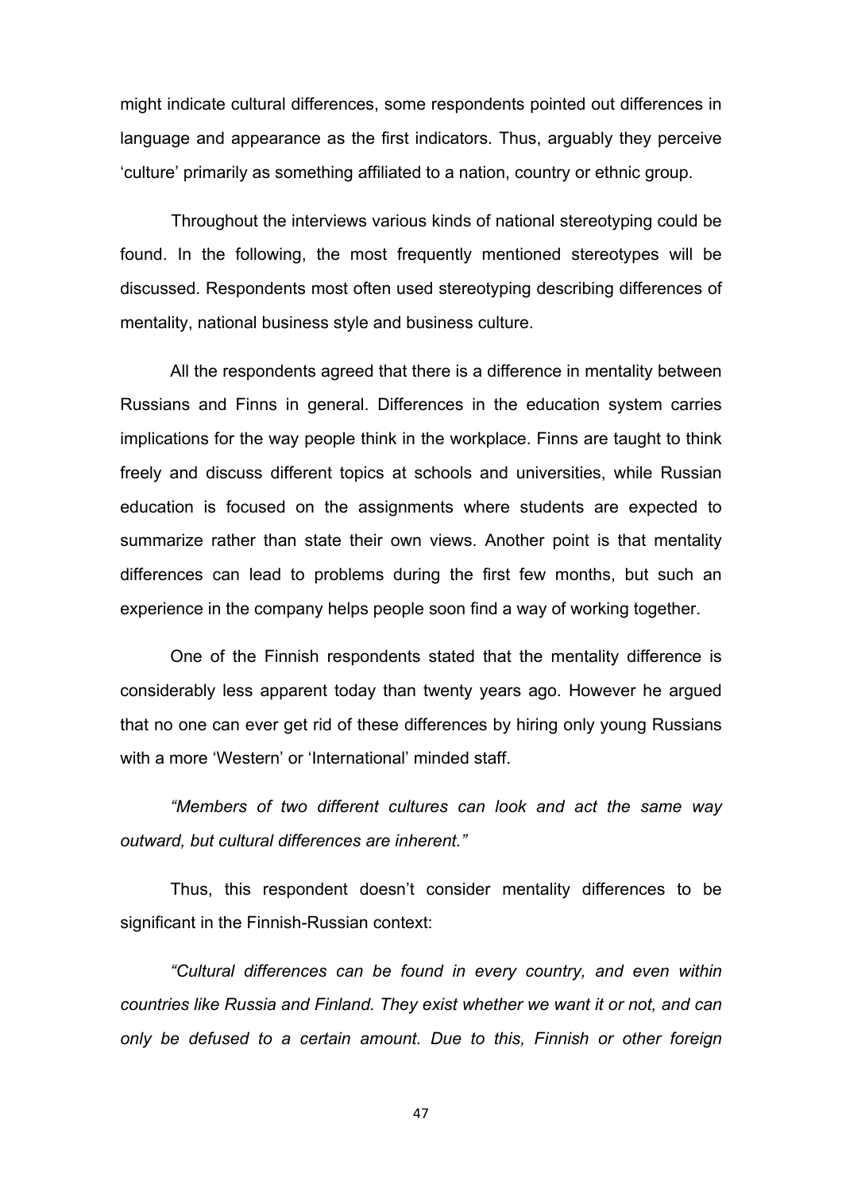might indicate cultural differences, some respondents pointed out differences in language and appearance as the first indicators. Thus, arguably they perceive 'culture' primarily as something affiliated to a nation, country or ethnic group.

Throughout the interviews various kinds of national stereotyping could be found. In the following, the most frequently mentioned stereotypes will be discussed. Respondents most often used stereotyping describing differences of mentality, national business style and business culture.

All the respondents agreed that there is a difference in mentality between Russians and Finns in general. Differences in the education system carries implications for the way people think in the workplace. Finns are taught to think freely and discuss different topics at schools and universities, while Russian education is focused on the assignments where students are expected to summarize rather than state their own views. Another point is that mentality differences can lead to problems during the first few months, but such an experience in the company helps people soon find a way of working together.

One of the Finnish respondents stated that the mentality difference is considerably less apparent today than twenty years ago. However he argued that no one can ever get rid of these differences by hiring only young Russians with a more 'Western' or 'International' minded staff.

*"Members of two different cultures can look and act the same way outward, but cultural differences are inherent."*

Thus, this respondent doesn't consider mentality differences to be significant in the Finnish-Russian context:

*"Cultural differences can be found in every country, and even within countries like Russia and Finland. They exist whether we want it or not, and can only be defused to a certain amount. Due to this, Finnish or other foreign*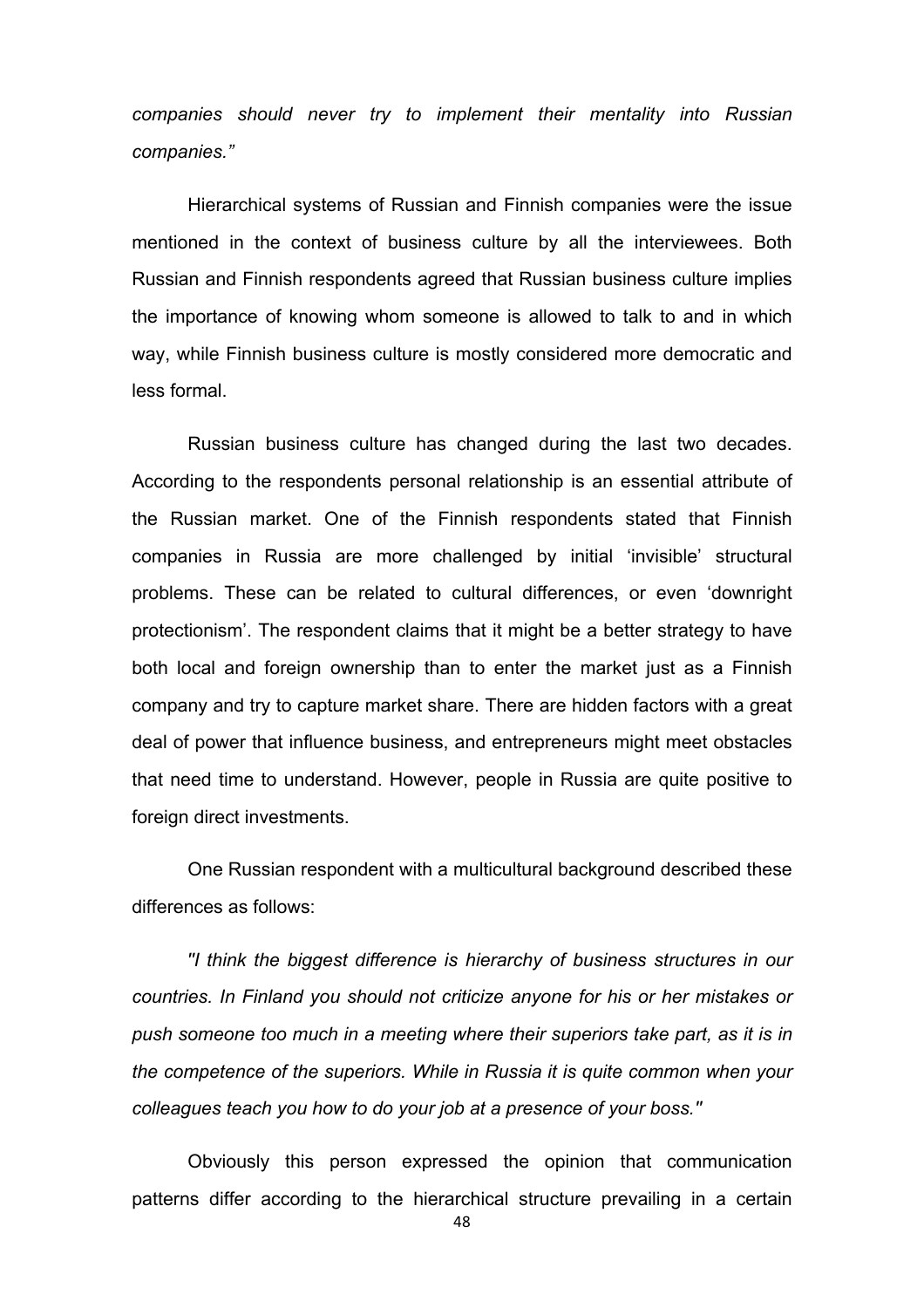*companies should never try to implement their mentality into Russian companies."*

Hierarchical systems of Russian and Finnish companies were the issue mentioned in the context of business culture by all the interviewees. Both Russian and Finnish respondents agreed that Russian business culture implies the importance of knowing whom someone is allowed to talk to and in which way, while Finnish business culture is mostly considered more democratic and less formal.

Russian business culture has changed during the last two decades. According to the respondents personal relationship is an essential attribute of the Russian market. One of the Finnish respondents stated that Finnish companies in Russia are more challenged by initial 'invisible' structural problems. These can be related to cultural differences, or even 'downright protectionism'. The respondent claims that it might be a better strategy to have both local and foreign ownership than to enter the market just as a Finnish company and try to capture market share. There are hidden factors with a great deal of power that influence business, and entrepreneurs might meet obstacles that need time to understand. However, people in Russia are quite positive to foreign direct investments.

One Russian respondent with a multicultural background described these differences as follows:

*"I think the biggest difference is hierarchy of business structures in our countries. In Finland you should not criticize anyone for his or her mistakes or push someone too much in a meeting where their superiors take part, as it is in the competence of the superiors. While in Russia it is quite common when your colleagues teach you how to do your job at a presence of your boss."*

Obviously this person expressed the opinion that communication patterns differ according to the hierarchical structure prevailing in a certain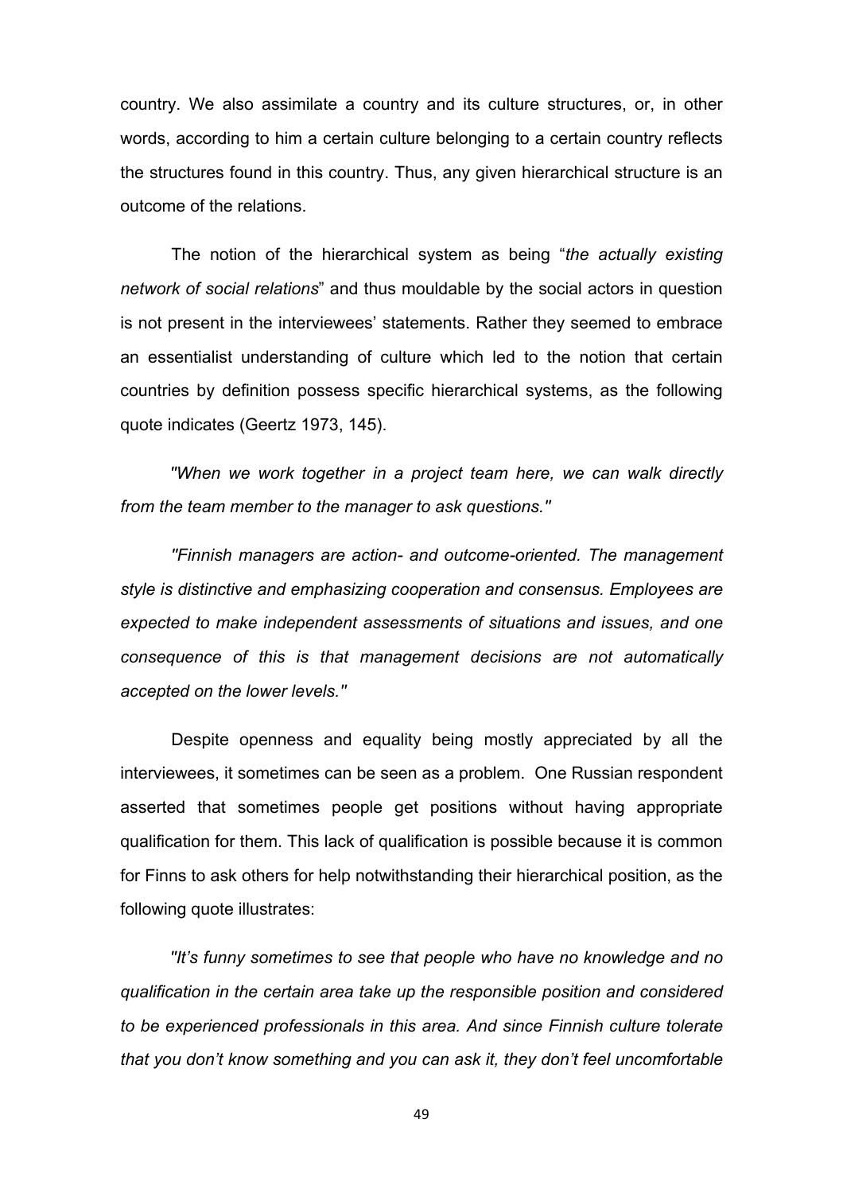country. We also assimilate a country and its culture structures, or, in other words, according to him a certain culture belonging to a certain country reflects the structures found in this country. Thus, any given hierarchical structure is an outcome of the relations.

The notion of the hierarchical system as being "*the actually existing network of social relations*" and thus mouldable by the social actors in question is not present in the interviewees' statements. Rather they seemed to embrace an essentialist understanding of culture which led to the notion that certain countries by definition possess specific hierarchical systems, as the following quote indicates (Geertz 1973, 145).

*"When we work together in a project team here, we can walk directly from the team member to the manager to ask questions."*

*"Finnish managers are action- and outcome-oriented. The management style is distinctive and emphasizing cooperation and consensus. Employees are expected to make independent assessments of situations and issues, and one consequence of this is that management decisions are not automatically accepted on the lower levels."*

Despite openness and equality being mostly appreciated by all the interviewees, it sometimes can be seen as a problem. One Russian respondent asserted that sometimes people get positions without having appropriate qualification for them. This lack of qualification is possible because it is common for Finns to ask others for help notwithstanding their hierarchical position, as the following quote illustrates:

*"It's funny sometimes to see that people who have no knowledge and no qualification in the certain area take up the responsible position and considered to be experienced professionals in this area. And since Finnish culture tolerate that you don't know something and you can ask it, they don't feel uncomfortable*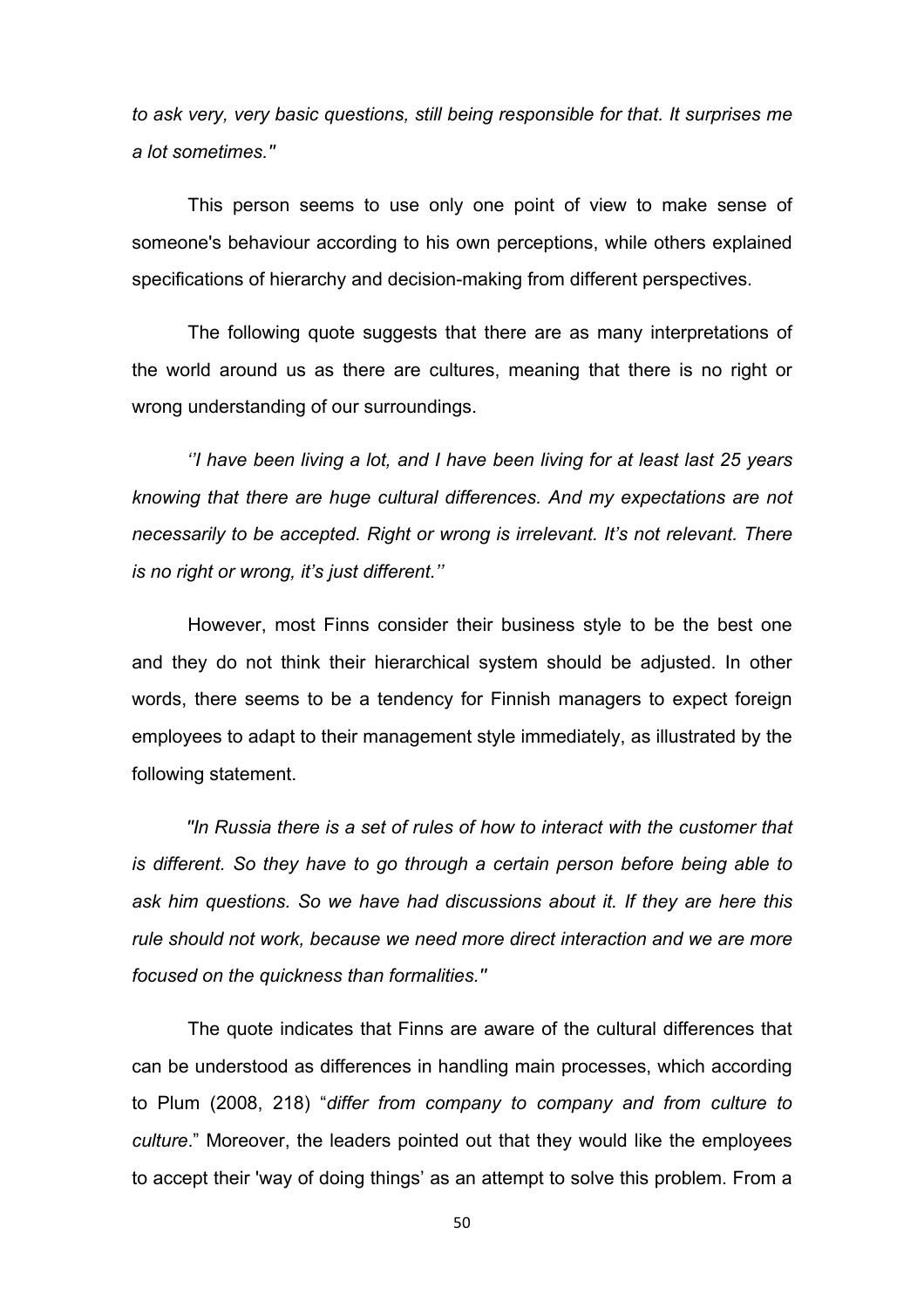*to ask very, very basic questions, still being responsible for that. It surprises me a lot sometimes."*

This person seems to use only one point of view to make sense of someone's behaviour according to his own perceptions, while others explained specifications of hierarchy and decision-making from different perspectives.

The following quote suggests that there are as many interpretations of the world around us as there are cultures, meaning that there is no right or wrong understanding of our surroundings.

*''I have been living a lot, and I have been living for at least last 25 years knowing that there are huge cultural differences. And my expectations are not necessarily to be accepted. Right or wrong is irrelevant. It's not relevant. There is no right or wrong, it's just different.''*

However, most Finns consider their business style to be the best one and they do not think their hierarchical system should be adjusted. In other words, there seems to be a tendency for Finnish managers to expect foreign employees to adapt to their management style immediately, as illustrated by the following statement.

*"In Russia there is a set of rules of how to interact with the customer that is different. So they have to go through a certain person before being able to ask him questions. So we have had discussions about it. If they are here this rule should not work, because we need more direct interaction and we are more focused on the quickness than formalities."*

The quote indicates that Finns are aware of the cultural differences that can be understood as differences in handling main processes, which according to Plum (2008, 218) "*differ from company to company and from culture to culture*." Moreover, the leaders pointed out that they would like the employees to accept their 'way of doing things' as an attempt to solve this problem. From a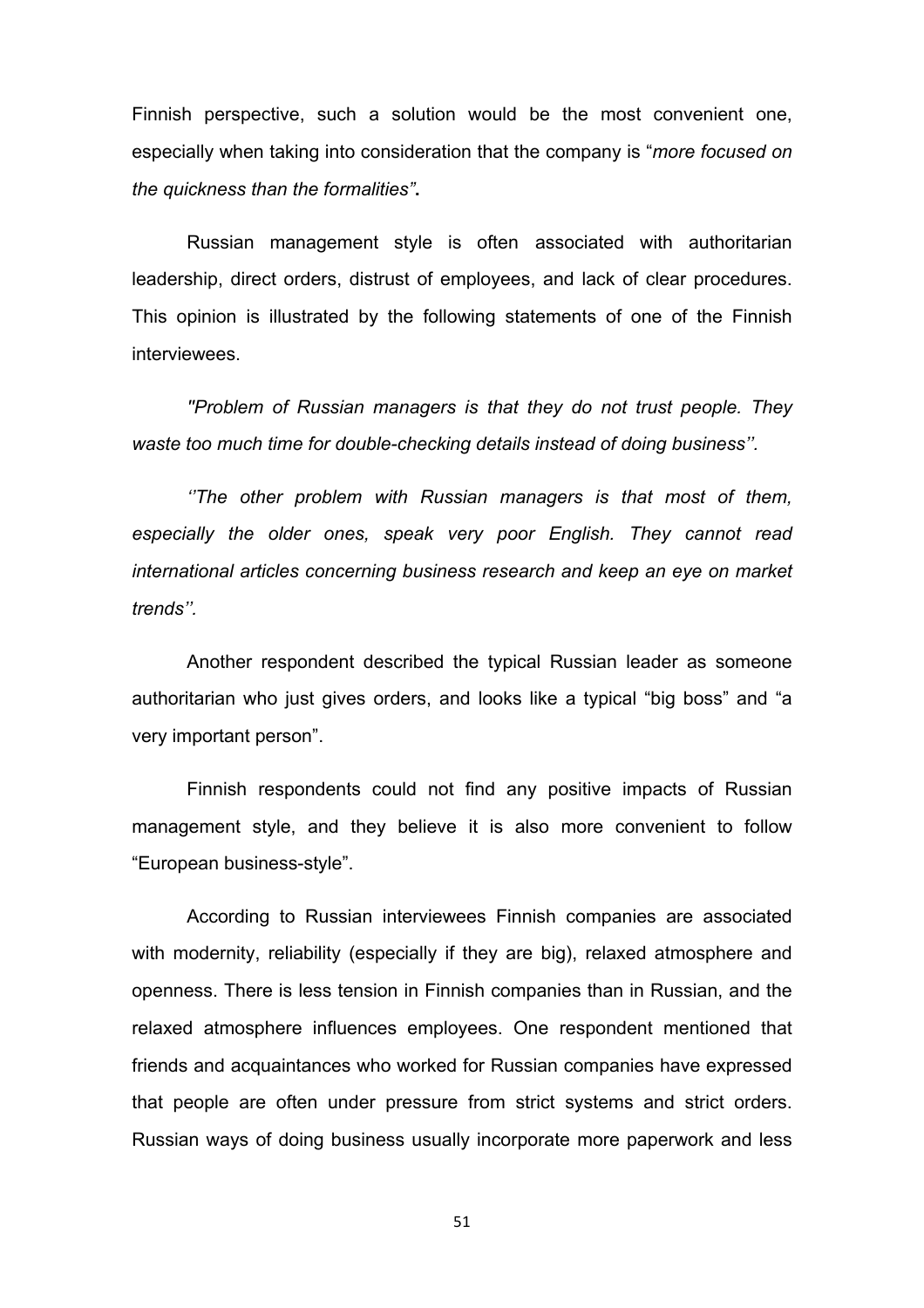Finnish perspective, such a solution would be the most convenient one, especially when taking into consideration that the company is "*more focused on the quickness than the formalities"*.

Russian management style is often associated with authoritarian leadership, direct orders, distrust of employees, and lack of clear procedures. This opinion is illustrated by the following statements of one of the Finnish interviewees.

*"Problem of Russian managers is that they do not trust people. They waste too much time for double-checking details instead of doing business''.*

*''The other problem with Russian managers is that most of them, especially the older ones, speak very poor English. They cannot read international articles concerning business research and keep an eye on market trends''.*

Another respondent described the typical Russian leader as someone authoritarian who just gives orders, and looks like a typical "big boss" and "a very important person".

Finnish respondents could not find any positive impacts of Russian management style, and they believe it is also more convenient to follow "European business-style".

According to Russian interviewees Finnish companies are associated with modernity, reliability (especially if they are big), relaxed atmosphere and openness. There is less tension in Finnish companies than in Russian, and the relaxed atmosphere influences employees. One respondent mentioned that friends and acquaintances who worked for Russian companies have expressed that people are often under pressure from strict systems and strict orders. Russian ways of doing business usually incorporate more paperwork and less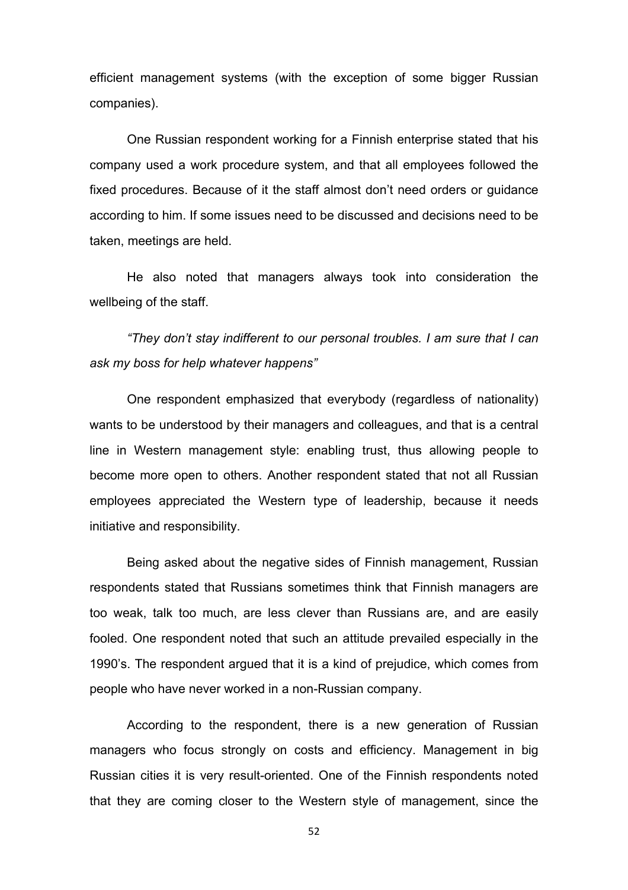efficient management systems (with the exception of some bigger Russian companies).

One Russian respondent working for a Finnish enterprise stated that his company used a work procedure system, and that all employees followed the fixed procedures. Because of it the staff almost don't need orders or guidance according to him. If some issues need to be discussed and decisions need to be taken, meetings are held.

He also noted that managers always took into consideration the wellbeing of the staff.

*"They don't stay indifferent to our personal troubles. I am sure that I can ask my boss for help whatever happens"*

One respondent emphasized that everybody (regardless of nationality) wants to be understood by their managers and colleagues, and that is a central line in Western management style: enabling trust, thus allowing people to become more open to others. Another respondent stated that not all Russian employees appreciated the Western type of leadership, because it needs initiative and responsibility.

Being asked about the negative sides of Finnish management, Russian respondents stated that Russians sometimes think that Finnish managers are too weak, talk too much, are less clever than Russians are, and are easily fooled. One respondent noted that such an attitude prevailed especially in the 1990's. The respondent argued that it is a kind of prejudice, which comes from people who have never worked in a non-Russian company.

According to the respondent, there is a new generation of Russian managers who focus strongly on costs and efficiency. Management in big Russian cities it is very result-oriented. One of the Finnish respondents noted that they are coming closer to the Western style of management, since the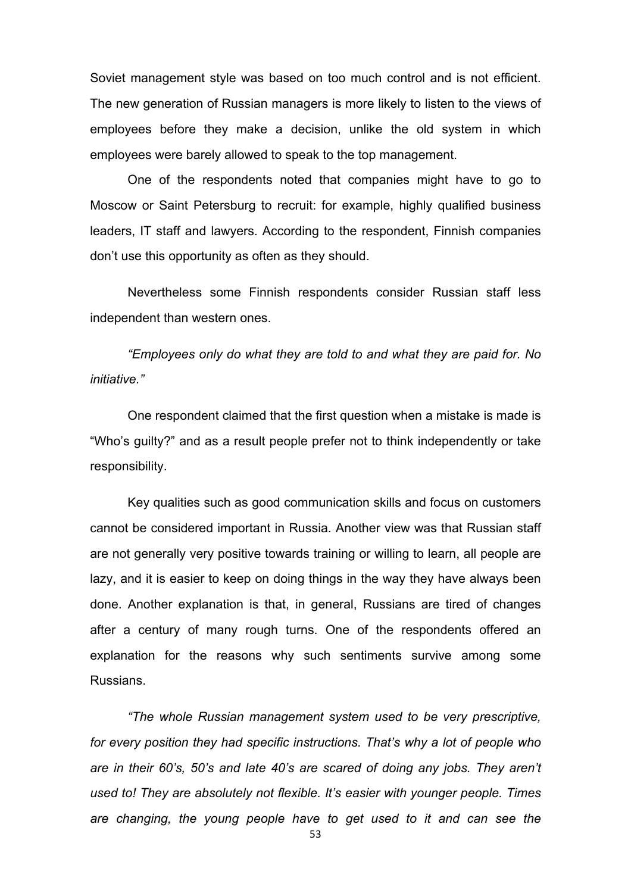Soviet management style was based on too much control and is not efficient. The new generation of Russian managers is more likely to listen to the views of employees before they make a decision, unlike the old system in which employees were barely allowed to speak to the top management.

One of the respondents noted that companies might have to go to Moscow or Saint Petersburg to recruit: for example, highly qualified business leaders, IT staff and lawyers. According to the respondent, Finnish companies don't use this opportunity as often as they should.

Nevertheless some Finnish respondents consider Russian staff less independent than western ones.

*"Employees only do what they are told to and what they are paid for. No initiative."*

One respondent claimed that the first question when a mistake is made is "Who's guilty?" and as a result people prefer not to think independently or take responsibility.

Key qualities such as good communication skills and focus on customers cannot be considered important in Russia. Another view was that Russian staff are not generally very positive towards training or willing to learn, all people are lazy, and it is easier to keep on doing things in the way they have always been done. Another explanation is that, in general, Russians are tired of changes after a century of many rough turns. One of the respondents offered an explanation for the reasons why such sentiments survive among some Russians.

*"The whole Russian management system used to be very prescriptive, for every position they had specific instructions. That's why a lot of people who are in their 60's, 50's and late 40's are scared of doing any jobs. They aren't used to! They are absolutely not flexible. It's easier with younger people. Times are changing, the young people have to get used to it and can see the*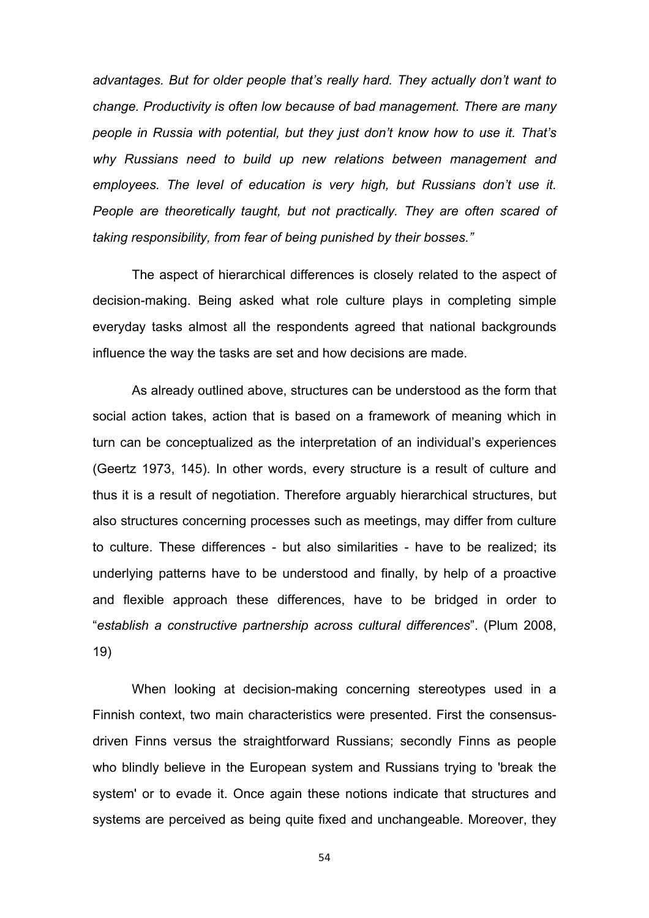*advantages. But for older people that's really hard. They actually don't want to change. Productivity is often low because of bad management. There are many people in Russia with potential, but they just don't know how to use it. That's why Russians need to build up new relations between management and employees. The level of education is very high, but Russians don't use it. People are theoretically taught, but not practically. They are often scared of taking responsibility, from fear of being punished by their bosses."*

The aspect of hierarchical differences is closely related to the aspect of decision-making. Being asked what role culture plays in completing simple everyday tasks almost all the respondents agreed that national backgrounds influence the way the tasks are set and how decisions are made.

As already outlined above, structures can be understood as the form that social action takes, action that is based on a framework of meaning which in turn can be conceptualized as the interpretation of an individual's experiences (Geertz 1973, 145). In other words, every structure is a result of culture and thus it is a result of negotiation. Therefore arguably hierarchical structures, but also structures concerning processes such as meetings, may differ from culture to culture. These differences - but also similarities - have to be realized; its underlying patterns have to be understood and finally, by help of a proactive and flexible approach these differences, have to be bridged in order to "*establish a constructive partnership across cultural differences*". (Plum 2008, 19)

When looking at decision-making concerning stereotypes used in a Finnish context, two main characteristics were presented. First the consensus-driven Finns versus the straightforward Russians; secondly Finns as people who blindly believe in the European system and Russians trying to 'break the system' or to evade it. Once again these notions indicate that structures and systems are perceived as being quite fixed and unchangeable. Moreover, they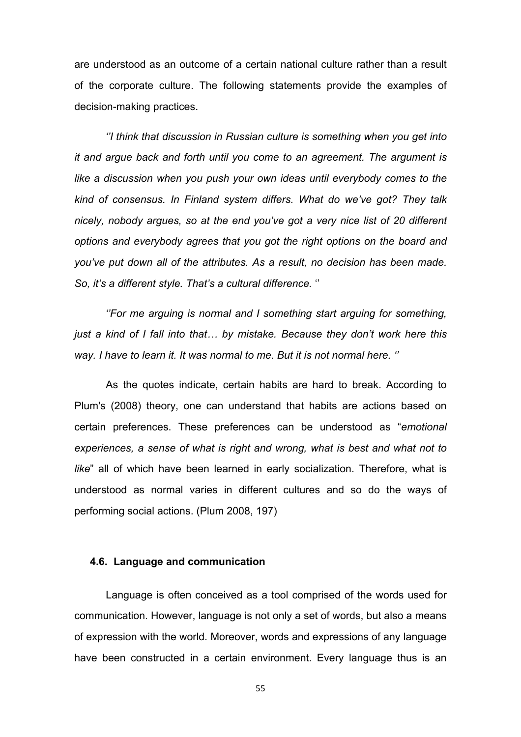are understood as an outcome of a certain national culture rather than a result of the corporate culture. The following statements provide the examples of decision-making practices.

*''I think that discussion in Russian culture is something when you get into it and argue back and forth until you come to an agreement. The argument is like a discussion when you push your own ideas until everybody comes to the kind of consensus. In Finland system differs. What do we've got? They talk nicely, nobody argues, so at the end you've got a very nice list of 20 different options and everybody agrees that you got the right options on the board and you've put down all of the attributes. As a result, no decision has been made. So, it's a different style. That's a cultural difference. ''*

*''For me arguing is normal and I something start arguing for something, just a kind of I fall into that… by mistake. Because they don't work here this way. I have to learn it. It was normal to me. But it is not normal here. ''*

As the quotes indicate, certain habits are hard to break. According to Plum's (2008) theory, one can understand that habits are actions based on certain preferences. These preferences can be understood as "*emotional experiences, a sense of what is right and wrong, what is best and what not to like*" all of which have been learned in early socialization. Therefore, what is understood as normal varies in different cultures and so do the ways of performing social actions. (Plum 2008, 197)

### 4.6. Language and communication

Language is often conceived as a tool comprised of the words used for communication. However, language is not only a set of words, but also a means of expression with the world. Moreover, words and expressions of any language have been constructed in a certain environment. Every language thus is an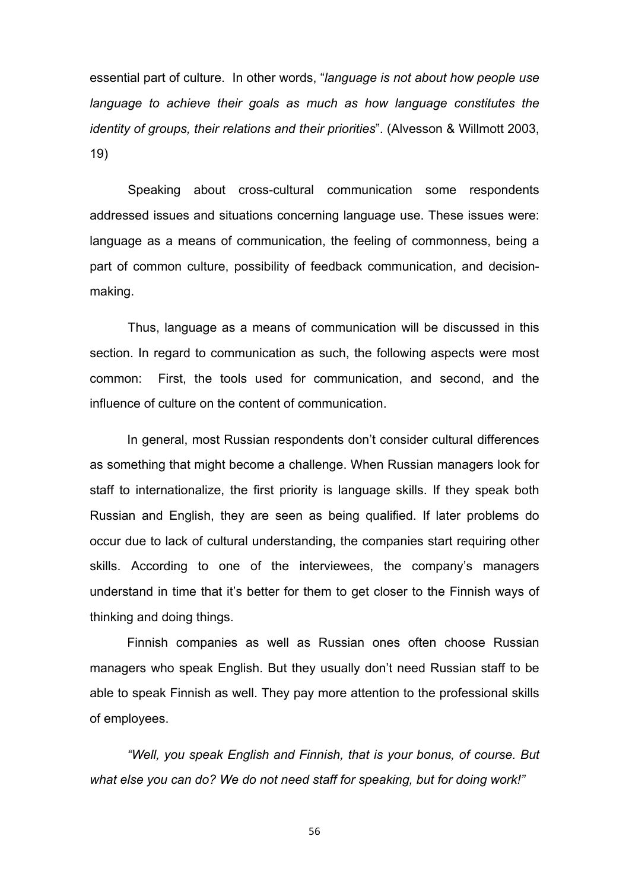essential part of culture. In other words, "*language is not about how people use language to achieve their goals as much as how language constitutes the identity of groups, their relations and their priorities*". (Alvesson & Willmott 2003, 19)

Speaking about cross-cultural communication some respondents addressed issues and situations concerning language use. These issues were: language as a means of communication, the feeling of commonness, being a part of common culture, possibility of feedback communication, and decision-making.

Thus, language as a means of communication will be discussed in this section. In regard to communication as such, the following aspects were most common: First, the tools used for communication, and second, and the influence of culture on the content of communication.

In general, most Russian respondents don't consider cultural differences as something that might become a challenge. When Russian managers look for staff to internationalize, the first priority is language skills. If they speak both Russian and English, they are seen as being qualified. If later problems do occur due to lack of cultural understanding, the companies start requiring other skills. According to one of the interviewees, the company's managers understand in time that it's better for them to get closer to the Finnish ways of thinking and doing things.

Finnish companies as well as Russian ones often choose Russian managers who speak English. But they usually don't need Russian staff to be able to speak Finnish as well. They pay more attention to the professional skills of employees.

*"Well, you speak English and Finnish, that is your bonus, of course. But what else you can do? We do not need staff for speaking, but for doing work!"*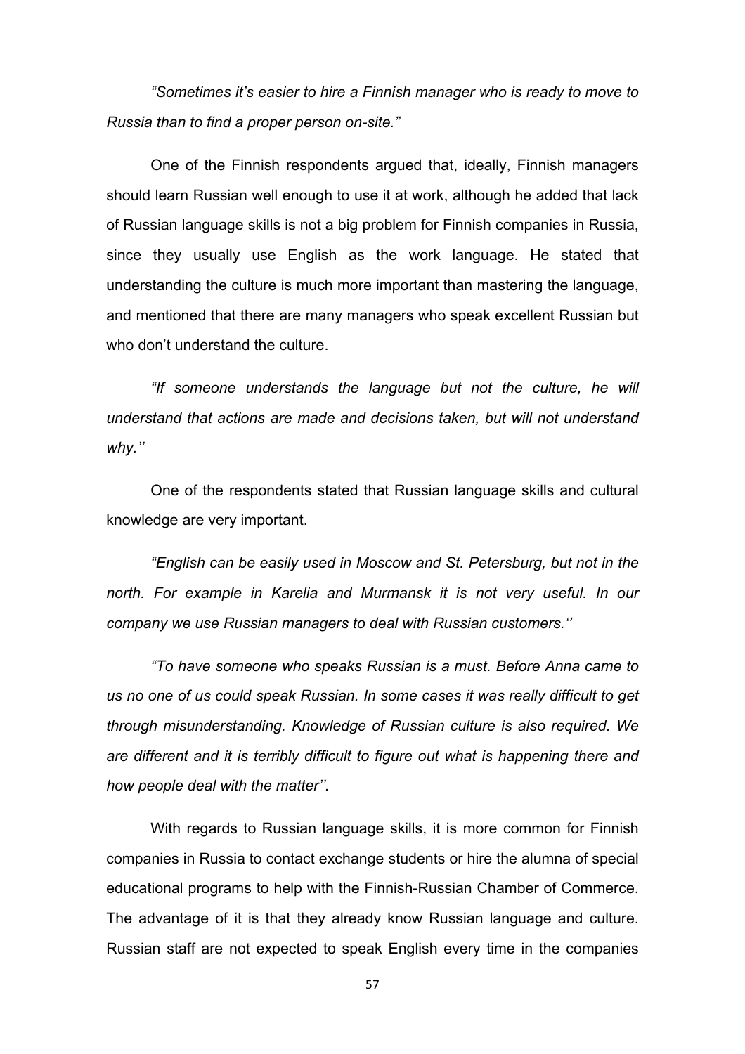*“Sometimes it’s easier to hire a Finnish manager who is ready to move to Russia than to find a proper person on-site.”*

One of the Finnish respondents argued that, ideally, Finnish managers should learn Russian well enough to use it at work, although he added that lack of Russian language skills is not a big problem for Finnish companies in Russia, since they usually use English as the work language. He stated that understanding the culture is much more important than mastering the language, and mentioned that there are many managers who speak excellent Russian but who don’t understand the culture.

*“If someone understands the language but not the culture, he will understand that actions are made and decisions taken, but will not understand why.’’*

One of the respondents stated that Russian language skills and cultural knowledge are very important.

*“English can be easily used in Moscow and St. Petersburg, but not in the north. For example in Karelia and Murmansk it is not very useful. In our company we use Russian managers to deal with Russian customers.‘’*

*“To have someone who speaks Russian is a must. Before Anna came to us no one of us could speak Russian. In some cases it was really difficult to get through misunderstanding. Knowledge of Russian culture is also required. We are different and it is terribly difficult to figure out what is happening there and how people deal with the matter’’*.

With regards to Russian language skills, it is more common for Finnish companies in Russia to contact exchange students or hire the alumna of special educational programs to help with the Finnish-Russian Chamber of Commerce. The advantage of it is that they already know Russian language and culture. Russian staff are not expected to speak English every time in the companies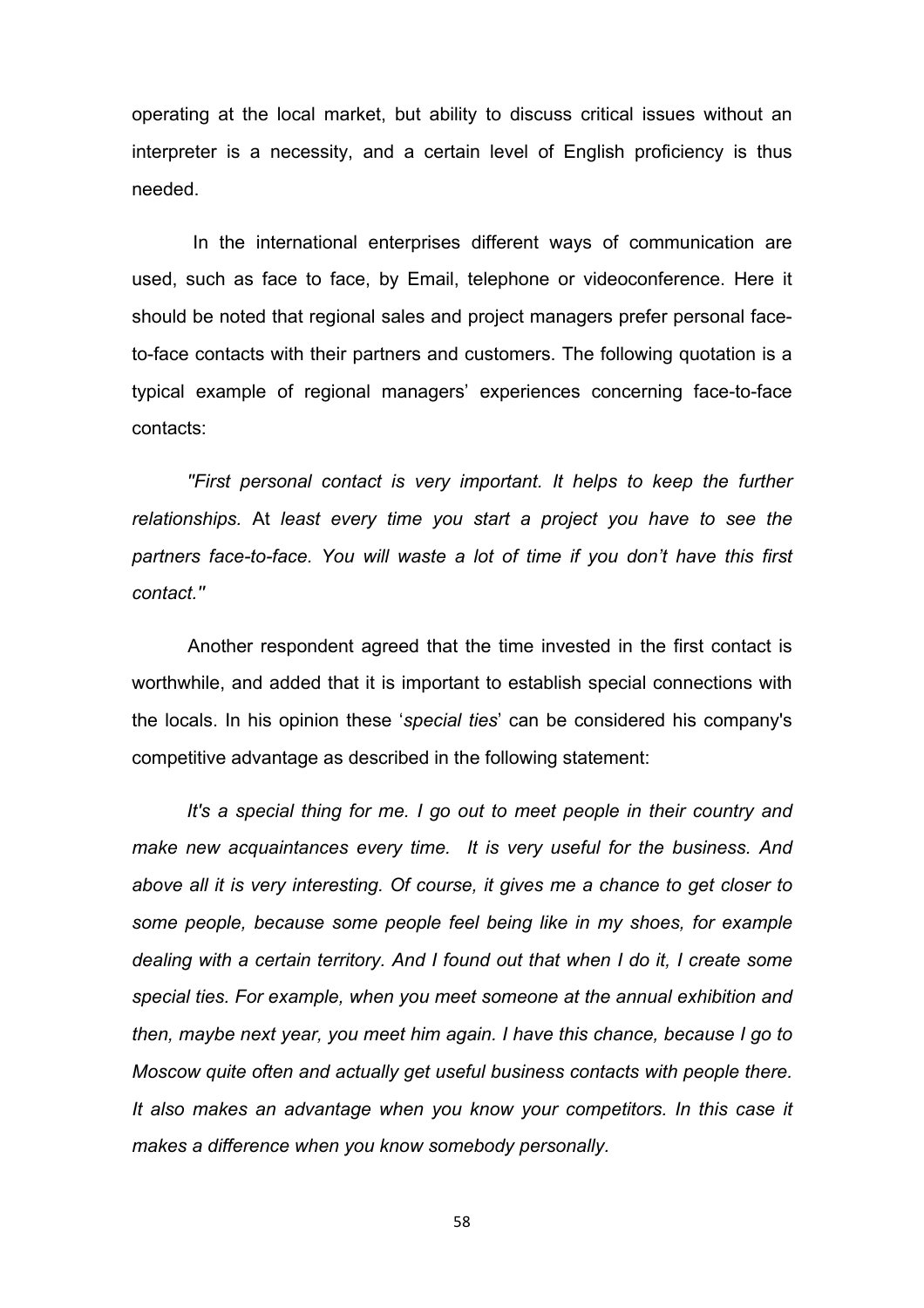operating at the local market, but ability to discuss critical issues without an interpreter is a necessity, and a certain level of English proficiency is thus needed.

In the international enterprises different ways of communication are used, such as face to face, by Email, telephone or videoconference. Here it should be noted that regional sales and project managers prefer personal face-to-face contacts with their partners and customers. The following quotation is a typical example of regional managers' experiences concerning face-to-face contacts:

*"First personal contact is very important. It helps to keep the further relationships.* At *least every time you start a project you have to see the partners face-to-face. You will waste a lot of time if you don't have this first contact."*

Another respondent agreed that the time invested in the first contact is worthwhile, and added that it is important to establish special connections with the locals. In his opinion these '*special ties*' can be considered his company's competitive advantage as described in the following statement:

*It's a special thing for me. I go out to meet people in their country and make new acquaintances every time. It is very useful for the business. And above all it is very interesting. Of course, it gives me a chance to get closer to some people, because some people feel being like in my shoes, for example dealing with a certain territory. And I found out that when I do it, I create some special ties. For example, when you meet someone at the annual exhibition and then, maybe next year, you meet him again. I have this chance, because I go to Moscow quite often and actually get useful business contacts with people there. It also makes an advantage when you know your competitors. In this case it makes a difference when you know somebody personally.*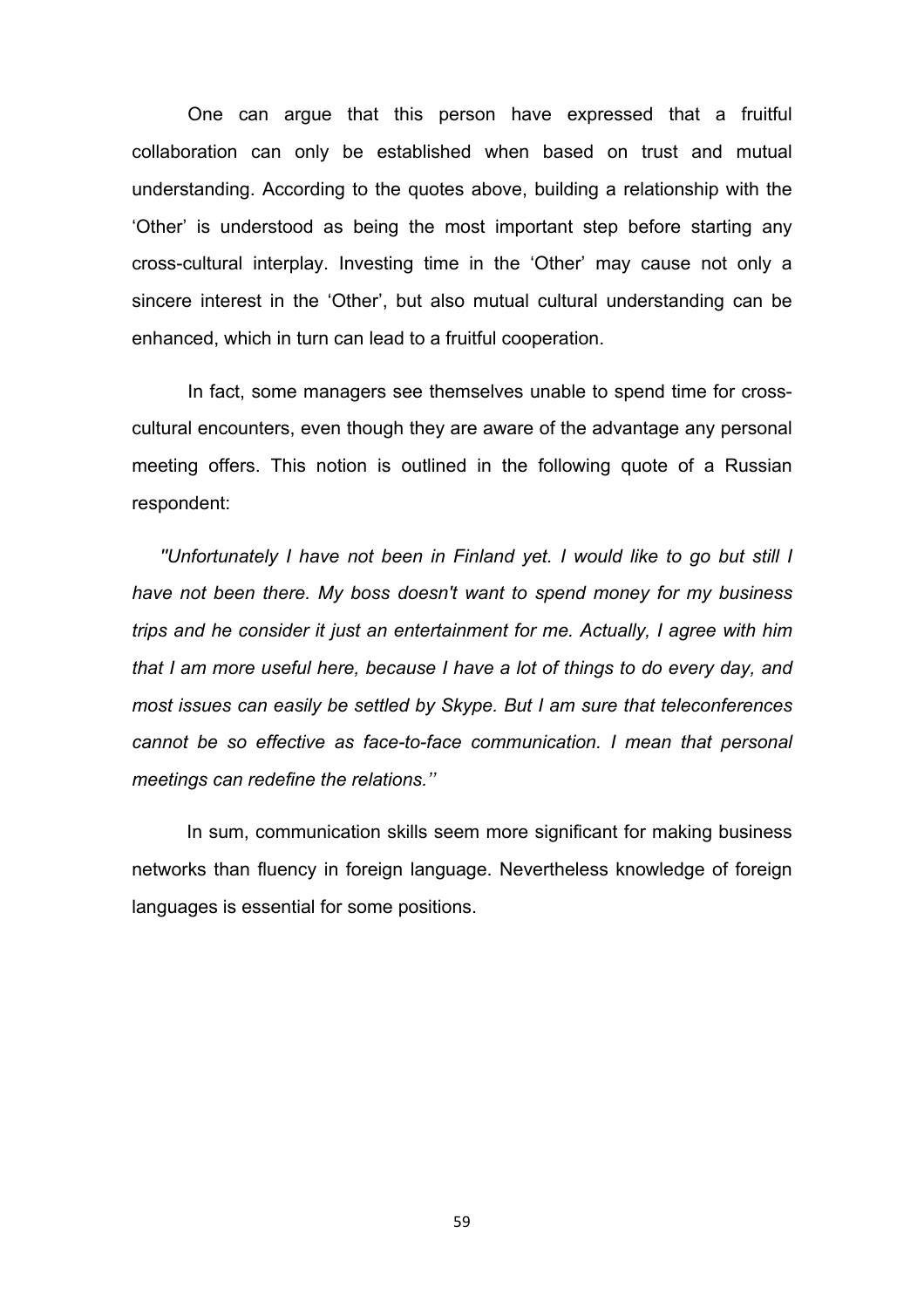One can argue that this person have expressed that a fruitful collaboration can only be established when based on trust and mutual understanding. According to the quotes above, building a relationship with the 'Other' is understood as being the most important step before starting any cross-cultural interplay. Investing time in the 'Other' may cause not only a sincere interest in the 'Other', but also mutual cultural understanding can be enhanced, which in turn can lead to a fruitful cooperation.

In fact, some managers see themselves unable to spend time for cross-cultural encounters, even though they are aware of the advantage any personal meeting offers. This notion is outlined in the following quote of a Russian respondent:

*"Unfortunately I have not been in Finland yet. I would like to go but still I have not been there. My boss doesn't want to spend money for my business trips and he consider it just an entertainment for me. Actually, I agree with him that I am more useful here, because I have a lot of things to do every day, and most issues can easily be settled by Skype. But I am sure that teleconferences cannot be so effective as face-to-face communication. I mean that personal meetings can redefine the relations.''*

In sum, communication skills seem more significant for making business networks than fluency in foreign language. Nevertheless knowledge of foreign languages is essential for some positions.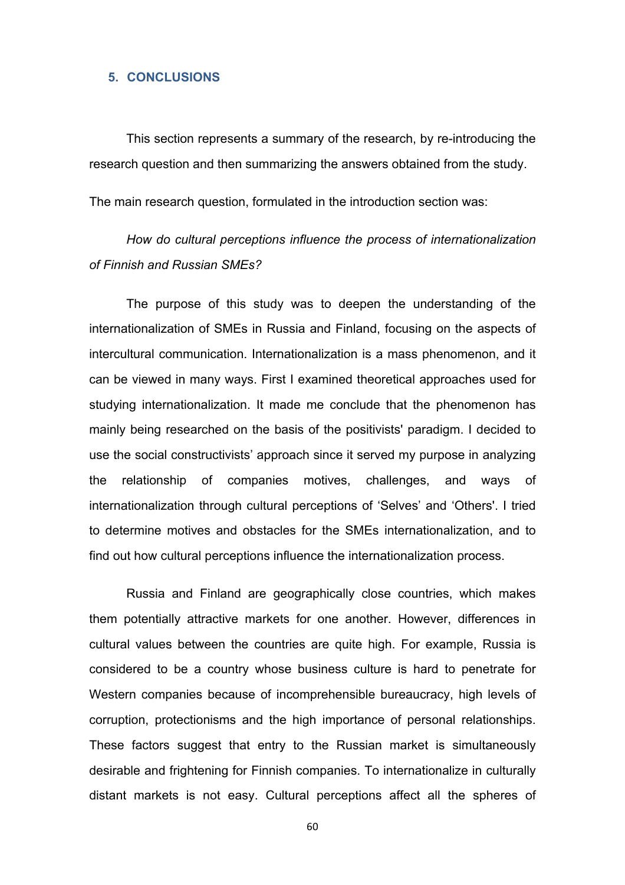## 5. CONCLUSIONS

This section represents a summary of the research, by re-introducing the research question and then summarizing the answers obtained from the study.

The main research question, formulated in the introduction section was:

*How do cultural perceptions influence the process of internationalization of Finnish and Russian SMEs?*

The purpose of this study was to deepen the understanding of the internationalization of SMEs in Russia and Finland, focusing on the aspects of intercultural communication. Internationalization is a mass phenomenon, and it can be viewed in many ways. First I examined theoretical approaches used for studying internationalization. It made me conclude that the phenomenon has mainly being researched on the basis of the positivists' paradigm. I decided to use the social constructivists' approach since it served my purpose in analyzing the relationship of companies motives, challenges, and ways of internationalization through cultural perceptions of 'Selves' and 'Others'. I tried to determine motives and obstacles for the SMEs internationalization, and to find out how cultural perceptions influence the internationalization process.

Russia and Finland are geographically close countries, which makes them potentially attractive markets for one another. However, differences in cultural values between the countries are quite high. For example, Russia is considered to be a country whose business culture is hard to penetrate for Western companies because of incomprehensible bureaucracy, high levels of corruption, protectionisms and the high importance of personal relationships. These factors suggest that entry to the Russian market is simultaneously desirable and frightening for Finnish companies. To internationalize in culturally distant markets is not easy. Cultural perceptions affect all the spheres of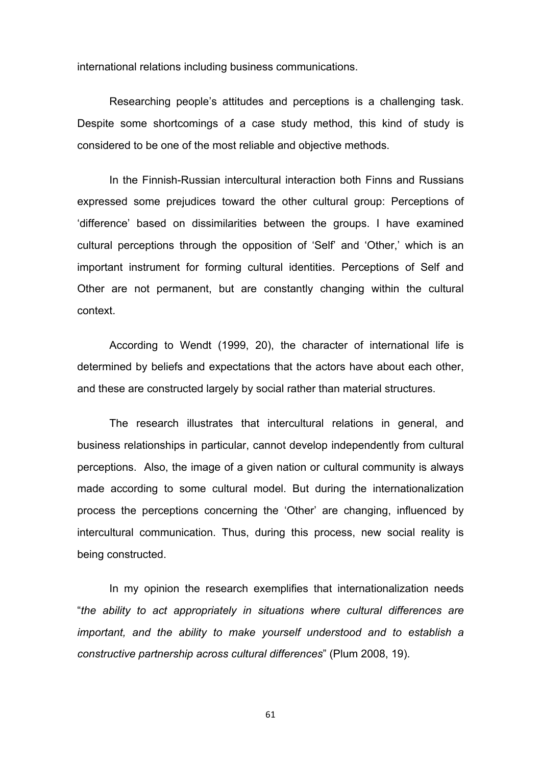international relations including business communications.

Researching people's attitudes and perceptions is a challenging task. Despite some shortcomings of a case study method, this kind of study is considered to be one of the most reliable and objective methods.

In the Finnish-Russian intercultural interaction both Finns and Russians expressed some prejudices toward the other cultural group: Perceptions of 'difference' based on dissimilarities between the groups. I have examined cultural perceptions through the opposition of 'Self' and 'Other,' which is an important instrument for forming cultural identities. Perceptions of Self and Other are not permanent, but are constantly changing within the cultural context.

According to Wendt (1999, 20), the character of international life is determined by beliefs and expectations that the actors have about each other, and these are constructed largely by social rather than material structures.

The research illustrates that intercultural relations in general, and business relationships in particular, cannot develop independently from cultural perceptions. Also, the image of a given nation or cultural community is always made according to some cultural model. But during the internationalization process the perceptions concerning the 'Other' are changing, influenced by intercultural communication. Thus, during this process, new social reality is being constructed.

In my opinion the research exemplifies that internationalization needs "*the ability to act appropriately in situations where cultural differences are important, and the ability to make yourself understood and to establish a constructive partnership across cultural differences*" (Plum 2008, 19).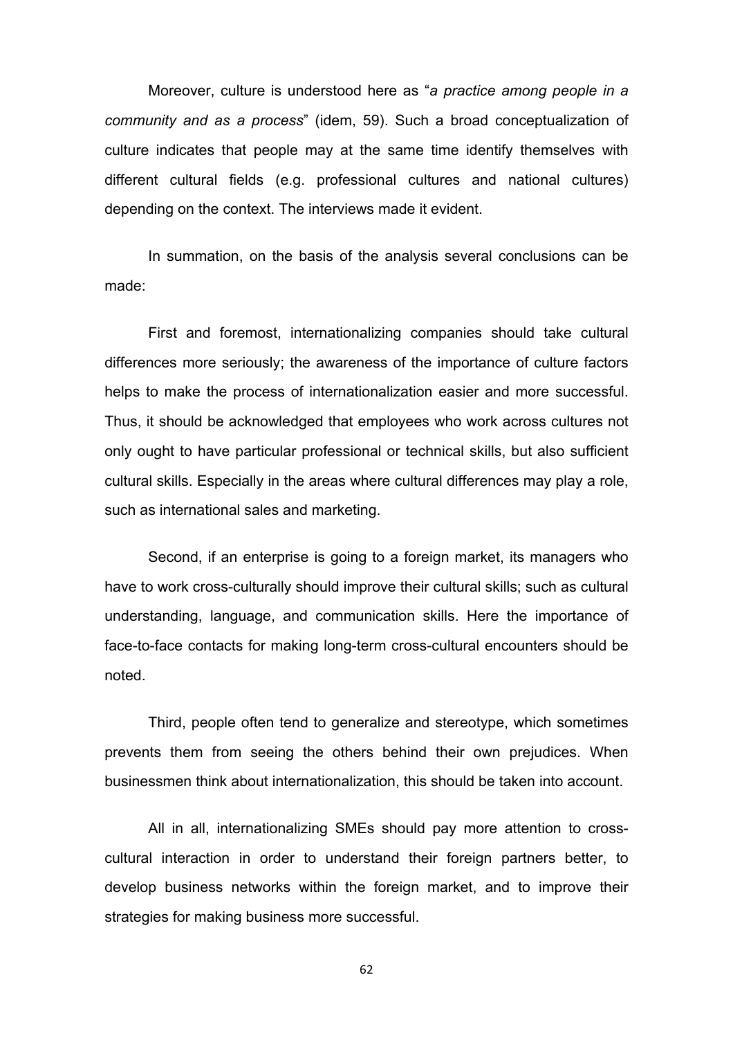Moreover, culture is understood here as "*a practice among people in a community and as a process*" (idem, 59). Such a broad conceptualization of culture indicates that people may at the same time identify themselves with different cultural fields (e.g. professional cultures and national cultures) depending on the context. The interviews made it evident.

In summation, on the basis of the analysis several conclusions can be made:

First and foremost, internationalizing companies should take cultural differences more seriously; the awareness of the importance of culture factors helps to make the process of internationalization easier and more successful. Thus, it should be acknowledged that employees who work across cultures not only ought to have particular professional or technical skills, but also sufficient cultural skills. Especially in the areas where cultural differences may play a role, such as international sales and marketing.

Second, if an enterprise is going to a foreign market, its managers who have to work cross-culturally should improve their cultural skills; such as cultural understanding, language, and communication skills. Here the importance of face-to-face contacts for making long-term cross-cultural encounters should be noted.

Third, people often tend to generalize and stereotype, which sometimes prevents them from seeing the others behind their own prejudices. When businessmen think about internationalization, this should be taken into account.

All in all, internationalizing SMEs should pay more attention to cross-cultural interaction in order to understand their foreign partners better, to develop business networks within the foreign market, and to improve their strategies for making business more successful.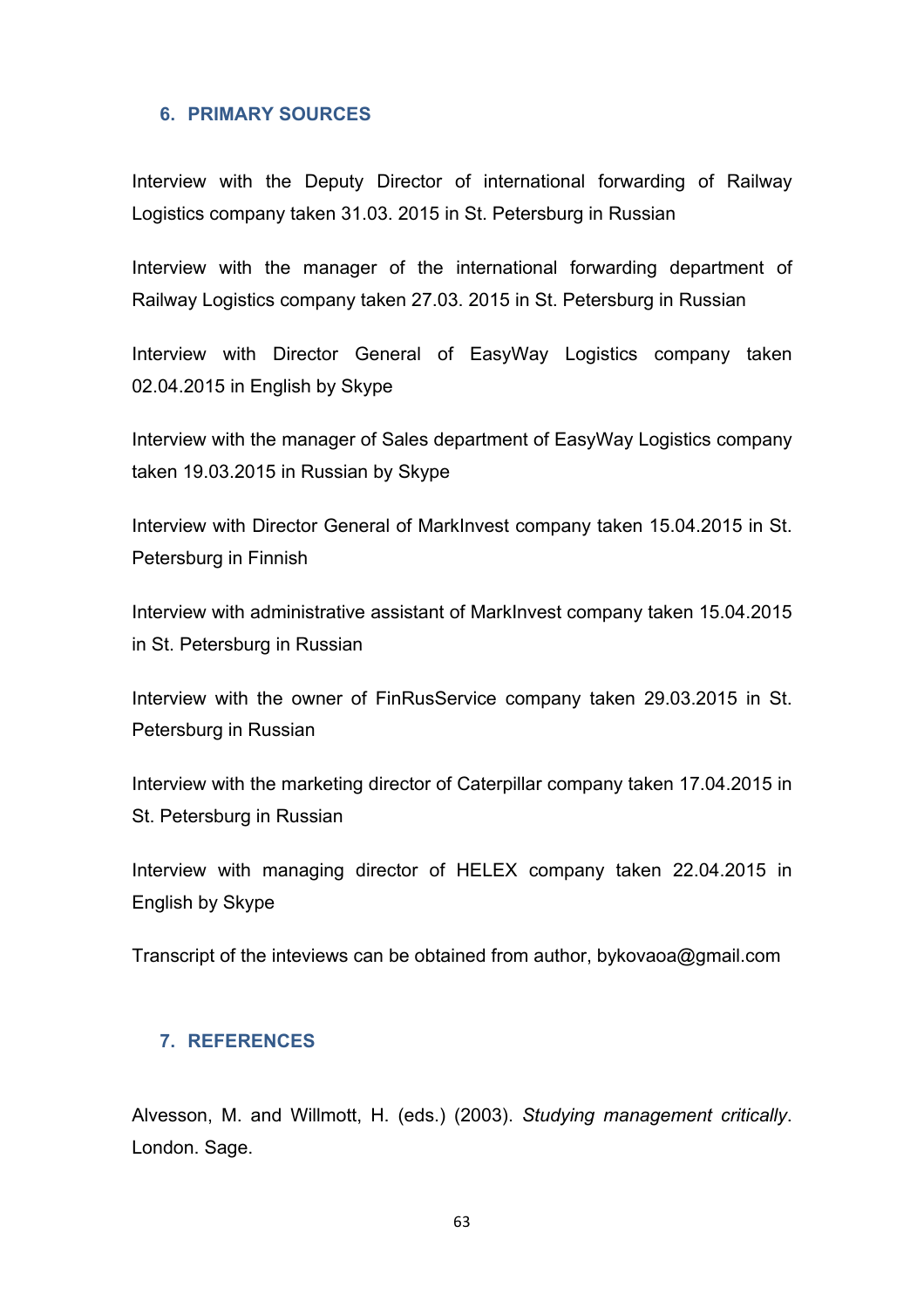## 6. PRIMARY SOURCES

Interview with the Deputy Director of international forwarding of Railway Logistics company taken 31.03. 2015 in St. Petersburg in Russian

Interview with the manager of the international forwarding department of Railway Logistics company taken 27.03. 2015 in St. Petersburg in Russian

Interview with Director General of EasyWay Logistics company taken 02.04.2015 in English by Skype

Interview with the manager of Sales department of EasyWay Logistics company taken 19.03.2015 in Russian by Skype

Interview with Director General of MarkInvest company taken 15.04.2015 in St. Petersburg in Finnish

Interview with administrative assistant of MarkInvest company taken 15.04.2015 in St. Petersburg in Russian

Interview with the owner of FinRusService company taken 29.03.2015 in St. Petersburg in Russian

Interview with the marketing director of Caterpillar company taken 17.04.2015 in St. Petersburg in Russian

Interview with managing director of HELEX company taken 22.04.2015 in English by Skype

Transcript of the inteviews can be obtained from author, bykovaoa@gmail.com

## 7. REFERENCES

Alvesson, M. and Willmott, H. (eds.) (2003). *Studying management critically*. London. Sage.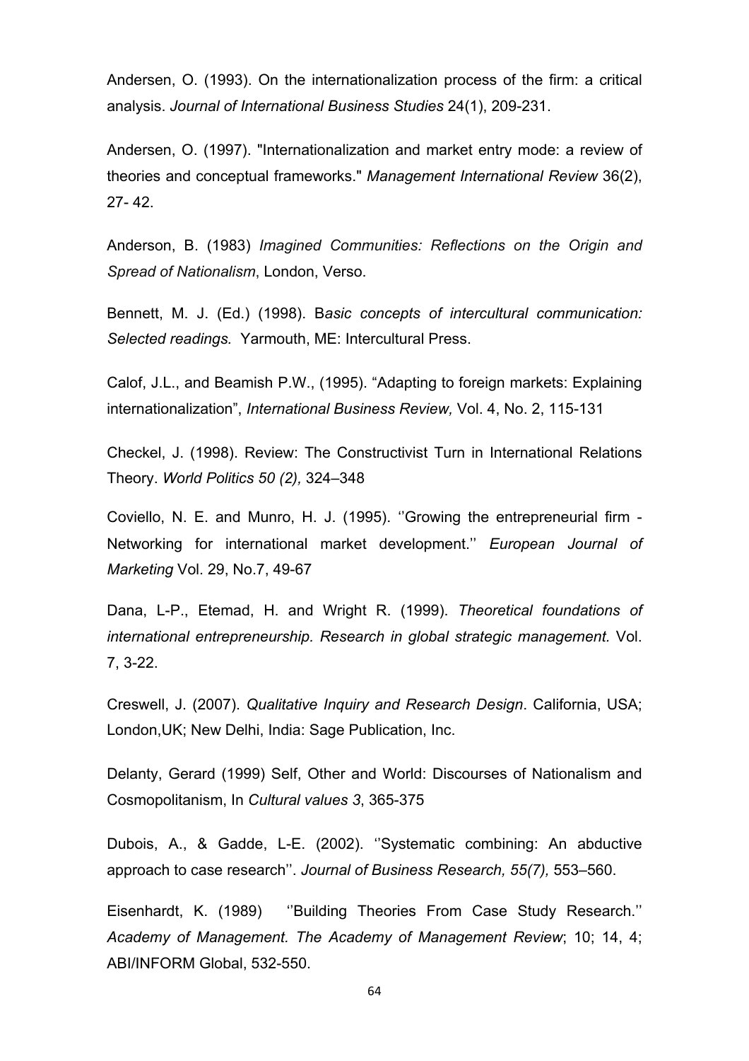Andersen, O. (1993). On the internationalization process of the firm: a critical analysis. *Journal of International Business Studies* 24(1), 209-231.

Andersen, O. (1997). "Internationalization and market entry mode: a review of theories and conceptual frameworks." *Management International Review* 36(2), 27- 42.

Anderson, B. (1983) *Imagined Communities: Reflections on the Origin and Spread of Nationalism*, London, Verso.

Bennett, M. J. (Ed.) (1998). B*asic concepts of intercultural communication: Selected readings.* Yarmouth, ME: Intercultural Press.

Calof, J.L., and Beamish P.W., (1995). "Adapting to foreign markets: Explaining internationalization", *International Business Review,* Vol. 4, No. 2, 115-131

Checkel, J. (1998). Review: The Constructivist Turn in International Relations Theory. *World Politics 50 (2),* 324–348

Coviello, N. E. and Munro, H. J. (1995). ''Growing the entrepreneurial firm - Networking for international market development.'' *European Journal of Marketing* Vol. 29, No.7, 49-67

Dana, L-P., Etemad, H. and Wright R. (1999). *Theoretical foundations of international entrepreneurship. Research in global strategic management.* Vol. 7, 3-22.

Creswell, J. (2007). *Qualitative Inquiry and Research Design*. California, USA; London,UK; New Delhi, India: Sage Publication, Inc.

Delanty, Gerard (1999) Self, Other and World: Discourses of Nationalism and Cosmopolitanism, In *Cultural values 3*, 365-375

Dubois, A., & Gadde, L-E. (2002). ''Systematic combining: An abductive approach to case research''. *Journal of Business Research, 55(7),* 553–560.

Eisenhardt, K. (1989) ''Building Theories From Case Study Research.'' *Academy of Management. The Academy of Management Review*; 10; 14, 4; ABI/INFORM Global, 532-550.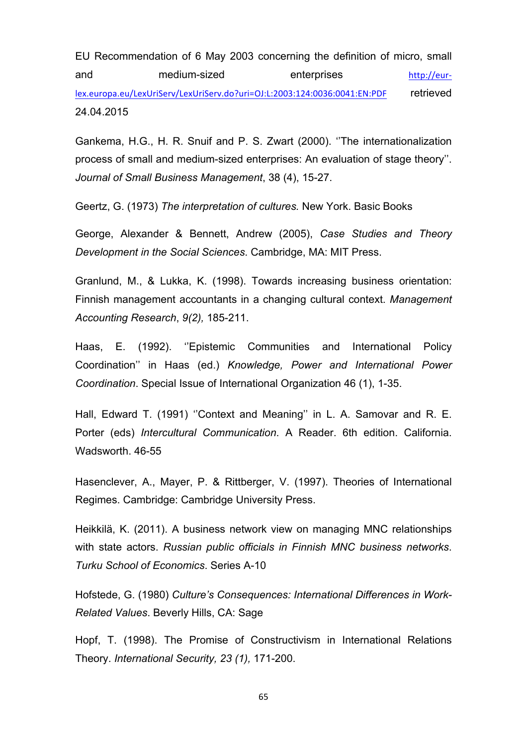EU Recommendation of 6 May 2003 concerning the definition of micro, small and medium-sized enterprises http://eur-lex.europa.eu/LexUriServ/LexUriServ.do?uri=OJ:L:2003:124:0036:0041:EN:PDF retrieved 24.04.2015

Gankema, H.G., H. R. Snuif and P. S. Zwart (2000). ''The internationalization process of small and medium-sized enterprises: An evaluation of stage theory''. *Journal of Small Business Management*, 38 (4), 15-27.

Geertz, G. (1973) *The interpretation of cultures.* New York. Basic Books

George, Alexander & Bennett, Andrew (2005), *Case Studies and Theory Development in the Social Sciences*. Cambridge, MA: MIT Press.

Granlund, M., & Lukka, K. (1998). Towards increasing business orientation: Finnish management accountants in a changing cultural context. *Management Accounting Research*, *9(2),* 185-211.

Haas, E. (1992). ''Epistemic Communities and International Policy Coordination'' in Haas (ed.) *Knowledge, Power and International Power Coordination*. Special Issue of International Organization 46 (1), 1-35.

Hall, Edward T. (1991) ''Context and Meaning'' in L. A. Samovar and R. E. Porter (eds) *Intercultural Communication*. A Reader. 6th edition. California. Wadsworth. 46-55

Hasenclever, A., Mayer, P. & Rittberger, V. (1997). Theories of International Regimes. Cambridge: Cambridge University Press.

Heikkilä, K. (2011). A business network view on managing MNC relationships with state actors. *Russian public officials in Finnish MNC business networks*. *Turku School of Economics*. Series A-10

Hofstede, G. (1980) *Culture's Consequences: International Differences in Work-Related Values*. Beverly Hills, CA: Sage

Hopf, T. (1998). The Promise of Constructivism in International Relations Theory. *International Security, 23 (1),* 171-200.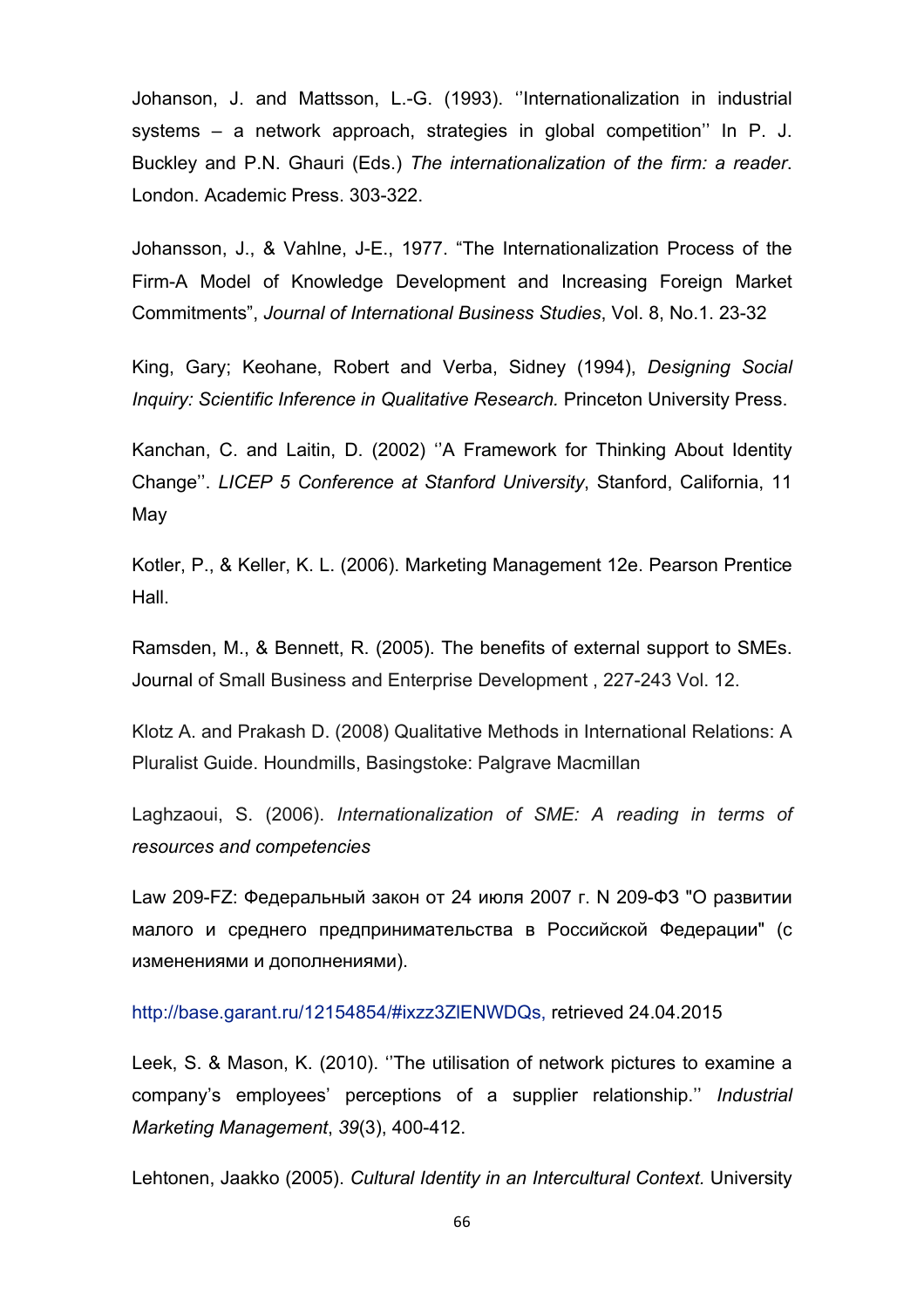Johanson, J. and Mattsson, L.-G. (1993). ''Internationalization in industrial systems – a network approach, strategies in global competition'' In P. J. Buckley and P.N. Ghauri (Eds.) *The internationalization of the firm: a reader*. London. Academic Press. 303-322.

Johansson, J., & Vahlne, J-E., 1977. "The Internationalization Process of the Firm-A Model of Knowledge Development and Increasing Foreign Market Commitments", *Journal of International Business Studies*, Vol. 8, No.1. 23-32

King, Gary; Keohane, Robert and Verba, Sidney (1994), *Designing Social Inquiry: Scientific Inference in Qualitative Research.* Princeton University Press.

Kanchan, C. and Laitin, D. (2002) ''A Framework for Thinking About Identity Change''. *LICEP 5 Conference at Stanford University*, Stanford, California, 11 May

Kotler, P., & Keller, K. L. (2006). Marketing Management 12e. Pearson Prentice Hall.

Ramsden, M., & Bennett, R. (2005). The benefits of external support to SMEs. Journal of Small Business and Enterprise Development , 227-243 Vol. 12.

Klotz A. and Prakash D. (2008) Qualitative Methods in International Relations: A Pluralist Guide. Houndmills, Basingstoke: Palgrave Macmillan

Laghzaoui, S. (2006). *Internationalization of SME: A reading in terms of resources and competencies*

Law 209-FZ: Федеральный закон от 24 июля 2007 г. N 209-ФЗ "О развитии малого и среднего предпринимательства в Российской Федерации" (с изменениями и дополнениями).

http://base.garant.ru/12154854/#ixzz3ZlENWDQs, retrieved 24.04.2015

Leek, S. & Mason, K. (2010). ''The utilisation of network pictures to examine a company's employees' perceptions of a supplier relationship.'' *Industrial Marketing Management*, *39*(3), 400-412.

Lehtonen, Jaakko (2005). *Cultural Identity in an Intercultural Context.* University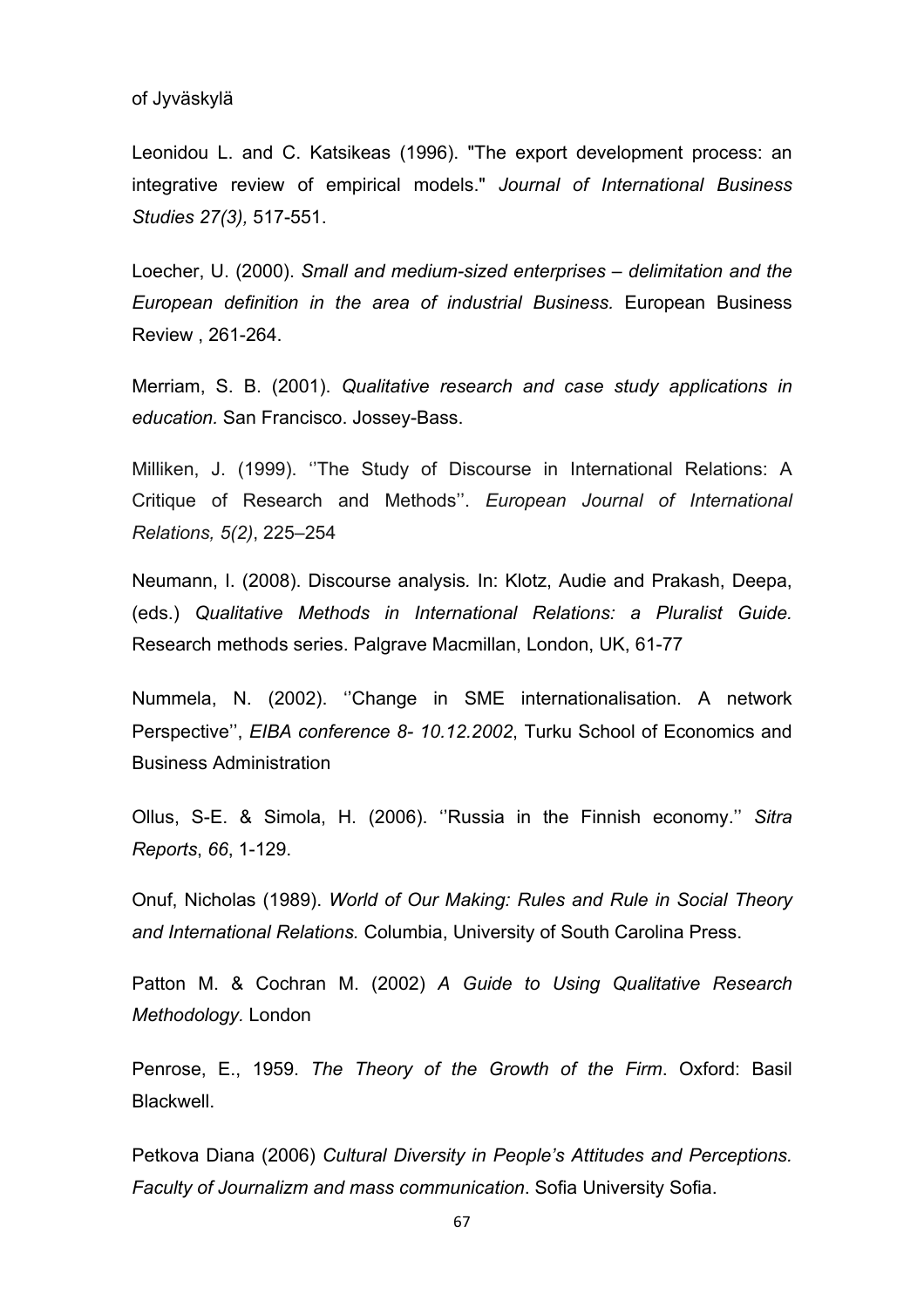of Jyväskylä

Leonidou L. and C. Katsikeas (1996). "The export development process: an integrative review of empirical models." *Journal of International Business Studies 27(3),* 517-551.

Loecher, U. (2000). *Small and medium-sized enterprises – delimitation and the European definition in the area of industrial Business.* European Business Review , 261-264.

Merriam, S. B. (2001). *Qualitative research and case study applications in education.* San Francisco. Jossey-Bass.

Milliken, J. (1999). ''The Study of Discourse in International Relations: A Critique of Research and Methods''. *European Journal of International Relations, 5(2)*, 225–254

Neumann, I. (2008). Discourse analysis*.* In: Klotz, Audie and Prakash, Deepa, (eds.) *Qualitative Methods in International Relations: a Pluralist Guide.* Research methods series. Palgrave Macmillan, London, UK, 61-77

Nummela, N. (2002). ''Change in SME internationalisation. A network Perspective'', *EIBA conference 8- 10.12.2002*, Turku School of Economics and Business Administration

Ollus, S-E. & Simola, H. (2006). ''Russia in the Finnish economy.'' *Sitra Reports*, *66*, 1-129.

Onuf, Nicholas (1989). *World of Our Making: Rules and Rule in Social Theory and International Relations.* Columbia, University of South Carolina Press.

Patton M. & Cochran M. (2002) *A Guide to Using Qualitative Research Methodology.* London

Penrose, E., 1959. *The Theory of the Growth of the Firm*. Oxford: Basil Blackwell.

Petkova Diana (2006) *Cultural Diversity in People's Attitudes and Perceptions. Faculty of Journalizm and mass communication*. Sofia University Sofia.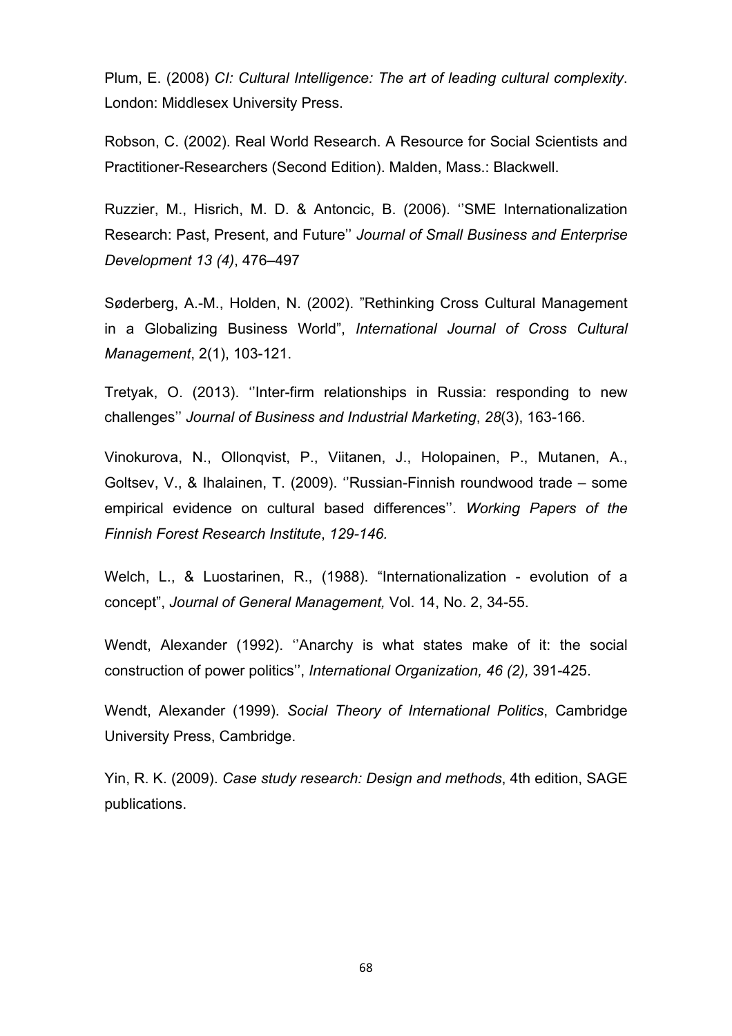Plum, E. (2008) *CI: Cultural Intelligence: The art of leading cultural complexity*. London: Middlesex University Press.

Robson, C. (2002). Real World Research. A Resource for Social Scientists and Practitioner-Researchers (Second Edition). Malden, Mass.: Blackwell.

Ruzzier, M., Hisrich, M. D. & Antoncic, B. (2006). ''SME Internationalization Research: Past, Present, and Future'' *Journal of Small Business and Enterprise Development 13 (4)*, 476–497

Søderberg, A.-M., Holden, N. (2002). "Rethinking Cross Cultural Management in a Globalizing Business World", *International Journal of Cross Cultural Management*, 2(1), 103-121.

Tretyak, O. (2013). ''Inter-firm relationships in Russia: responding to new challenges'' *Journal of Business and Industrial Marketing*, *28*(3), 163-166.

Vinokurova, N., Ollonqvist, P., Viitanen, J., Holopainen, P., Mutanen, A., Goltsev, V., & Ihalainen, T. (2009). ''Russian-Finnish roundwood trade – some empirical evidence on cultural based differences''. *Working Papers of the Finnish Forest Research Institute*, *129-146.*

Welch, L., & Luostarinen, R., (1988). "Internationalization - evolution of a concept", *Journal of General Management,* Vol. 14, No. 2, 34-55.

Wendt, Alexander (1992). ''Anarchy is what states make of it: the social construction of power politics'', *International Organization, 46 (2),* 391-425.

Wendt, Alexander (1999). *Social Theory of International Politics*, Cambridge University Press, Cambridge.

Yin, R. K. (2009). *Case study research: Design and methods*, 4th edition, SAGE publications.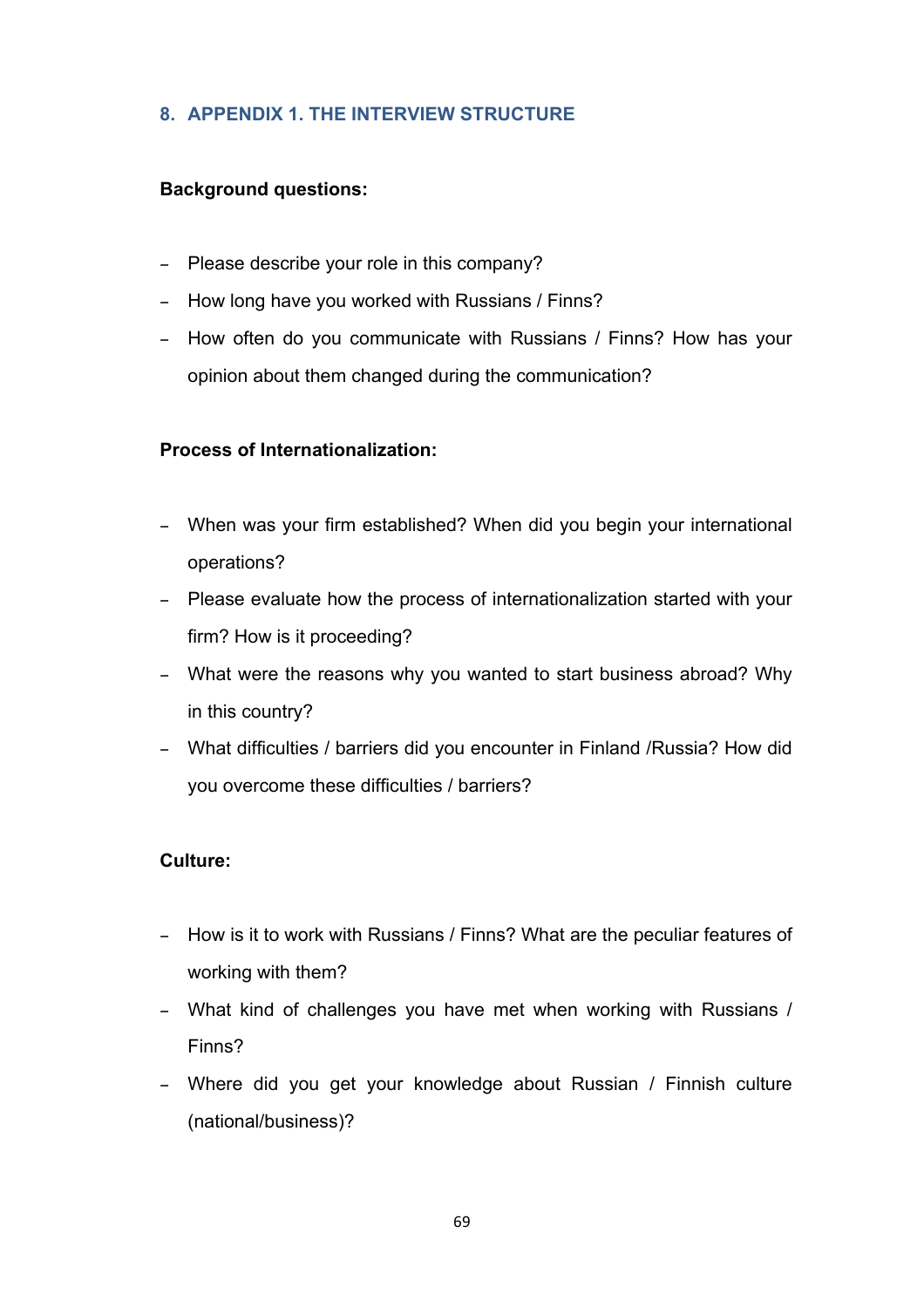## 8. APPENDIX 1. THE INTERVIEW STRUCTURE

**Background questions:**

- Please describe your role in this company?
- How long have you worked with Russians / Finns?
- How often do you communicate with Russians / Finns? How has your opinion about them changed during the communication?

**Process of Internationalization:**

- When was your firm established? When did you begin your international operations?
- Please evaluate how the process of internationalization started with your firm? How is it proceeding?
- What were the reasons why you wanted to start business abroad? Why in this country?
- What difficulties / barriers did you encounter in Finland /Russia? How did you overcome these difficulties / barriers?

**Culture:**

- How is it to work with Russians / Finns? What are the peculiar features of working with them?
- What kind of challenges you have met when working with Russians / Finns?
- Where did you get your knowledge about Russian / Finnish culture (national/business)?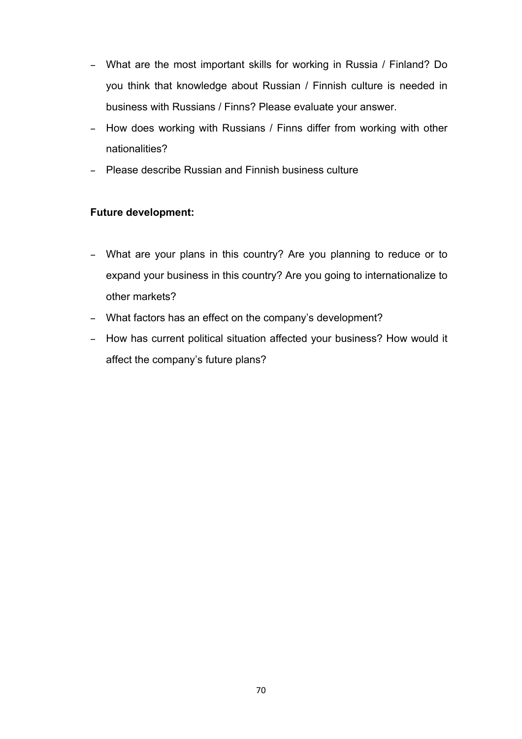- What are the most important skills for working in Russia / Finland? Do you think that knowledge about Russian / Finnish culture is needed in business with Russians / Finns? Please evaluate your answer.
- How does working with Russians / Finns differ from working with other nationalities?
- Please describe Russian and Finnish business culture

**Future development:**

- What are your plans in this country? Are you planning to reduce or to expand your business in this country? Are you going to internationalize to other markets?
- What factors has an effect on the company's development?
- How has current political situation affected your business? How would it affect the company's future plans?